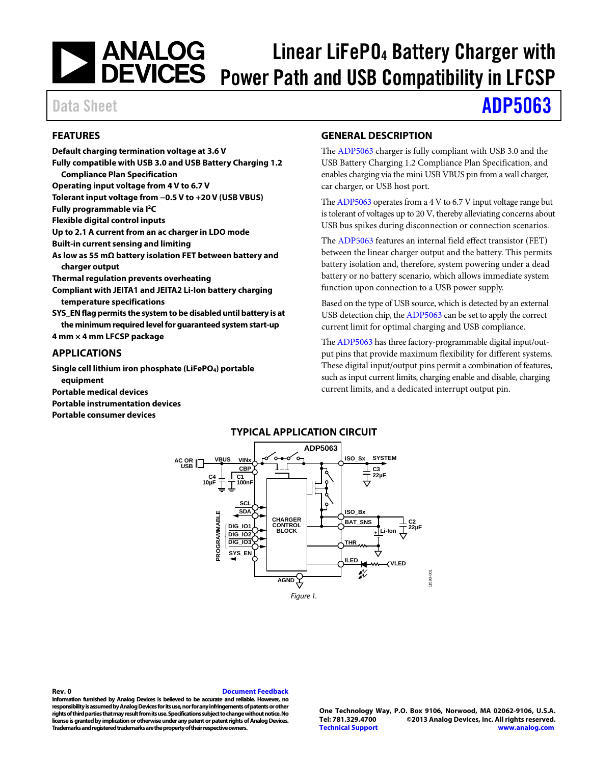# Linear $LiFePO_4$ Battery Charger with Power Path and USB Compatibility in LFCSP

Data Sheet **ADP5063**

## FEATURES

**Default charging termination voltage at 3.6 V**
**Fully compatible with USB 3.0 and USB Battery Charging 1.2 Compliance Plan Specification**
**Operating input voltage from 4 V to 6.7 V**
**Tolerant input voltage from −0.5 V to +20 V (USB VBUS)**
**Fully programmable via I²C**
**Flexible digital control inputs**
**Up to 2.1 A current from an ac charger in LDO mode**
**Built-in current sensing and limiting**
**As low as 55 mΩ battery isolation FET between battery and charger output**
**Thermal regulation prevents overheating**
**Compliant with JEITA1 and JEITA2 Li-Ion battery charging temperature specifications**
**SYS_EN flag permits the system to be disabled until battery is at the minimum required level for guaranteed system start-up**
**4 mm × 4 mm LFCSP package**

## APPLICATIONS

**Single cell lithium iron phosphate ($LiFePO_4$) portable equipment**
**Portable medical devices**
**Portable instrumentation devices**
**Portable consumer devices**

## GENERAL DESCRIPTION

The ADP5063 charger is fully compliant with USB 3.0 and the USB Battery Charging 1.2 Compliance Plan Specification, and enables charging via the mini USB VBUS pin from a wall charger, car charger, or USB host port.

The ADP5063 operates from a 4 V to 6.7 V input voltage range but is tolerant of voltages up to 20 V, thereby alleviating concerns about USB bus spikes during disconnection or connection scenarios.

The ADP5063 features an internal field effect transistor (FET) between the linear charger output and the battery. This permits battery isolation and, therefore, system powering under a dead battery or no battery scenario, which allows immediate system function upon connection to a USB power supply.

Based on the type of USB source, which is detected by an external USB detection chip, the ADP5063 can be set to apply the correct current limit for optimal charging and USB compliance.

The ADP5063 has three factory-programmable digital input/output pins that provide maximum flexibility for different systems. These digital input/output pins permit a combination of features, such as input current limits, charging enable and disable, charging current limits, and a dedicated interrupt output pin.

## TYPICAL APPLICATION CIRCUIT

Figure 1.

**Rev. 0** Document Feedback

**Information furnished by Analog Devices is believed to be accurate and reliable. However, no responsibility is assumed by Analog Devices for its use, nor for any infringements of patents or other rights of third parties that may result from its use. Specifications subject to change without notice. No license is granted by implication or otherwise under any patent or patent rights of Analog Devices. Trademarks and registered trademarks are the property of their respective owners.**

**One Technology Way, P.O. Box 9106, Norwood, MA 02062-9106, U.S.A.**
**Tel: 781.329.4700 ©2013 Analog Devices, Inc. All rights reserved.**
**Technical Support www.analog.com**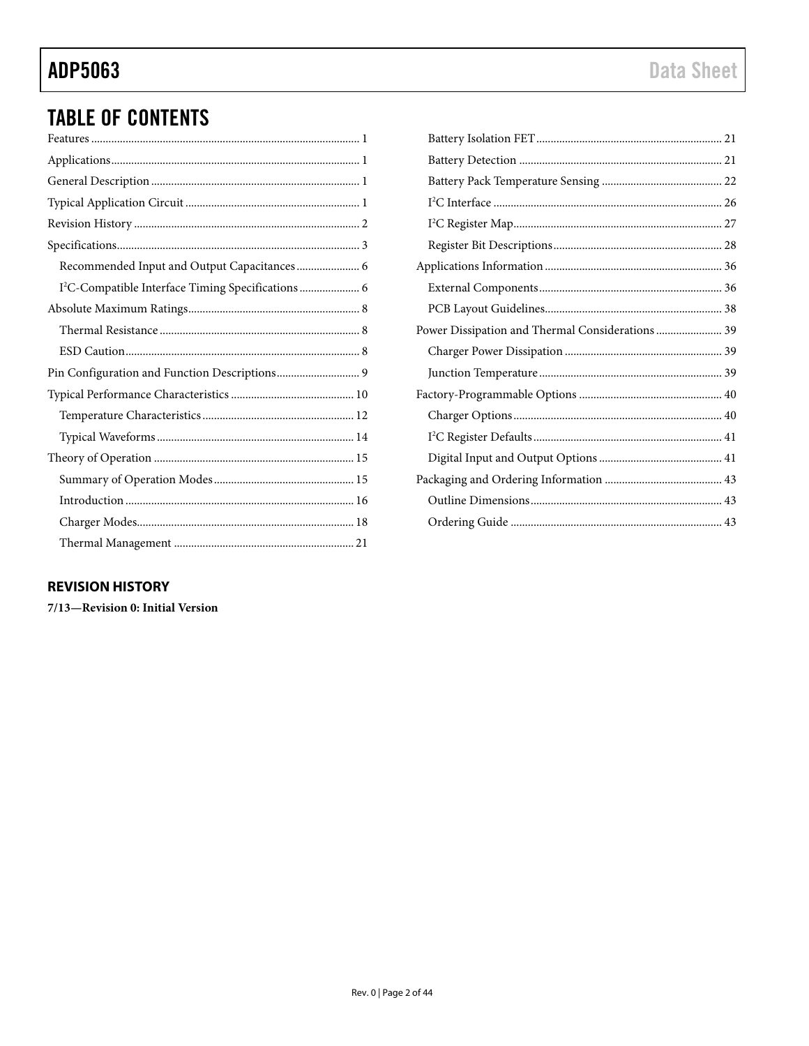# TABLE OF CONTENTS

- Features ... 1
- Applications ... 1
- General Description ... 1
- Typical Application Circuit ... 1
- Revision History ... 2
- Specifications ... 3
  - Recommended Input and Output Capacitances ... 6
  - $I^2C$-Compatible Interface Timing Specifications ... 6
- Absolute Maximum Ratings ... 8
  - Thermal Resistance ... 8
  - ESD Caution ... 8
- Pin Configuration and Function Descriptions ... 9
- Typical Performance Characteristics ... 10
  - Temperature Characteristics ... 12
  - Typical Waveforms ... 14
- Theory of Operation ... 15
  - Summary of Operation Modes ... 15
  - Introduction ... 16
  - Charger Modes ... 18
  - Thermal Management ... 21
  - Battery Isolation FET ... 21
  - Battery Detection ... 21
  - Battery Pack Temperature Sensing ... 22
  - $I^2C$ Interface ... 26
  - $I^2C$ Register Map ... 27
  - Register Bit Descriptions ... 28
- Applications Information ... 36
  - External Components ... 36
  - PCB Layout Guidelines ... 38
- Power Dissipation and Thermal Considerations ... 39
  - Charger Power Dissipation ... 39
  - Junction Temperature ... 39
- Factory-Programmable Options ... 40
  - Charger Options ... 40
  - $I^2C$ Register Defaults ... 41
  - Digital Input and Output Options ... 41
- Packaging and Ordering Information ... 43
  - Outline Dimensions ... 43
  - Ordering Guide ... 43

## REVISION HISTORY

**7/13—Revision 0: Initial Version**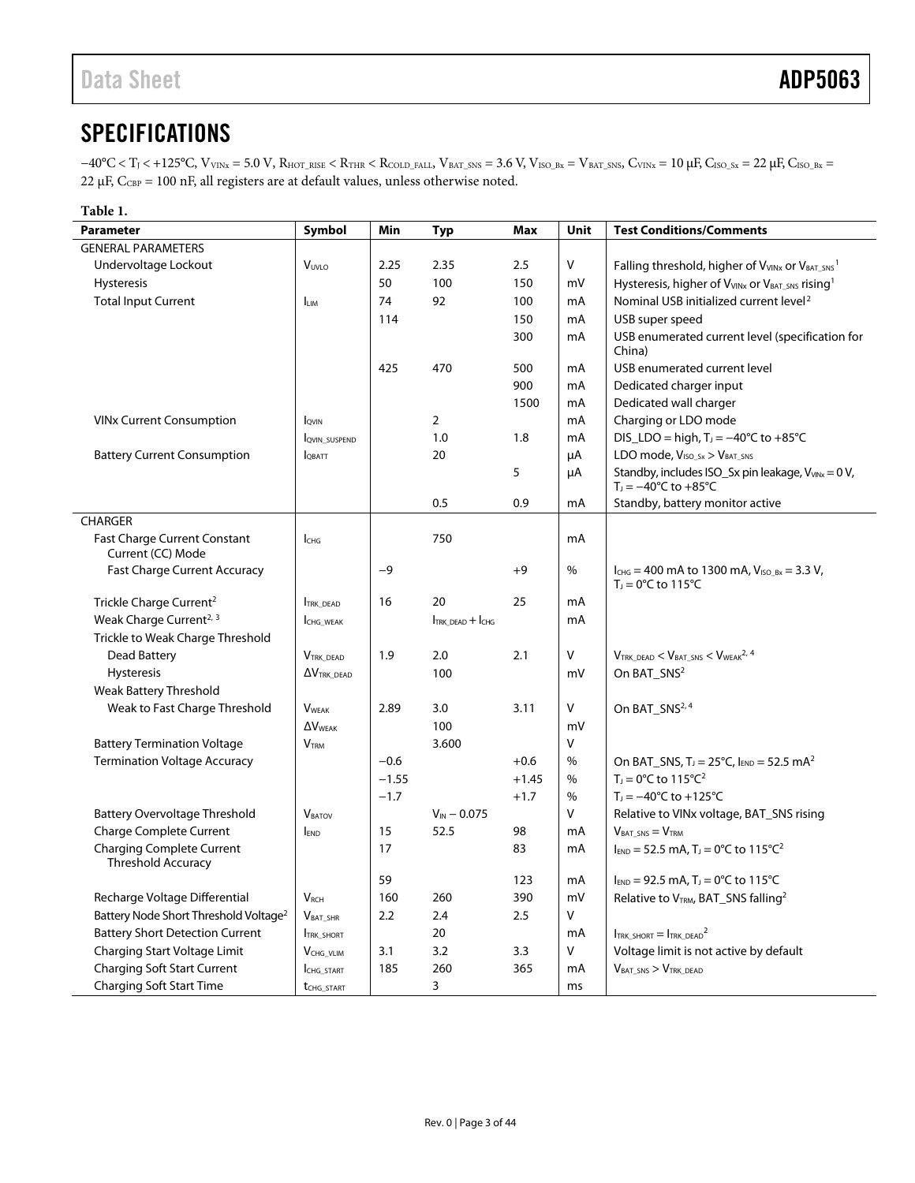# SPECIFICATIONS

$-40°C < T_J < +125°C$, $V_{VINx} = 5.0$ V, $R_{HOT\_RISE} < R_{THR} < R_{COLD\_FALL}$, $V_{BAT\_SNS} = 3.6$ V, $V_{ISO\_Bx} = V_{BAT\_SNS}$, $C_{VINx} = 10$ μF, $C_{ISO\_Sx} = 22$ μF, $C_{ISO\_Bx} = 22$ μF, $C_{CBP} = 100$ nF, all registers are at default values, unless otherwise noted.

**Table 1.**

| Parameter | Symbol | Min | Typ | Max | Unit | Test Conditions/Comments |
|---|---|---|---|---|---|---|
| GENERAL PARAMETERS | | | | | | |
| Undervoltage Lockout | $V_{UVLO}$ | 2.25 | 2.35 | 2.5 | V | Falling threshold, higher of $V_{VINx}$ or $V_{BAT\_SNS}$[1] |
| Hysteresis | | 50 | 100 | 150 | mV | Hysteresis, higher of $V_{VINx}$ or $V_{BAT\_SNS}$ rising[1] |
| Total Input Current | $I_{LIM}$ | 74 | 92 | 100 | mA | Nominal USB initialized current level[2] |
| | | 114 | | 150 | mA | USB super speed |
| | | | | 300 | mA | USB enumerated current level (specification for China) |
| | | 425 | 470 | 500 | mA | USB enumerated current level |
| | | | | 900 | mA | Dedicated charger input |
| | | | | 1500 | mA | Dedicated wall charger |
| VINx Current Consumption | $I_{QVIN}$ | | 2 | | mA | Charging or LDO mode |
| | $I_{QVIN\_SUSPEND}$ | | 1.0 | 1.8 | mA | DIS_LDO = high, $T_J = -40°C$ to $+85°C$ |
| Battery Current Consumption | $I_{QBATT}$ | | 20 | | μA | LDO mode, $V_{ISO\_Sx} > V_{BAT\_SNS}$ |
| | | | | 5 | μA | Standby, includes ISO_Sx pin leakage, $V_{VINx} = 0$ V, $T_J = -40°C$ to $+85°C$ |
| | | | 0.5 | 0.9 | mA | Standby, battery monitor active |
| CHARGER | | | | | | |
| Fast Charge Current Constant Current (CC) Mode | $I_{CHG}$ | | 750 | | mA | |
| Fast Charge Current Accuracy | | −9 | | +9 | % | $I_{CHG} = 400$ mA to 1300 mA, $V_{ISO\_Bx} = 3.3$ V, $T_J = 0°C$ to 115°C |
| Trickle Charge Current[2] | $I_{TRK\_DEAD}$ | 16 | 20 | 25 | mA | |
| Weak Charge Current[2, 3] | $I_{CHG\_WEAK}$ | | $I_{TRK\_DEAD} + I_{CHG}$ | | mA | |
| Trickle to Weak Charge Threshold | | | | | | |
| Dead Battery | $V_{TRK\_DEAD}$ | 1.9 | 2.0 | 2.1 | V | $V_{TRK\_DEAD} < V_{BAT\_SNS} < V_{WEAK}$[2, 4] |
| Hysteresis | $\Delta V_{TRK\_DEAD}$ | | 100 | | mV | On BAT_SNS[2] |
| Weak Battery Threshold | | | | | | |
| Weak to Fast Charge Threshold | $V_{WEAK}$ | 2.89 | 3.0 | 3.11 | V | On BAT_SNS[2, 4] |
| | $\Delta V_{WEAK}$ | | 100 | | mV | |
| Battery Termination Voltage | $V_{TRM}$ | | 3.600 | | V | |
| Termination Voltage Accuracy | | −0.6 | | +0.6 | % | On BAT_SNS, $T_J = 25°C$, $I_{END} = 52.5$ mA[2] |
| | | −1.55 | | +1.45 | % | $T_J = 0°C$ to 115°C[2] |
| | | −1.7 | | +1.7 | % | $T_J = -40°C$ to +125°C |
| Battery Overvoltage Threshold | $V_{BATOV}$ | | $V_{IN} - 0.075$ | | V | Relative to VINx voltage, BAT_SNS rising |
| Charge Complete Current | $I_{END}$ | 15 | 52.5 | 98 | mA | $V_{BAT\_SNS} = V_{TRM}$ |
| Charging Complete Current Threshold Accuracy | | 17 | | 83 | mA | $I_{END} = 52.5$ mA, $T_J = 0°C$ to 115°C[2] |
| | | 59 | | 123 | mA | $I_{END} = 92.5$ mA, $T_J = 0°C$ to 115°C |
| Recharge Voltage Differential | $V_{RCH}$ | 160 | 260 | 390 | mV | Relative to $V_{TRM}$, BAT_SNS falling[2] |
| Battery Node Short Threshold Voltage[2] | $V_{BAT\_SHR}$ | 2.2 | 2.4 | 2.5 | V | |
| Battery Short Detection Current | $I_{TRK\_SHORT}$ | | 20 | | mA | $I_{TRK\_SHORT} = I_{TRK\_DEAD}$[2] |
| Charging Start Voltage Limit | $V_{CHG\_VLIM}$ | 3.1 | 3.2 | 3.3 | V | Voltage limit is not active by default |
| Charging Soft Start Current | $I_{CHG\_START}$ | 185 | 260 | 365 | mA | $V_{BAT\_SNS} > V_{TRK\_DEAD}$ |
| Charging Soft Start Time | $t_{CHG\_START}$ | | 3 | | ms | |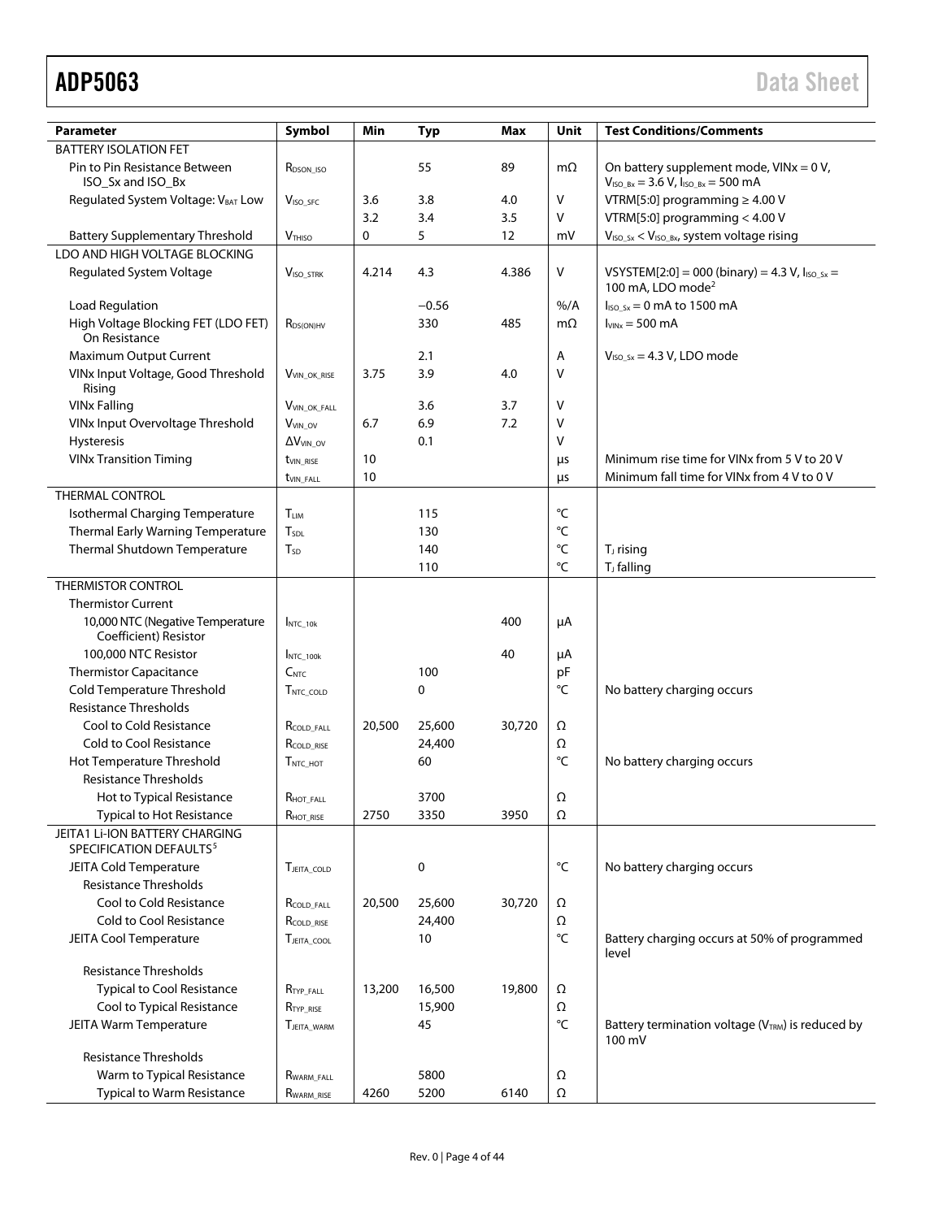| Parameter | Symbol | Min | Typ | Max | Unit | Test Conditions/Comments |
|---|---|---|---|---|---|---|
| BATTERY ISOLATION FET | | | | | | |
| Pin to Pin Resistance Between ISO_Sx and ISO_Bx | $R_{DSON\_ISO}$ | | 55 | 89 | mΩ | On battery supplement mode, VINx = 0 V, $V_{ISO\_Bx}$ = 3.6 V, $I_{ISO\_Bx}$ = 500 mA |
| Regulated System Voltage: $V_{BAT}$ Low | $V_{ISO\_SFC}$ | 3.6 | 3.8 | 4.0 | V | VTRM[5:0] programming ≥ 4.00 V |
| | | 3.2 | 3.4 | 3.5 | V | VTRM[5:0] programming < 4.00 V |
| Battery Supplementary Threshold | $V_{THISO}$ | 0 | 5 | 12 | mV | $V_{ISO\_Sx}$ < $V_{ISO\_Bx}$, system voltage rising |
| LDO AND HIGH VOLTAGE BLOCKING | | | | | | |
| Regulated System Voltage | $V_{ISO\_STRK}$ | 4.214 | 4.3 | 4.386 | V | VSYSTEM[2:0] = 000 (binary) = 4.3 V, $I_{ISO\_Sx}$ = 100 mA, LDO mode[2] |
| Load Regulation | | | −0.56 | | %/A | $I_{ISO\_Sx}$ = 0 mA to 1500 mA |
| High Voltage Blocking FET (LDO FET) On Resistance | $R_{DS(ON)HV}$ | | 330 | 485 | mΩ | $I_{VINx}$ = 500 mA |
| Maximum Output Current | | | 2.1 | | A | $V_{ISO\_Sx}$ = 4.3 V, LDO mode |
| VINx Input Voltage, Good Threshold Rising | $V_{VIN\_OK\_RISE}$ | 3.75 | 3.9 | 4.0 | V | |
| VINx Falling | $V_{VIN\_OK\_FALL}$ | | 3.6 | 3.7 | V | |
| VINx Input Overvoltage Threshold | $V_{VIN\_OV}$ | 6.7 | 6.9 | 7.2 | V | |
| Hysteresis | $\Delta V_{VIN\_OV}$ | | 0.1 | | V | |
| VINx Transition Timing | $t_{VIN\_RISE}$ | 10 | | | µs | Minimum rise time for VINx from 5 V to 20 V |
| | $t_{VIN\_FALL}$ | 10 | | | µs | Minimum fall time for VINx from 4 V to 0 V |
| THERMAL CONTROL | | | | | | |
| Isothermal Charging Temperature | $T_{LIM}$ | | 115 | | °C | |
| Thermal Early Warning Temperature | $T_{SDL}$ | | 130 | | °C | |
| Thermal Shutdown Temperature | $T_{SD}$ | | 140 | | °C | $T_J$ rising |
| | | | 110 | | °C | $T_J$ falling |
| THERMISTOR CONTROL | | | | | | |
| Thermistor Current | | | | | | |
| 10,000 NTC (Negative Temperature Coefficient) Resistor | $I_{NTC\_10k}$ | | | 400 | µA | |
| 100,000 NTC Resistor | $I_{NTC\_100k}$ | | | 40 | µA | |
| Thermistor Capacitance | $C_{NTC}$ | | 100 | | pF | |
| Cold Temperature Threshold | $T_{NTC\_COLD}$ | | 0 | | °C | No battery charging occurs |
| Resistance Thresholds | | | | | | |
| Cool to Cold Resistance | $R_{COLD\_FALL}$ | 20,500 | 25,600 | 30,720 | Ω | |
| Cold to Cool Resistance | $R_{COLD\_RISE}$ | | 24,400 | | Ω | |
| Hot Temperature Threshold | $T_{NTC\_HOT}$ | | 60 | | °C | No battery charging occurs |
| Resistance Thresholds | | | | | | |
| Hot to Typical Resistance | $R_{HOT\_FALL}$ | | 3700 | | Ω | |
| Typical to Hot Resistance | $R_{HOT\_RISE}$ | 2750 | 3350 | 3950 | Ω | |
| JEITA1 Li-ION BATTERY CHARGING SPECIFICATION DEFAULTS[5] | | | | | | |
| JEITA Cold Temperature | $T_{JEITA\_COLD}$ | | 0 | | °C | No battery charging occurs |
| Resistance Thresholds | | | | | | |
| Cool to Cold Resistance | $R_{COLD\_FALL}$ | 20,500 | 25,600 | 30,720 | Ω | |
| Cold to Cool Resistance | $R_{COLD\_RISE}$ | | 24,400 | | Ω | |
| JEITA Cool Temperature | $T_{JEITA\_COOL}$ | | 10 | | °C | Battery charging occurs at 50% of programmed level |
| Resistance Thresholds | | | | | | |
| Typical to Cool Resistance | $R_{TYP\_FALL}$ | 13,200 | 16,500 | 19,800 | Ω | |
| Cool to Typical Resistance | $R_{TYP\_RISE}$ | | 15,900 | | Ω | |
| JEITA Warm Temperature | $T_{JEITA\_WARM}$ | | 45 | | °C | Battery termination voltage ($V_{TRM}$) is reduced by 100 mV |
| Resistance Thresholds | | | | | | |
| Warm to Typical Resistance | $R_{WARM\_FALL}$ | | 5800 | | Ω | |
| Typical to Warm Resistance | $R_{WARM\_RISE}$ | 4260 | 5200 | 6140 | Ω | |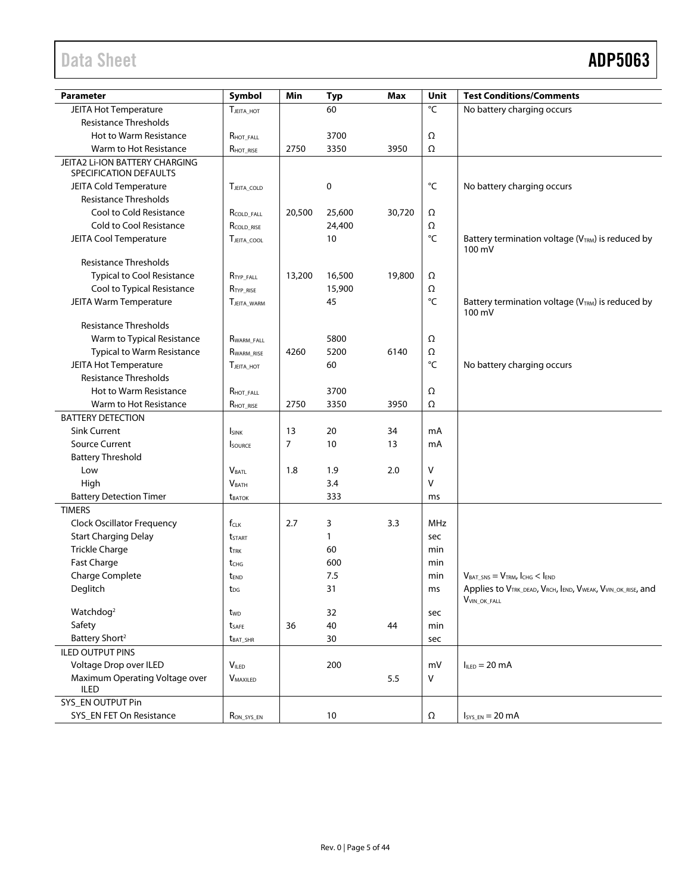| Parameter | Symbol | Min | Typ | Max | Unit | Test Conditions/Comments |
|---|---|---|---|---|---|---|
| JEITA Hot Temperature | $T_{JEITA\_HOT}$ | | 60 | | °C | No battery charging occurs |
| Resistance Thresholds | | | | | | |
| Hot to Warm Resistance | $R_{HOT\_FALL}$ | | 3700 | | Ω | |
| Warm to Hot Resistance | $R_{HOT\_RISE}$ | 2750 | 3350 | 3950 | Ω | |
| JEITA2 Li-ION BATTERY CHARGING SPECIFICATION DEFAULTS | | | | | | |
| JEITA Cold Temperature | $T_{JEITA\_COLD}$ | | 0 | | °C | No battery charging occurs |
| Resistance Thresholds | | | | | | |
| Cool to Cold Resistance | $R_{COLD\_FALL}$ | 20,500 | 25,600 | 30,720 | Ω | |
| Cold to Cool Resistance | $R_{COLD\_RISE}$ | | 24,400 | | Ω | |
| JEITA Cool Temperature | $T_{JEITA\_COOL}$ | | 10 | | °C | Battery termination voltage ($V_{TRM}$) is reduced by 100 mV |
| Resistance Thresholds | | | | | | |
| Typical to Cool Resistance | $R_{TYP\_FALL}$ | 13,200 | 16,500 | 19,800 | Ω | |
| Cool to Typical Resistance | $R_{TYP\_RISE}$ | | 15,900 | | Ω | |
| JEITA Warm Temperature | $T_{JEITA\_WARM}$ | | 45 | | °C | Battery termination voltage ($V_{TRM}$) is reduced by 100 mV |
| Resistance Thresholds | | | | | | |
| Warm to Typical Resistance | $R_{WARM\_FALL}$ | | 5800 | | Ω | |
| Typical to Warm Resistance | $R_{WARM\_RISE}$ | 4260 | 5200 | 6140 | Ω | |
| JEITA Hot Temperature | $T_{JEITA\_HOT}$ | | 60 | | °C | No battery charging occurs |
| Resistance Thresholds | | | | | | |
| Hot to Warm Resistance | $R_{HOT\_FALL}$ | | 3700 | | Ω | |
| Warm to Hot Resistance | $R_{HOT\_RISE}$ | 2750 | 3350 | 3950 | Ω | |
| BATTERY DETECTION | | | | | | |
| Sink Current | $I_{SINK}$ | 13 | 20 | 34 | mA | |
| Source Current | $I_{SOURCE}$ | 7 | 10 | 13 | mA | |
| Battery Threshold | | | | | | |
| Low | $V_{BATL}$ | 1.8 | 1.9 | 2.0 | V | |
| High | $V_{BATH}$ | | 3.4 | | V | |
| Battery Detection Timer | $t_{BATOK}$ | | 333 | | ms | |
| TIMERS | | | | | | |
| Clock Oscillator Frequency | $f_{CLK}$ | 2.7 | 3 | 3.3 | MHz | |
| Start Charging Delay | $t_{START}$ | | 1 | | sec | |
| Trickle Charge | $t_{TRK}$ | | 60 | | min | |
| Fast Charge | $t_{CHG}$ | | 600 | | min | |
| Charge Complete | $t_{END}$ | | 7.5 | | min | $V_{BAT\_SNS} = V_{TRM}$, $I_{CHG} < I_{END}$ |
| Deglitch | $t_{DG}$ | | 31 | | ms | Applies to $V_{TRK\_DEAD}$, $V_{RCH}$, $I_{END}$, $V_{WEAK}$, $V_{VIN\_OK\_RISE}$, and $V_{VIN\_OK\_FALL}$ |
| Watchdog[2] | $t_{WD}$ | | 32 | | sec | |
| Safety | $t_{SAFE}$ | 36 | 40 | 44 | min | |
| Battery Short[2] | $t_{BAT\_SHR}$ | | 30 | | sec | |
| ILED OUTPUT PINS | | | | | | |
| Voltage Drop over ILED | $V_{ILED}$ | | 200 | | mV | $I_{ILED} = 20$ mA |
| Maximum Operating Voltage over ILED | $V_{MAXILED}$ | | | 5.5 | V | |
| SYS_EN OUTPUT Pin | | | | | | |
| SYS_EN FET On Resistance | $R_{ON\_SYS\_EN}$ | | 10 | | Ω | $I_{SYS\_EN} = 20$ mA |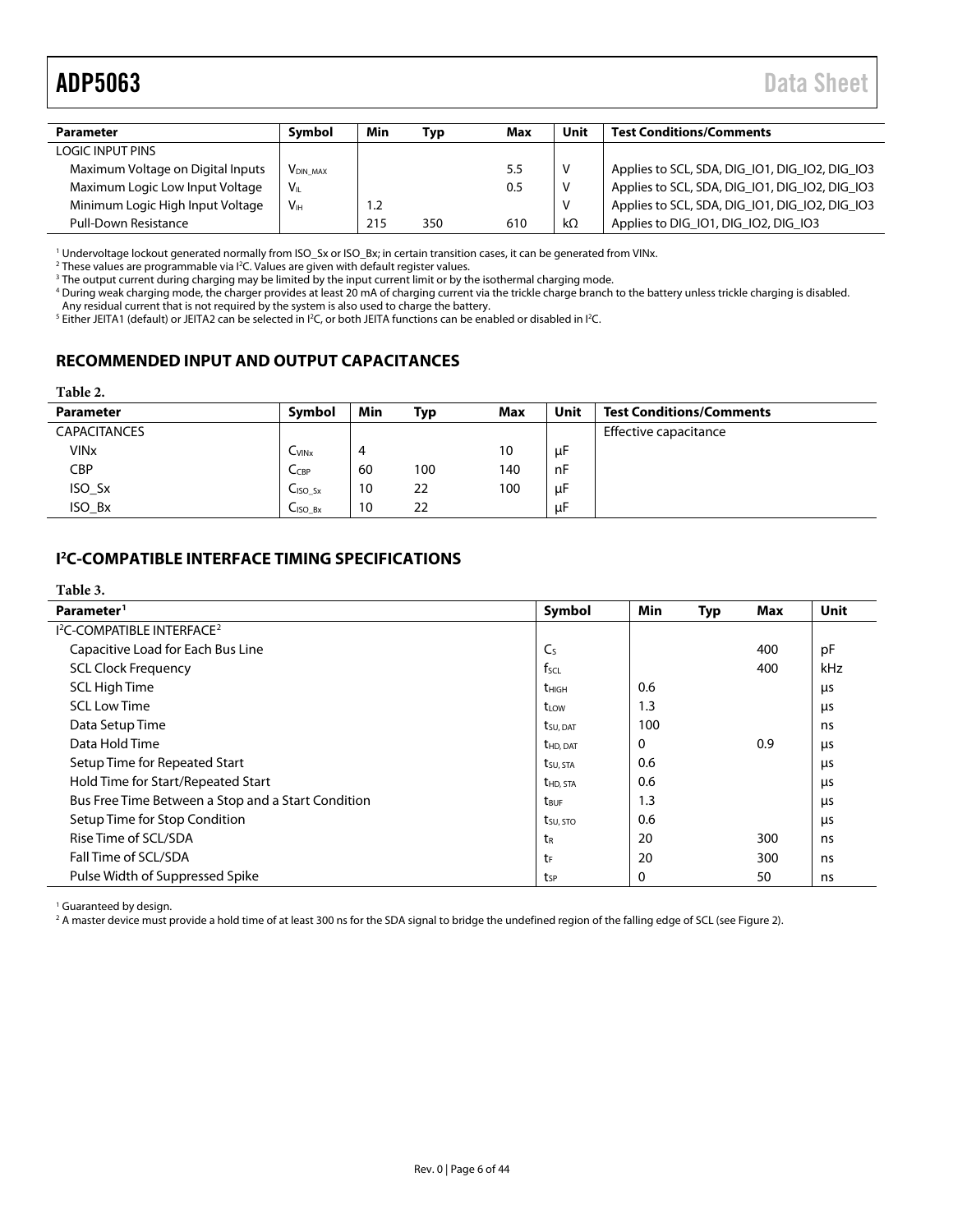| Parameter | Symbol | Min | Typ | Max | Unit | Test Conditions/Comments |
|---|---|---|---|---|---|---|
| LOGIC INPUT PINS | | | | | | |
| Maximum Voltage on Digital Inputs | $V_{DIN\_MAX}$ | | | 5.5 | V | Applies to SCL, SDA, DIG_IO1, DIG_IO2, DIG_IO3 |
| Maximum Logic Low Input Voltage | $V_{IL}$ | | | 0.5 | V | Applies to SCL, SDA, DIG_IO1, DIG_IO2, DIG_IO3 |
| Minimum Logic High Input Voltage | $V_{IH}$ | 1.2 | | | V | Applies to SCL, SDA, DIG_IO1, DIG_IO2, DIG_IO3 |
| Pull-Down Resistance | | 215 | 350 | 610 | kΩ | Applies to DIG_IO1, DIG_IO2, DIG_IO3 |

[1] Undervoltage lockout generated normally from ISO_Sx or ISO_Bx; in certain transition cases, it can be generated from VINx.
[2] These values are programmable via I²C. Values are given with default register values.
[3] The output current during charging may be limited by the input current limit or by the isothermal charging mode.
[4] During weak charging mode, the charger provides at least 20 mA of charging current via the trickle charge branch to the battery unless trickle charging is disabled. Any residual current that is not required by the system is also used to charge the battery.
[5] Either JEITA1 (default) or JEITA2 can be selected in I²C, or both JEITA functions can be enabled or disabled in I²C.

## RECOMMENDED INPUT AND OUTPUT CAPACITANCES

**Table 2.**

| Parameter | Symbol | Min | Typ | Max | Unit | Test Conditions/Comments |
|---|---|---|---|---|---|---|
| CAPACITANCES | | | | | | Effective capacitance |
| VINx | $C_{VINx}$ | 4 | | 10 | µF | |
| CBP | $C_{CBP}$ | 60 | 100 | 140 | nF | |
| ISO_Sx | $C_{ISO\_Sx}$ | 10 | 22 | 100 | µF | |
| ISO_Bx | $C_{ISO\_Bx}$ | 10 | 22 | | µF | |

## I²C-COMPATIBLE INTERFACE TIMING SPECIFICATIONS

**Table 3.**

| Parameter[1] | Symbol | Min | Typ | Max | Unit |
|---|---|---|---|---|---|
| I²C-COMPATIBLE INTERFACE[2] | | | | | |
| Capacitive Load for Each Bus Line | $C_S$ | | | 400 | pF |
| SCL Clock Frequency | $f_{SCL}$ | | | 400 | kHz |
| SCL High Time | $t_{HIGH}$ | 0.6 | | | µs |
| SCL Low Time | $t_{LOW}$ | 1.3 | | | µs |
| Data Setup Time | $t_{SU, DAT}$ | 100 | | | ns |
| Data Hold Time | $t_{HD, DAT}$ | 0 | | 0.9 | µs |
| Setup Time for Repeated Start | $t_{SU, STA}$ | 0.6 | | | µs |
| Hold Time for Start/Repeated Start | $t_{HD, STA}$ | 0.6 | | | µs |
| Bus Free Time Between a Stop and a Start Condition | $t_{BUF}$ | 1.3 | | | µs |
| Setup Time for Stop Condition | $t_{SU, STO}$ | 0.6 | | | µs |
| Rise Time of SCL/SDA | $t_R$ | 20 | | 300 | ns |
| Fall Time of SCL/SDA | $t_F$ | 20 | | 300 | ns |
| Pulse Width of Suppressed Spike | $t_{SP}$ | 0 | | 50 | ns |

[1] Guaranteed by design.
[2] A master device must provide a hold time of at least 300 ns for the SDA signal to bridge the undefined region of the falling edge of SCL (see Figure 2).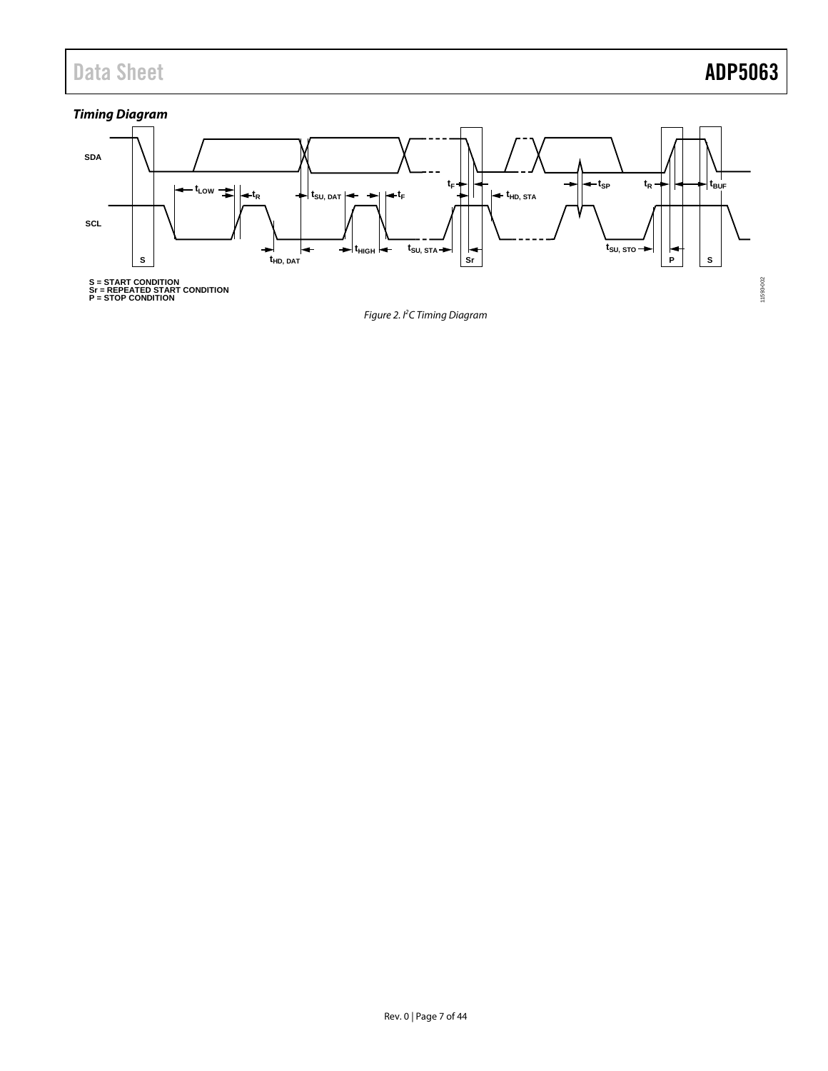### *Timing Diagram*

S = START CONDITION
Sr = REPEATED START CONDITION
P = STOP CONDITION

*Figure 2. I[2]C Timing Diagram*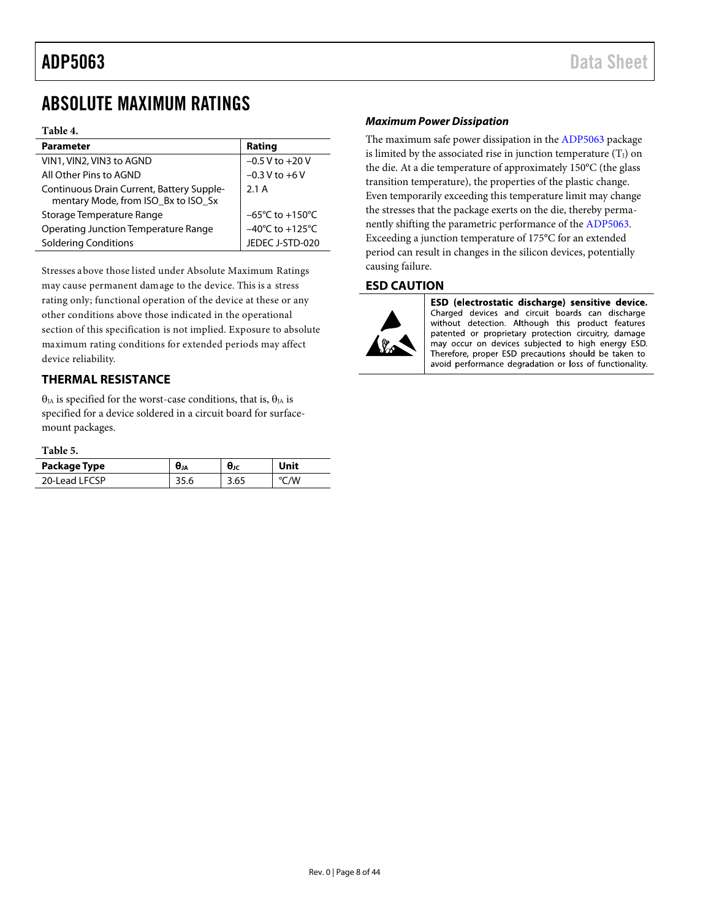# ABSOLUTE MAXIMUM RATINGS

**Table 4.**

| Parameter | Rating |
|---|---|
| VIN1, VIN2, VIN3 to AGND | −0.5 V to +20 V |
| All Other Pins to AGND | −0.3 V to +6 V |
| Continuous Drain Current, Battery Supplementary Mode, from ISO_Bx to ISO_Sx | 2.1 A |
| Storage Temperature Range | −65°C to +150°C |
| Operating Junction Temperature Range | −40°C to +125°C |
| Soldering Conditions | JEDEC J-STD-020 |

Stresses above those listed under Absolute Maximum Ratings may cause permanent damage to the device. This is a stress rating only; functional operation of the device at these or any other conditions above those indicated in the operational section of this specification is not implied. Exposure to absolute maximum rating conditions for extended periods may affect device reliability.

## THERMAL RESISTANCE

$\theta_{JA}$ is specified for the worst-case conditions, that is, $\theta_{JA}$ is specified for a device soldered in a circuit board for surface-mount packages.

**Table 5.**

| Package Type | $\theta_{JA}$ | $\theta_{JC}$ | Unit |
|---|---|---|---|
| 20-Lead LFCSP | 35.6 | 3.65 | °C/W |

### *Maximum Power Dissipation*

The maximum safe power dissipation in the ADP5063 package is limited by the associated rise in junction temperature ($T_J$) on the die. At a die temperature of approximately 150°C (the glass transition temperature), the properties of the plastic change. Even temporarily exceeding this temperature limit may change the stresses that the package exerts on the die, thereby permanently shifting the parametric performance of the ADP5063. Exceeding a junction temperature of 175°C for an extended period can result in changes in the silicon devices, potentially causing failure.

## ESD CAUTION

**ESD (electrostatic discharge) sensitive device.** Charged devices and circuit boards can discharge without detection. Although this product features patented or proprietary protection circuitry, damage may occur on devices subjected to high energy ESD. Therefore, proper ESD precautions should be taken to avoid performance degradation or loss of functionality.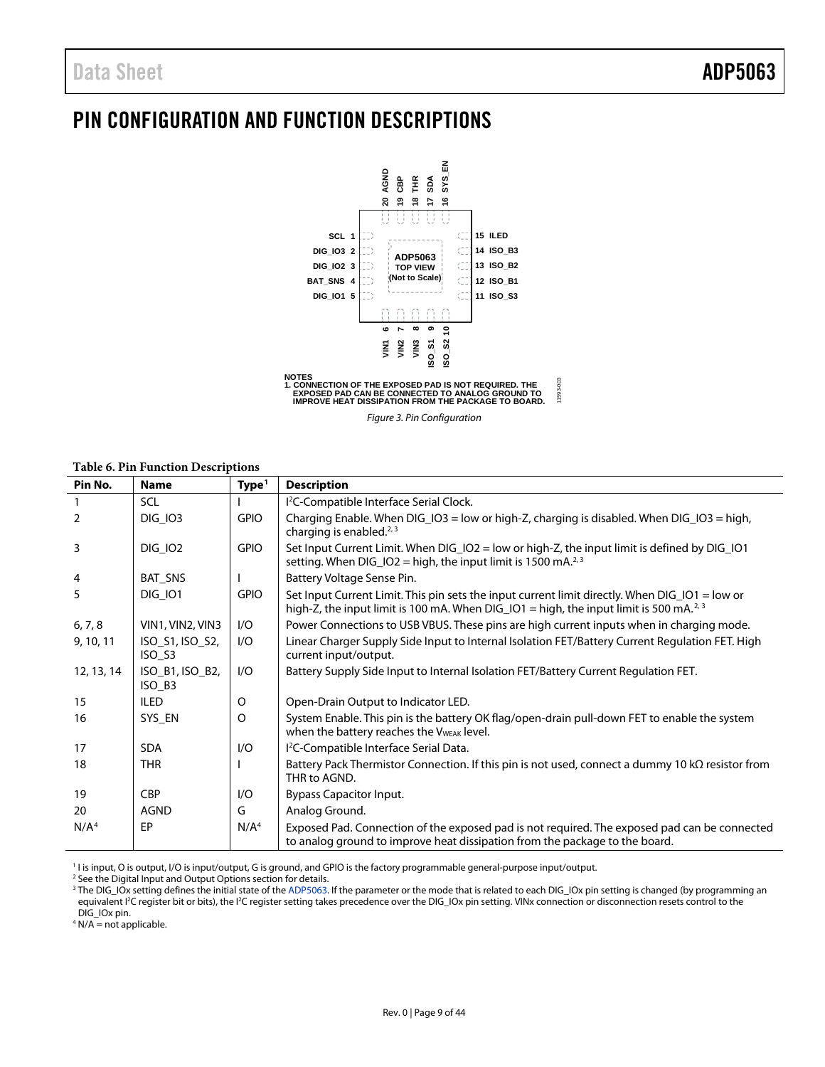# PIN CONFIGURATION AND FUNCTION DESCRIPTIONS

NOTES
1. CONNECTION OF THE EXPOSED PAD IS NOT REQUIRED. THE EXPOSED PAD CAN BE CONNECTED TO ANALOG GROUND TO IMPROVE HEAT DISSIPATION FROM THE PACKAGE TO BOARD.

*Figure 3. Pin Configuration*

**Table 6. Pin Function Descriptions**

| Pin No. | Name | Type[1] | Description |
|---|---|---|---|
| 1 | SCL | I | I²C-Compatible Interface Serial Clock. |
| 2 | DIG_IO3 | GPIO | Charging Enable. When DIG_IO3 = low or high-Z, charging is disabled. When DIG_IO3 = high, charging is enabled.[2, 3] |
| 3 | DIG_IO2 | GPIO | Set Input Current Limit. When DIG_IO2 = low or high-Z, the input limit is defined by DIG_IO1 setting. When DIG_IO2 = high, the input limit is 1500 mA.[2, 3] |
| 4 | BAT_SNS | I | Battery Voltage Sense Pin. |
| 5 | DIG_IO1 | GPIO | Set Input Current Limit. This pin sets the input current limit directly. When DIG_IO1 = low or high-Z, the input limit is 100 mA. When DIG_IO1 = high, the input limit is 500 mA.[2, 3] |
| 6, 7, 8 | VIN1, VIN2, VIN3 | I/O | Power Connections to USB VBUS. These pins are high current inputs when in charging mode. |
| 9, 10, 11 | ISO_S1, ISO_S2, ISO_S3 | I/O | Linear Charger Supply Side Input to Internal Isolation FET/Battery Current Regulation FET. High current input/output. |
| 12, 13, 14 | ISO_B1, ISO_B2, ISO_B3 | I/O | Battery Supply Side Input to Internal Isolation FET/Battery Current Regulation FET. |
| 15 | ILED | O | Open-Drain Output to Indicator LED. |
| 16 | SYS_EN | O | System Enable. This pin is the battery OK flag/open-drain pull-down FET to enable the system when the battery reaches the $V_{WEAK}$ level. |
| 17 | SDA | I/O | I²C-Compatible Interface Serial Data. |
| 18 | THR | I | Battery Pack Thermistor Connection. If this pin is not used, connect a dummy 10 kΩ resistor from THR to AGND. |
| 19 | CBP | I/O | Bypass Capacitor Input. |
| 20 | AGND | G | Analog Ground. |
| N/A[4] | EP | N/A[4] | Exposed Pad. Connection of the exposed pad is not required. The exposed pad can be connected to analog ground to improve heat dissipation from the package to the board. |

[1] I is input, O is output, I/O is input/output, G is ground, and GPIO is the factory programmable general-purpose input/output.
[2] See the Digital Input and Output Options section for details.
[3] The DIG_IOx setting defines the initial state of the ADP5063. If the parameter or the mode that is related to each DIG_IOx pin setting is changed (by programming an equivalent I²C register bit or bits), the I²C register setting takes precedence over the DIG_IOx pin setting. VINx connection or disconnection resets control to the DIG_IOx pin.
[4] N/A = not applicable.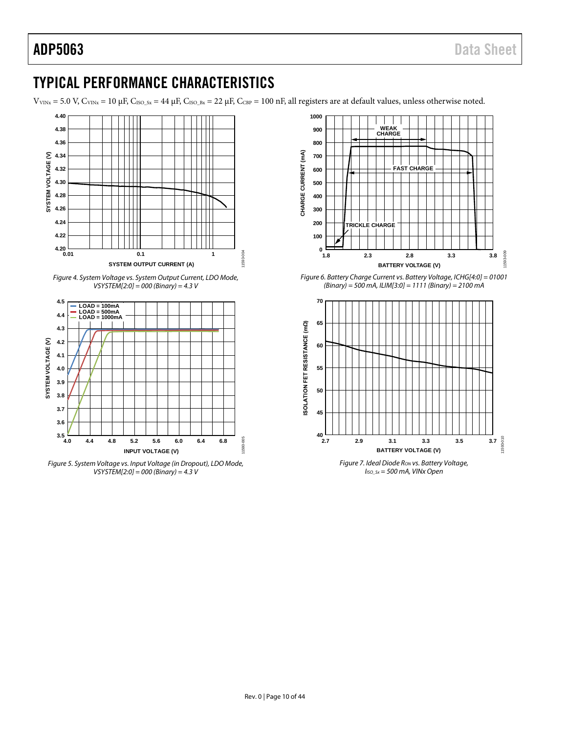## TYPICAL PERFORMANCE CHARACTERISTICS

$V_{VINx}$ = 5.0 V, $C_{VINx}$ = 10 µF, $C_{ISO\_Sx}$ = 44 µF, $C_{ISO\_Bx}$ = 22 µF, $C_{CBP}$ = 100 nF, all registers are at default values, unless otherwise noted.

*Figure 4. System Voltage vs. System Output Current, LDO Mode, VSYSTEM[2:0] = 000 (Binary) = 4.3 V*

*Figure 5. System Voltage vs. Input Voltage (in Dropout), LDO Mode, VSYSTEM[2:0] = 000 (Binary) = 4.3 V*

*Figure 6. Battery Charge Current vs. Battery Voltage, ICHG[4:0] = 01001 (Binary) = 500 mA, ILIM[3:0] = 1111 (Binary) = 2100 mA*

*Figure 7. Ideal Diode $R_{ON}$ vs. Battery Voltage, $I_{SO\_Sx}$ = 500 mA, VINx Open*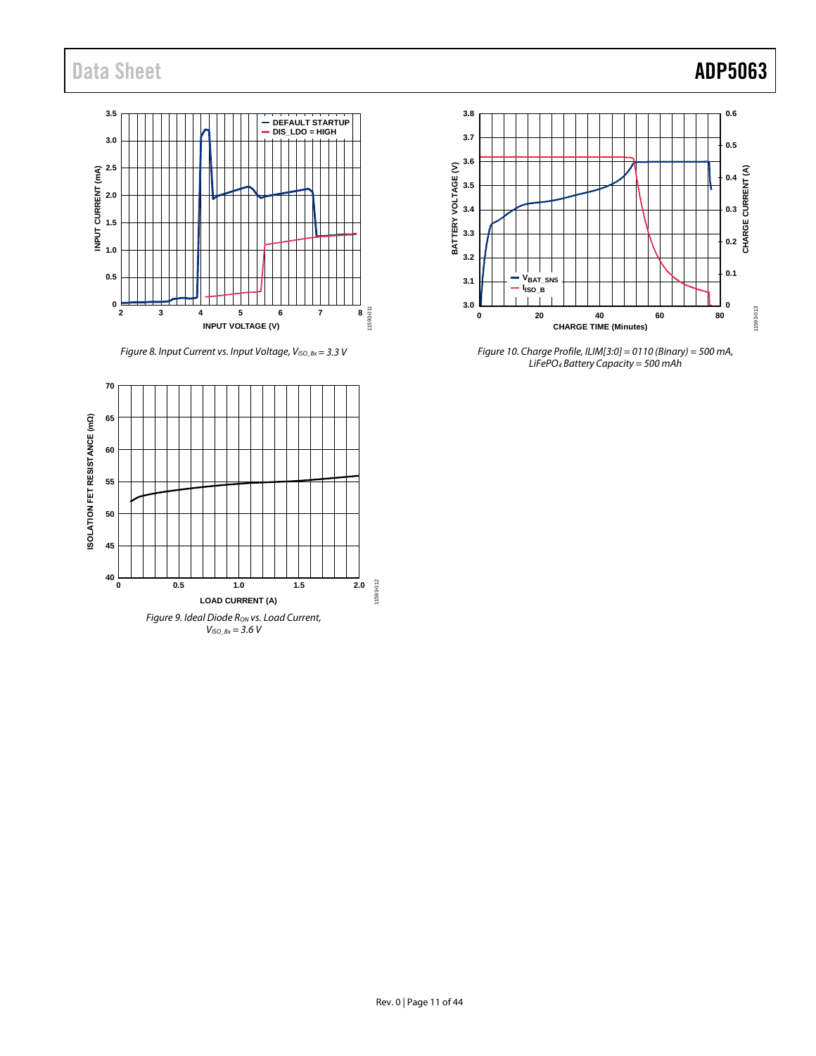Figure 8. Input Current vs. Input Voltage, $V_{ISO\_Bx} = 3.3$ V

Figure 9. Ideal Diode $R_{ON}$ vs. Load Current, $V_{ISO\_Bx} = 3.6$ V

Figure 10. Charge Profile, ILIM[3:0] = 0110 (Binary) = 500 mA, $LiFePO_4$ Battery Capacity = 500 mAh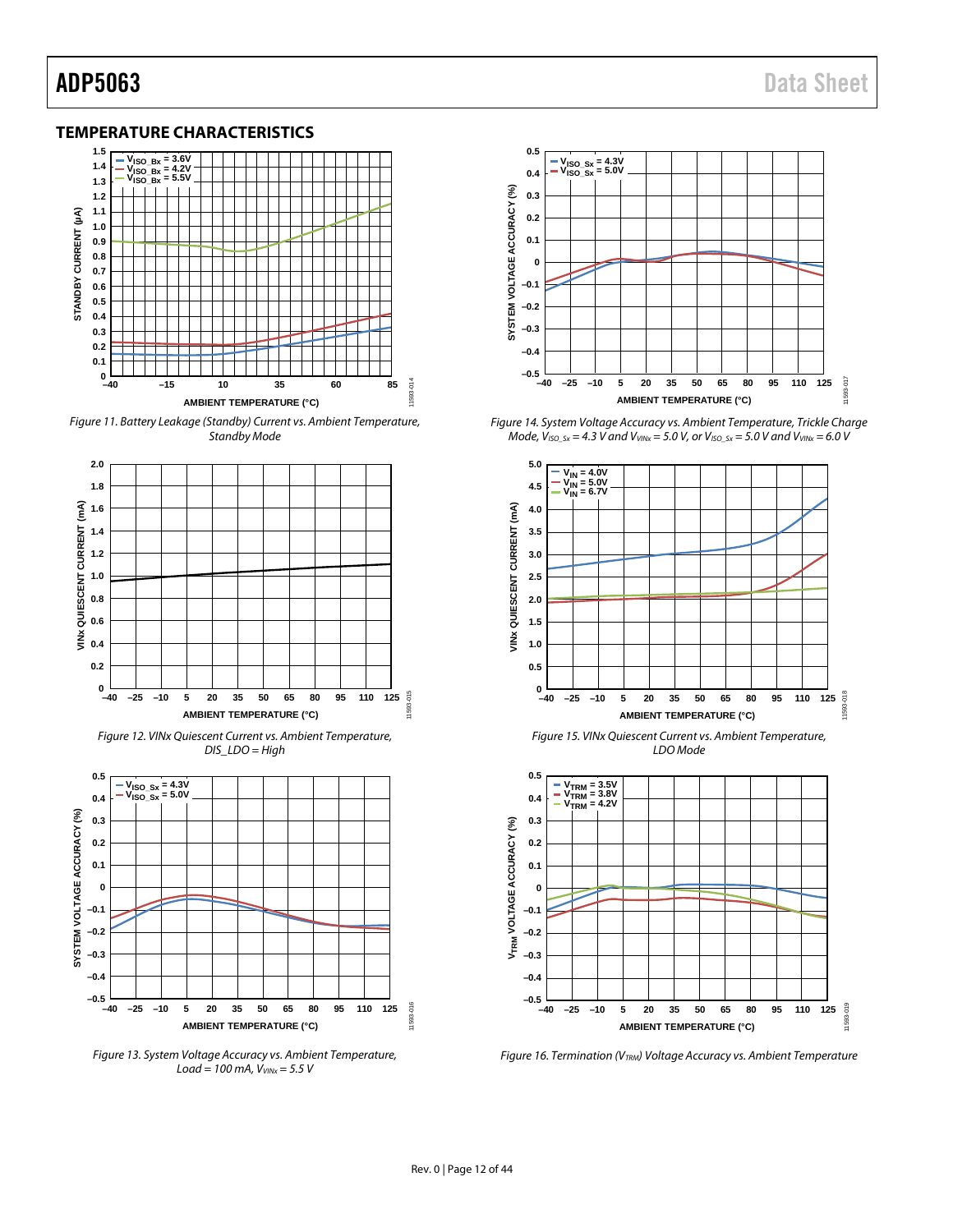## TEMPERATURE CHARACTERISTICS

Figure 11. Battery Leakage (Standby) Current vs. Ambient Temperature, Standby Mode

Figure 12. VINx Quiescent Current vs. Ambient Temperature, DIS_LDO = High

Figure 13. System Voltage Accuracy vs. Ambient Temperature, Load = 100 mA, $V_{VINx}$ = 5.5 V

Figure 14. System Voltage Accuracy vs. Ambient Temperature, Trickle Charge Mode, $V_{ISO\_Sx}$ = 4.3 V and $V_{VINx}$ = 5.0 V, or $V_{ISO\_Sx}$ = 5.0 V and $V_{VINx}$ = 6.0 V

Figure 15. VINx Quiescent Current vs. Ambient Temperature, LDO Mode

Figure 16. Termination ($V_{TRM}$) Voltage Accuracy vs. Ambient Temperature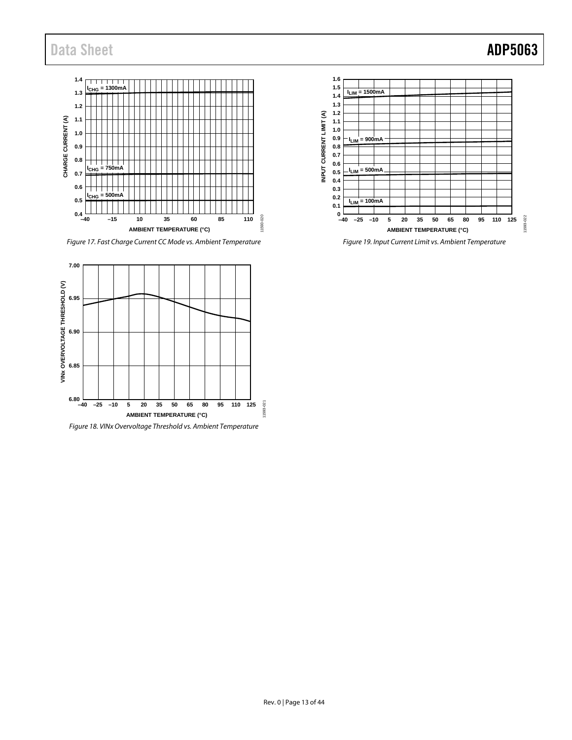Figure 17. Fast Charge Current CC Mode vs. Ambient Temperature

Figure 18. VINx Overvoltage Threshold vs. Ambient Temperature

Figure 19. Input Current Limit vs. Ambient Temperature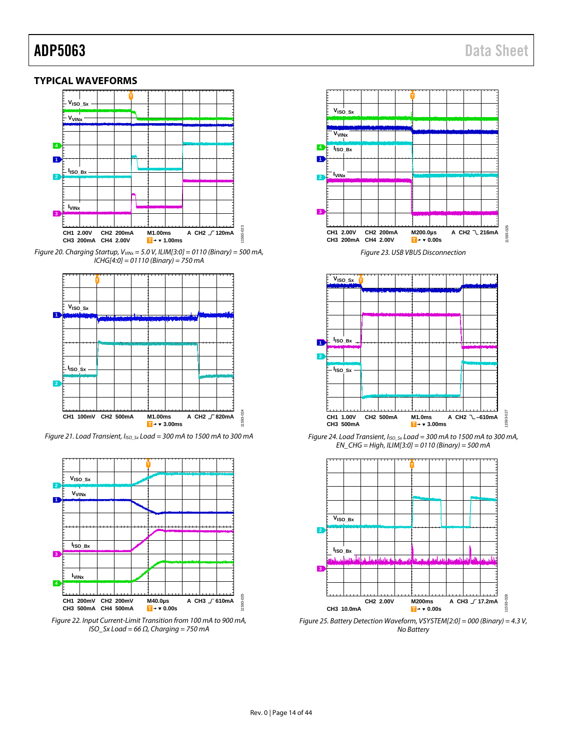## TYPICAL WAVEFORMS

Figure 20. Charging Startup, $V_{VINx}$ = 5.0 V, ILIM[3:0] = 0110 (Binary) = 500 mA, ICHG[4:0] = 01110 (Binary) = 750 mA

Figure 21. Load Transient, $I_{ISO\_Sx}$ Load = 300 mA to 1500 mA to 300 mA

Figure 22. Input Current-Limit Transition from 100 mA to 900 mA, ISO_Sx Load = 66 Ω, Charging = 750 mA

Figure 23. USB VBUS Disconnection

Figure 24. Load Transient, $I_{ISO\_Sx}$ Load = 300 mA to 1500 mA to 300 mA, EN_CHG = High, ILIM[3:0] = 0110 (Binary) = 500 mA

Figure 25. Battery Detection Waveform, VSYSTEM[2:0] = 000 (Binary) = 4.3 V, No Battery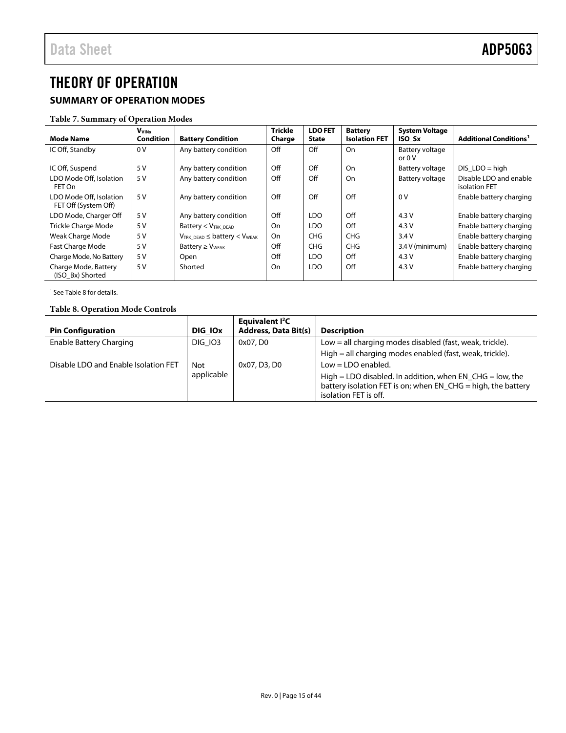# THEORY OF OPERATION

## SUMMARY OF OPERATION MODES

**Table 7. Summary of Operation Modes**

| Mode Name | $V_{VINx}$ Condition | Battery Condition | Trickle Charge | LDO FET State | Battery Isolation FET | System Voltage ISO_Sx | Additional Conditions[1] |
|---|---|---|---|---|---|---|---|
| IC Off, Standby | 0 V | Any battery condition | Off | Off | On | Battery voltage or 0 V | |
| IC Off, Suspend | 5 V | Any battery condition | Off | Off | On | Battery voltage | DIS_LDO = high |
| LDO Mode Off, Isolation FET On | 5 V | Any battery condition | Off | Off | On | Battery voltage | Disable LDO and enable isolation FET |
| LDO Mode Off, Isolation FET Off (System Off) | 5 V | Any battery condition | Off | Off | Off | 0 V | Enable battery charging |
| LDO Mode, Charger Off | 5 V | Any battery condition | Off | LDO | Off | 4.3 V | Enable battery charging |
| Trickle Charge Mode | 5 V | Battery < $V_{TRK\_DEAD}$ | On | LDO | Off | 4.3 V | Enable battery charging |
| Weak Charge Mode | 5 V | $V_{TRK\_DEAD}$ ≤ battery < $V_{WEAK}$ | On | CHG | CHG | 3.4 V | Enable battery charging |
| Fast Charge Mode | 5 V | Battery ≥ $V_{WEAK}$ | Off | CHG | CHG | 3.4 V (minimum) | Enable battery charging |
| Charge Mode, No Battery | 5 V | Open | Off | LDO | Off | 4.3 V | Enable battery charging |
| Charge Mode, Battery (ISO_Bx) Shorted | 5 V | Shorted | On | LDO | Off | 4.3 V | Enable battery charging |

[1] See Table 8 for details.

**Table 8. Operation Mode Controls**

| Pin Configuration | DIG_IOx | Equivalent $I^2C$ Address, Data Bit(s) | Description |
|---|---|---|---|
| Enable Battery Charging | DIG_IO3 | 0x07, D0 | Low = all charging modes disabled (fast, weak, trickle). High = all charging modes enabled (fast, weak, trickle). |
| Disable LDO and Enable Isolation FET | Not applicable | 0x07, D3, D0 | Low = LDO enabled. High = LDO disabled. In addition, when EN_CHG = low, the battery isolation FET is on; when EN_CHG = high, the battery isolation FET is off. |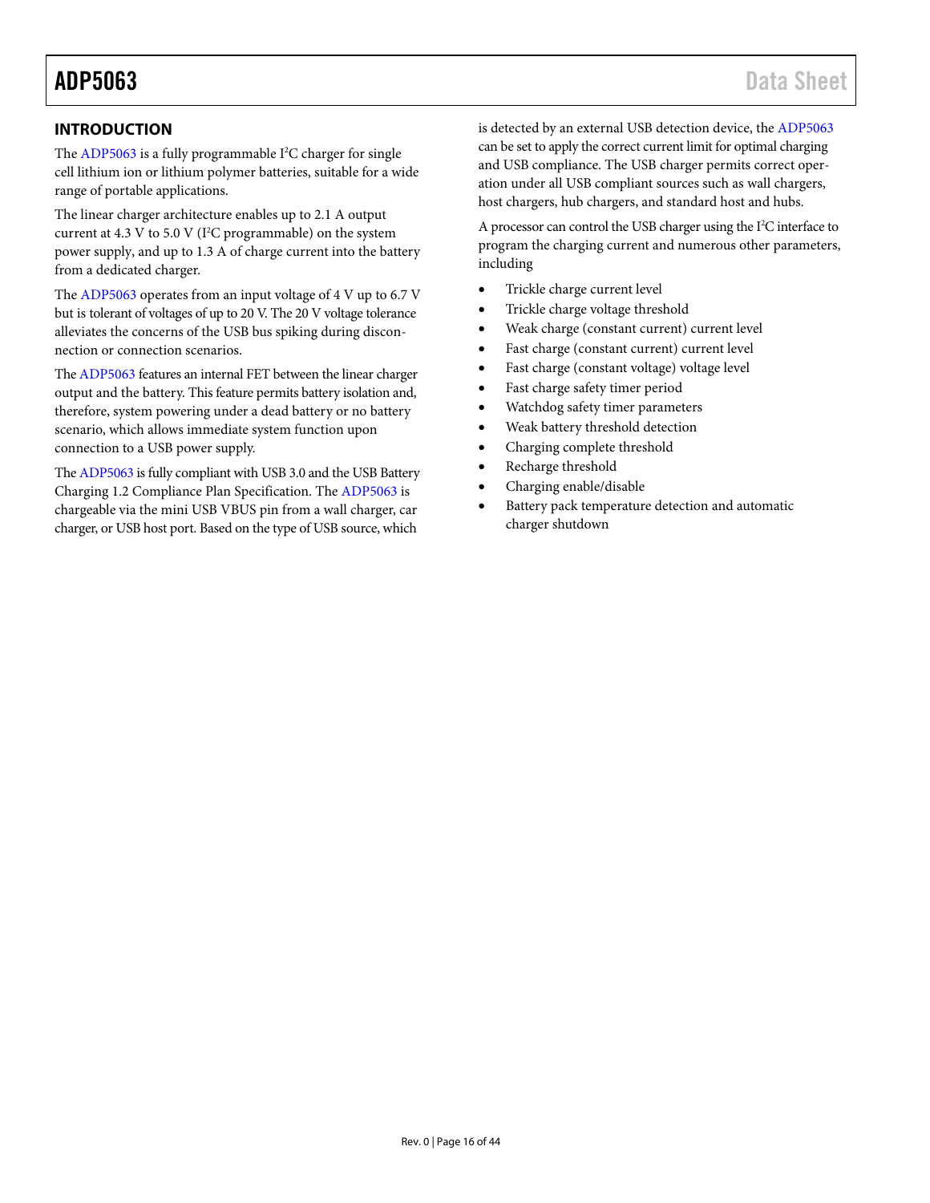## INTRODUCTION

The ADP5063 is a fully programmable I²C charger for single cell lithium ion or lithium polymer batteries, suitable for a wide range of portable applications.

The linear charger architecture enables up to 2.1 A output current at 4.3 V to 5.0 V (I²C programmable) on the system power supply, and up to 1.3 A of charge current into the battery from a dedicated charger.

The ADP5063 operates from an input voltage of 4 V up to 6.7 V but is tolerant of voltages of up to 20 V. The 20 V voltage tolerance alleviates the concerns of the USB bus spiking during disconnection or connection scenarios.

The ADP5063 features an internal FET between the linear charger output and the battery. This feature permits battery isolation and, therefore, system powering under a dead battery or no battery scenario, which allows immediate system function upon connection to a USB power supply.

The ADP5063 is fully compliant with USB 3.0 and the USB Battery Charging 1.2 Compliance Plan Specification. The ADP5063 is chargeable via the mini USB VBUS pin from a wall charger, car charger, or USB host port. Based on the type of USB source, which is detected by an external USB detection device, the ADP5063 can be set to apply the correct current limit for optimal charging and USB compliance. The USB charger permits correct operation under all USB compliant sources such as wall chargers, host chargers, hub chargers, and standard host and hubs.

A processor can control the USB charger using the I²C interface to program the charging current and numerous other parameters, including

- Trickle charge current level
- Trickle charge voltage threshold
- Weak charge (constant current) current level
- Fast charge (constant current) current level
- Fast charge (constant voltage) voltage level
- Fast charge safety timer period
- Watchdog safety timer parameters
- Weak battery threshold detection
- Charging complete threshold
- Recharge threshold
- Charging enable/disable
- Battery pack temperature detection and automatic charger shutdown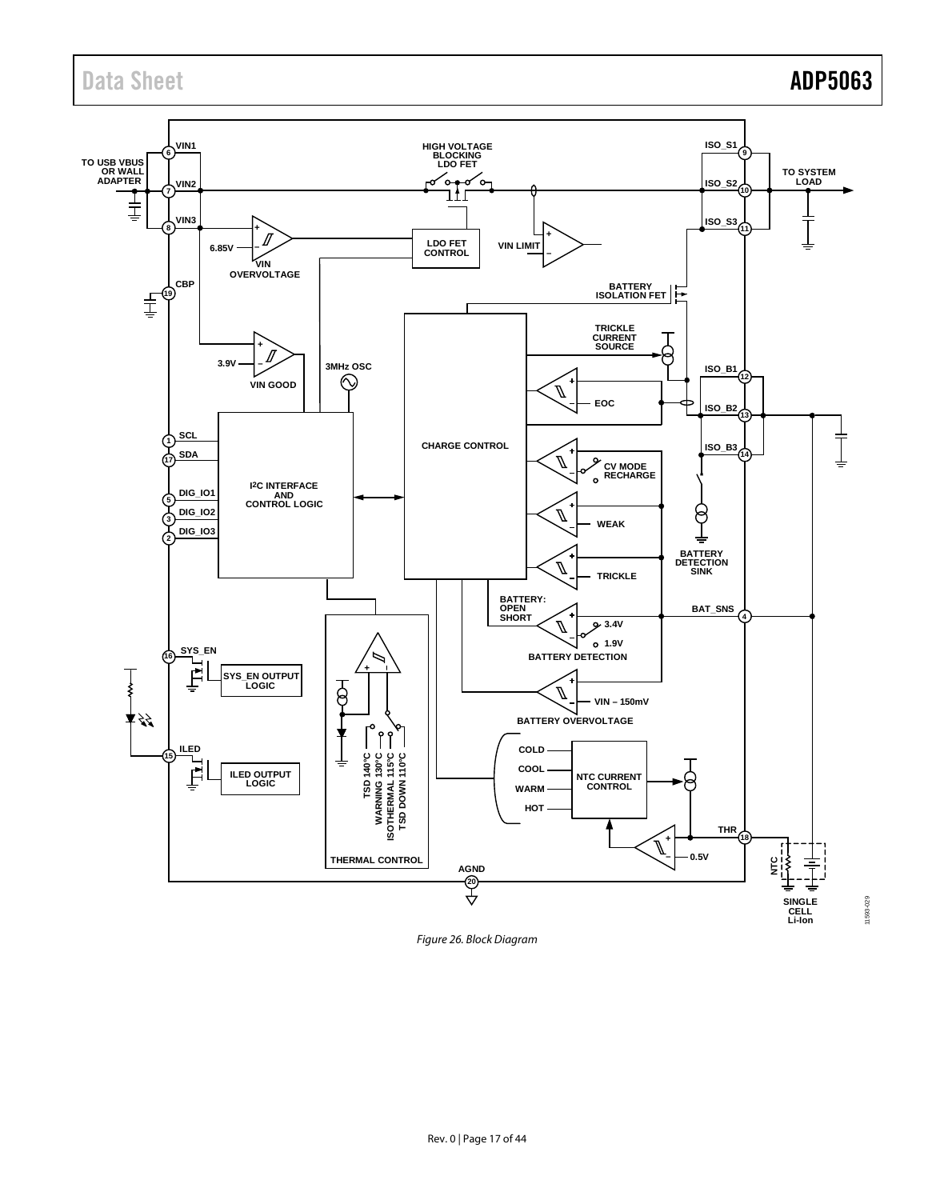Figure 26. Block Diagram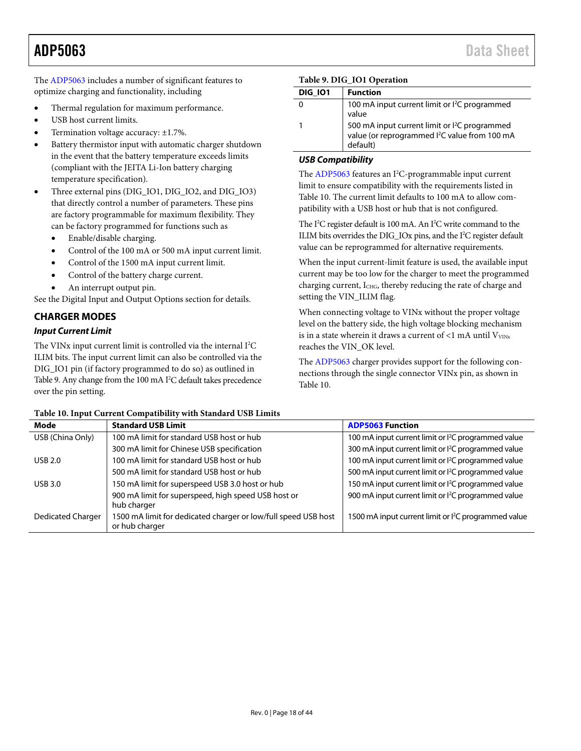The ADP5063 includes a number of significant features to optimize charging and functionality, including

- Thermal regulation for maximum performance.
- USB host current limits.
- Termination voltage accuracy: ±1.7%.
- Battery thermistor input with automatic charger shutdown in the event that the battery temperature exceeds limits (compliant with the JEITA Li-Ion battery charging temperature specification).
- Three external pins (DIG_IO1, DIG_IO2, and DIG_IO3) that directly control a number of parameters. These pins are factory programmable for maximum flexibility. They can be factory programmed for functions such as
  - Enable/disable charging.
  - Control of the 100 mA or 500 mA input current limit.
  - Control of the 1500 mA input current limit.
  - Control of the battery charge current.
  - An interrupt output pin.

See the Digital Input and Output Options section for details.

## CHARGER MODES

### Input Current Limit

The VINx input current limit is controlled via the internal I²C ILIM bits. The input current limit can also be controlled via the DIG_IO1 pin (if factory programmed to do so) as outlined in Table 9. Any change from the 100 mA I²C default takes precedence over the pin setting.

**Table 9. DIG_IO1 Operation**

| DIG_IO1 | Function |
|---|---|
| 0 | 100 mA input current limit or I²C programmed value |
| 1 | 500 mA input current limit or I²C programmed value (or reprogrammed I²C value from 100 mA default) |

### USB Compatibility

The ADP5063 features an I²C-programmable input current limit to ensure compatibility with the requirements listed in Table 10. The current limit defaults to 100 mA to allow compatibility with a USB host or hub that is not configured.

The I²C register default is 100 mA. An I²C write command to the ILIM bits overrides the DIG_IOx pins, and the I²C register default value can be reprogrammed for alternative requirements.

When the input current-limit feature is used, the available input current may be too low for the charger to meet the programmed charging current, $I_{CHG}$, thereby reducing the rate of charge and setting the VIN_ILIM flag.

When connecting voltage to VINx without the proper voltage level on the battery side, the high voltage blocking mechanism is in a state wherein it draws a current of <1 mA until $V_{VINx}$ reaches the VIN_OK level.

The ADP5063 charger provides support for the following connections through the single connector VINx pin, as shown in Table 10.

**Table 10. Input Current Compatibility with Standard USB Limits**

| Mode | Standard USB Limit | ADP5063 Function |
|---|---|---|
| USB (China Only) | 100 mA limit for standard USB host or hub | 100 mA input current limit or I²C programmed value |
| | 300 mA limit for Chinese USB specification | 300 mA input current limit or I²C programmed value |
| USB 2.0 | 100 mA limit for standard USB host or hub | 100 mA input current limit or I²C programmed value |
| | 500 mA limit for standard USB host or hub | 500 mA input current limit or I²C programmed value |
| USB 3.0 | 150 mA limit for superspeed USB 3.0 host or hub | 150 mA input current limit or I²C programmed value |
| | 900 mA limit for superspeed, high speed USB host or hub charger | 900 mA input current limit or I²C programmed value |
| Dedicated Charger | 1500 mA limit for dedicated charger or low/full speed USB host or hub charger | 1500 mA input current limit or I²C programmed value |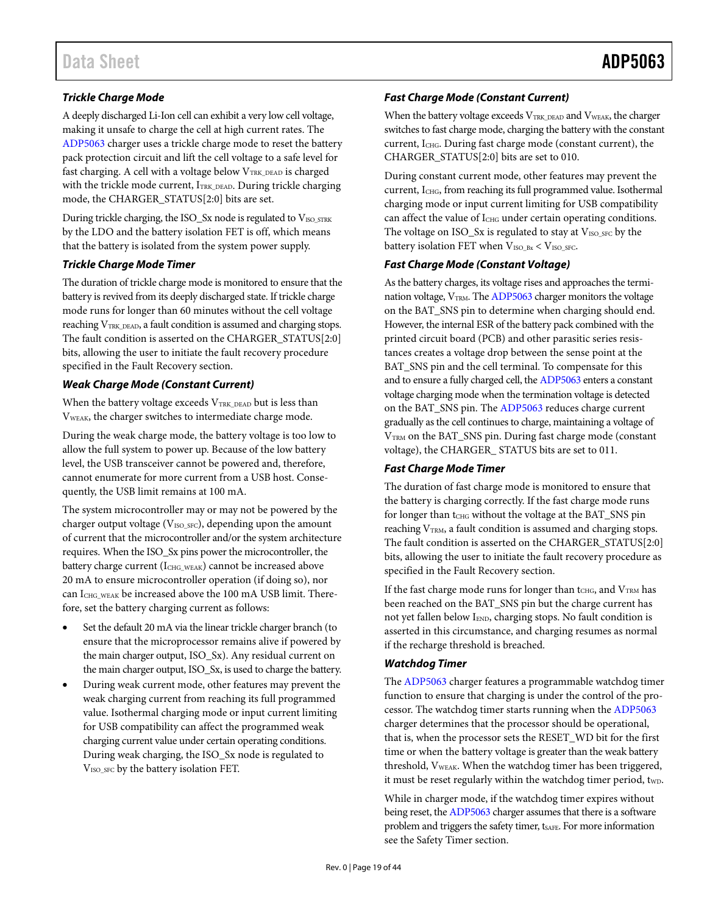### Trickle Charge Mode

A deeply discharged Li-Ion cell can exhibit a very low cell voltage, making it unsafe to charge the cell at high current rates. The ADP5063 charger uses a trickle charge mode to reset the battery pack protection circuit and lift the cell voltage to a safe level for fast charging. A cell with a voltage below $V_{TRK\_DEAD}$ is charged with the trickle mode current, $I_{TRK\_DEAD}$. During trickle charging mode, the CHARGER_STATUS[2:0] bits are set.

During trickle charging, the ISO_Sx node is regulated to $V_{ISO\_STRK}$ by the LDO and the battery isolation FET is off, which means that the battery is isolated from the system power supply.

### Trickle Charge Mode Timer

The duration of trickle charge mode is monitored to ensure that the battery is revived from its deeply discharged state. If trickle charge mode runs for longer than 60 minutes without the cell voltage reaching $V_{TRK\_DEAD}$, a fault condition is assumed and charging stops. The fault condition is asserted on the CHARGER_STATUS[2:0] bits, allowing the user to initiate the fault recovery procedure specified in the Fault Recovery section.

### Weak Charge Mode (Constant Current)

When the battery voltage exceeds $V_{TRK\_DEAD}$ but is less than $V_{WEAK}$, the charger switches to intermediate charge mode.

During the weak charge mode, the battery voltage is too low to allow the full system to power up. Because of the low battery level, the USB transceiver cannot be powered and, therefore, cannot enumerate for more current from a USB host. Consequently, the USB limit remains at 100 mA.

The system microcontroller may or may not be powered by the charger output voltage ($V_{ISO\_SFC}$), depending upon the amount of current that the microcontroller and/or the system architecture requires. When the ISO_Sx pins power the microcontroller, the battery charge current ($I_{CHG\_WEAK}$) cannot be increased above 20 mA to ensure microcontroller operation (if doing so), nor can $I_{CHG\_WEAK}$ be increased above the 100 mA USB limit. Therefore, set the battery charging current as follows:

- Set the default 20 mA via the linear trickle charger branch (to ensure that the microprocessor remains alive if powered by the main charger output, ISO_Sx). Any residual current on the main charger output, ISO_Sx, is used to charge the battery.
- During weak current mode, other features may prevent the weak charging current from reaching its full programmed value. Isothermal charging mode or input current limiting for USB compatibility can affect the programmed weak charging current value under certain operating conditions. During weak charging, the ISO_Sx node is regulated to $V_{ISO\_SFC}$ by the battery isolation FET.

### Fast Charge Mode (Constant Current)

When the battery voltage exceeds $V_{TRK\_DEAD}$ and $V_{WEAK}$, the charger switches to fast charge mode, charging the battery with the constant current, $I_{CHG}$. During fast charge mode (constant current), the CHARGER_STATUS[2:0] bits are set to 010.

During constant current mode, other features may prevent the current, $I_{CHG}$, from reaching its full programmed value. Isothermal charging mode or input current limiting for USB compatibility can affect the value of $I_{CHG}$ under certain operating conditions. The voltage on ISO_Sx is regulated to stay at $V_{ISO\_SFC}$ by the battery isolation FET when $V_{ISO\_Bx} < V_{ISO\_SFC}$.

### Fast Charge Mode (Constant Voltage)

As the battery charges, its voltage rises and approaches the termination voltage, $V_{TRM}$. The ADP5063 charger monitors the voltage on the BAT_SNS pin to determine when charging should end. However, the internal ESR of the battery pack combined with the printed circuit board (PCB) and other parasitic series resistances creates a voltage drop between the sense point at the BAT_SNS pin and the cell terminal. To compensate for this and to ensure a fully charged cell, the ADP5063 enters a constant voltage charging mode when the termination voltage is detected on the BAT_SNS pin. The ADP5063 reduces charge current gradually as the cell continues to charge, maintaining a voltage of $V_{TRM}$ on the BAT_SNS pin. During fast charge mode (constant voltage), the CHARGER_ STATUS bits are set to 011.

### Fast Charge Mode Timer

The duration of fast charge mode is monitored to ensure that the battery is charging correctly. If the fast charge mode runs for longer than $t_{CHG}$ without the voltage at the BAT_SNS pin reaching $V_{TRM}$, a fault condition is assumed and charging stops. The fault condition is asserted on the CHARGER_STATUS[2:0] bits, allowing the user to initiate the fault recovery procedure as specified in the Fault Recovery section.

If the fast charge mode runs for longer than $t_{CHG}$, and $V_{TRM}$ has been reached on the BAT_SNS pin but the charge current has not yet fallen below $I_{END}$, charging stops. No fault condition is asserted in this circumstance, and charging resumes as normal if the recharge threshold is breached.

### Watchdog Timer

The ADP5063 charger features a programmable watchdog timer function to ensure that charging is under the control of the processor. The watchdog timer starts running when the ADP5063 charger determines that the processor should be operational, that is, when the processor sets the RESET_WD bit for the first time or when the battery voltage is greater than the weak battery threshold, $V_{WEAK}$. When the watchdog timer has been triggered, it must be reset regularly within the watchdog timer period, $t_{WD}$.

While in charger mode, if the watchdog timer expires without being reset, the ADP5063 charger assumes that there is a software problem and triggers the safety timer, $t_{SAFE}$. For more information see the Safety Timer section.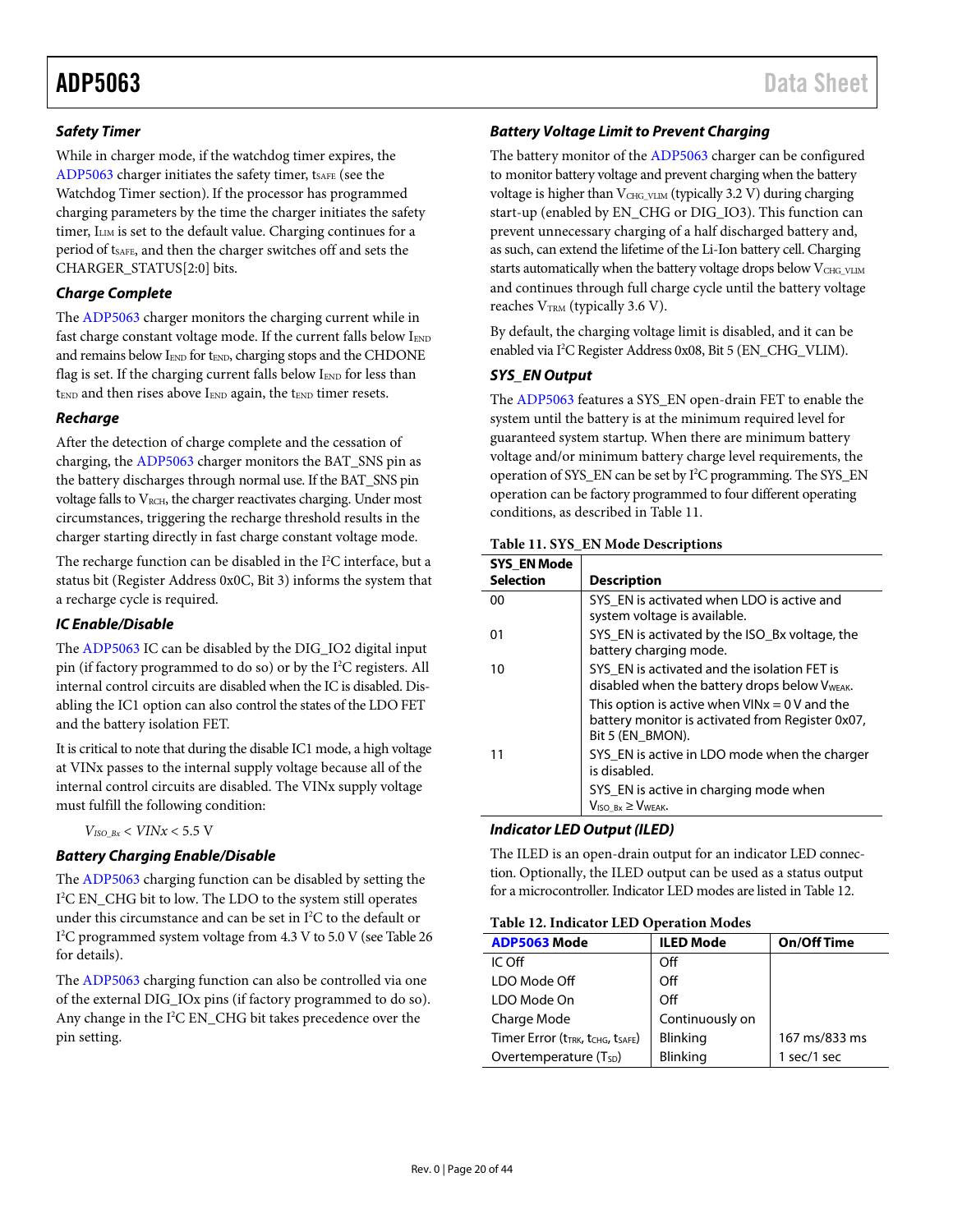### Safety Timer

While in charger mode, if the watchdog timer expires, the ADP5063 charger initiates the safety timer, $t_{SAFE}$ (see the Watchdog Timer section). If the processor has programmed charging parameters by the time the charger initiates the safety timer, $I_{LIM}$ is set to the default value. Charging continues for a period of $t_{SAFE}$, and then the charger switches off and sets the CHARGER_STATUS[2:0] bits.

### Charge Complete

The ADP5063 charger monitors the charging current while in fast charge constant voltage mode. If the current falls below $I_{END}$ and remains below $I_{END}$ for $t_{END}$, charging stops and the CHDONE flag is set. If the charging current falls below $I_{END}$ for less than $t_{END}$ and then rises above $I_{END}$ again, the $t_{END}$ timer resets.

### Recharge

After the detection of charge complete and the cessation of charging, the ADP5063 charger monitors the BAT_SNS pin as the battery discharges through normal use. If the BAT_SNS pin voltage falls to $V_{RCH}$, the charger reactivates charging. Under most circumstances, triggering the recharge threshold results in the charger starting directly in fast charge constant voltage mode.

The recharge function can be disabled in the I²C interface, but a status bit (Register Address 0x0C, Bit 3) informs the system that a recharge cycle is required.

### IC Enable/Disable

The ADP5063 IC can be disabled by the DIG_IO2 digital input pin (if factory programmed to do so) or by the I²C registers. All internal control circuits are disabled when the IC is disabled. Disabling the IC1 option can also control the states of the LDO FET and the battery isolation FET.

It is critical to note that during the disable IC1 mode, a high voltage at VINx passes to the internal supply voltage because all of the internal control circuits are disabled. The VINx supply voltage must fulfill the following condition:

$V_{ISO\_Bx} < VINx < 5.5\text{ V}$

### Battery Charging Enable/Disable

The ADP5063 charging function can be disabled by setting the I²C EN_CHG bit to low. The LDO to the system still operates under this circumstance and can be set in I²C to the default or I²C programmed system voltage from 4.3 V to 5.0 V (see Table 26 for details).

The ADP5063 charging function can also be controlled via one of the external DIG_IOx pins (if factory programmed to do so). Any change in the I²C EN_CHG bit takes precedence over the pin setting.

### Battery Voltage Limit to Prevent Charging

The battery monitor of the ADP5063 charger can be configured to monitor battery voltage and prevent charging when the battery voltage is higher than $V_{CHG\_VLIM}$ (typically 3.2 V) during charging start-up (enabled by EN_CHG or DIG_IO3). This function can prevent unnecessary charging of a half discharged battery and, as such, can extend the lifetime of the Li-Ion battery cell. Charging starts automatically when the battery voltage drops below $V_{CHG\_VLIM}$ and continues through full charge cycle until the battery voltage reaches $V_{TRM}$ (typically 3.6 V).

By default, the charging voltage limit is disabled, and it can be enabled via I²C Register Address 0x08, Bit 5 (EN_CHG_VLIM).

### SYS_EN Output

The ADP5063 features a SYS_EN open-drain FET to enable the system until the battery is at the minimum required level for guaranteed system startup. When there are minimum battery voltage and/or minimum battery charge level requirements, the operation of SYS_EN can be set by I²C programming. The SYS_EN operation can be factory programmed to four different operating conditions, as described in Table 11.

**Table 11. SYS_EN Mode Descriptions**

| SYS_EN Mode Selection | Description |
|---|---|
| 00 | SYS_EN is activated when LDO is active and system voltage is available. |
| 01 | SYS_EN is activated by the ISO_Bx voltage, the battery charging mode. |
| 10 | SYS_EN is activated and the isolation FET is disabled when the battery drops below $V_{WEAK}$. |
| | This option is active when VINx = 0 V and the battery monitor is activated from Register 0x07, Bit 5 (EN_BMON). |
| 11 | SYS_EN is active in LDO mode when the charger is disabled. |
| | SYS_EN is active in charging mode when $V_{ISO\_Bx} \geq V_{WEAK}$. |

### Indicator LED Output (ILED)

The ILED is an open-drain output for an indicator LED connection. Optionally, the ILED output can be used as a status output for a microcontroller. Indicator LED modes are listed in Table 12.

**Table 12. Indicator LED Operation Modes**

| ADP5063 Mode | ILED Mode | On/Off Time |
|---|---|---|
| IC Off | Off | |
| LDO Mode Off | Off | |
| LDO Mode On | Off | |
| Charge Mode | Continuously on | |
| Timer Error ($t_{TRK}$, $t_{CHG}$, $t_{SAFE}$) | Blinking | 167 ms/833 ms |
| Overtemperature ($T_{SD}$) | Blinking | 1 sec/1 sec |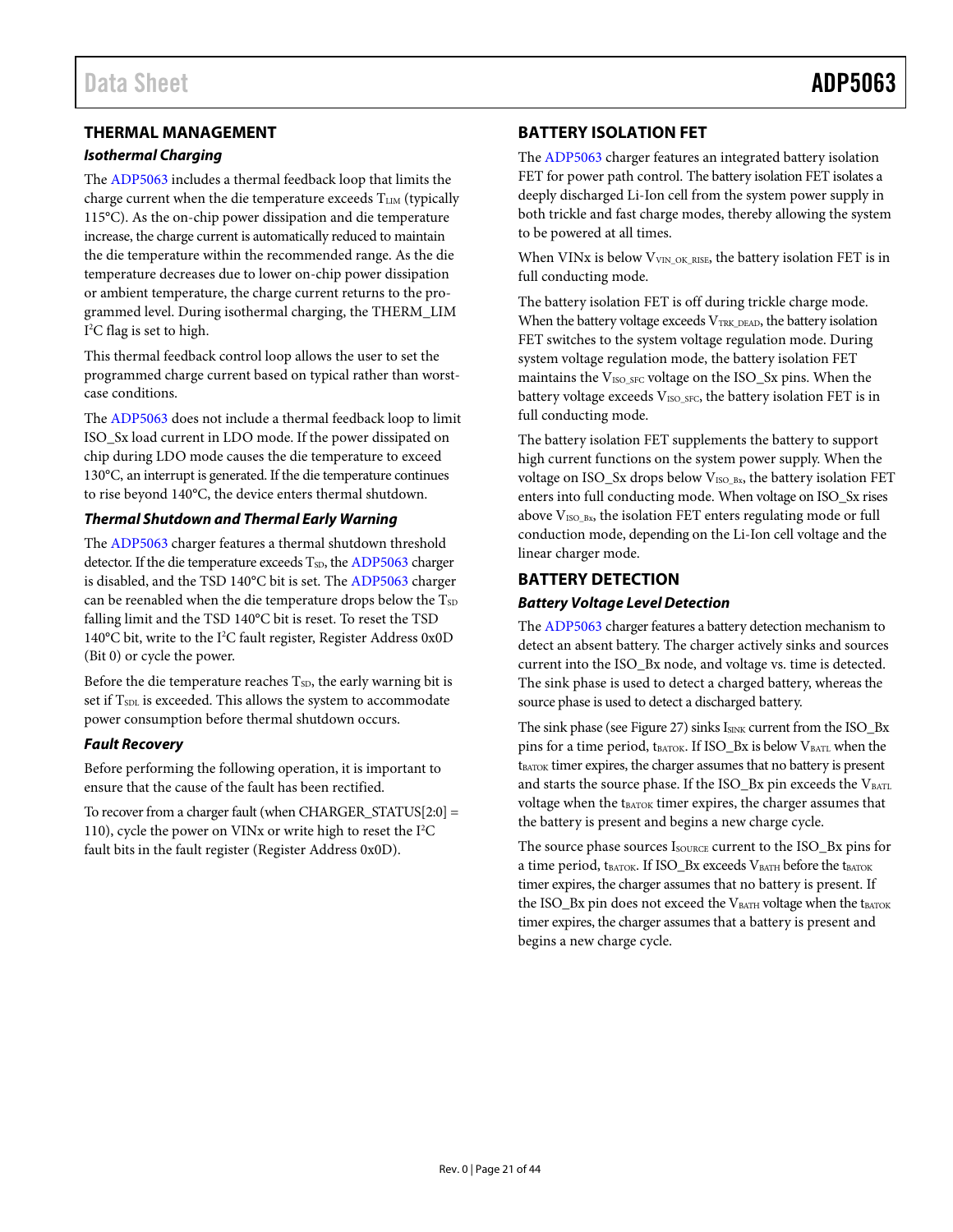## THERMAL MANAGEMENT

### Isothermal Charging

The ADP5063 includes a thermal feedback loop that limits the charge current when the die temperature exceeds $T_{LIM}$ (typically 115°C). As the on-chip power dissipation and die temperature increase, the charge current is automatically reduced to maintain the die temperature within the recommended range. As the die temperature decreases due to lower on-chip power dissipation or ambient temperature, the charge current returns to the programmed level. During isothermal charging, the THERM_LIM I²C flag is set to high.

This thermal feedback control loop allows the user to set the programmed charge current based on typical rather than worst-case conditions.

The ADP5063 does not include a thermal feedback loop to limit ISO_Sx load current in LDO mode. If the power dissipated on chip during LDO mode causes the die temperature to exceed 130°C, an interrupt is generated. If the die temperature continues to rise beyond 140°C, the device enters thermal shutdown.

### Thermal Shutdown and Thermal Early Warning

The ADP5063 charger features a thermal shutdown threshold detector. If the die temperature exceeds $T_{SD}$, the ADP5063 charger is disabled, and the TSD 140°C bit is set. The ADP5063 charger can be reenabled when the die temperature drops below the $T_{SD}$ falling limit and the TSD 140°C bit is reset. To reset the TSD 140°C bit, write to the I²C fault register, Register Address 0x0D (Bit 0) or cycle the power.

Before the die temperature reaches $T_{SD}$, the early warning bit is set if $T_{SDL}$ is exceeded. This allows the system to accommodate power consumption before thermal shutdown occurs.

### Fault Recovery

Before performing the following operation, it is important to ensure that the cause of the fault has been rectified.

To recover from a charger fault (when CHARGER_STATUS[2:0] = 110), cycle the power on VINx or write high to reset the I²C fault bits in the fault register (Register Address 0x0D).

## BATTERY ISOLATION FET

The ADP5063 charger features an integrated battery isolation FET for power path control. The battery isolation FET isolates a deeply discharged Li-Ion cell from the system power supply in both trickle and fast charge modes, thereby allowing the system to be powered at all times.

When VINx is below $V_{VIN\_OK\_RISE}$, the battery isolation FET is in full conducting mode.

The battery isolation FET is off during trickle charge mode. When the battery voltage exceeds $V_{TRK\_DEAD}$, the battery isolation FET switches to the system voltage regulation mode. During system voltage regulation mode, the battery isolation FET maintains the $V_{ISO\_SFC}$ voltage on the ISO_Sx pins. When the battery voltage exceeds $V_{ISO\_SFC}$, the battery isolation FET is in full conducting mode.

The battery isolation FET supplements the battery to support high current functions on the system power supply. When the voltage on ISO_Sx drops below $V_{ISO\_Bx}$, the battery isolation FET enters into full conducting mode. When voltage on ISO_Sx rises above $V_{ISO\_Bx}$, the isolation FET enters regulating mode or full conduction mode, depending on the Li-Ion cell voltage and the linear charger mode.

## BATTERY DETECTION

### Battery Voltage Level Detection

The ADP5063 charger features a battery detection mechanism to detect an absent battery. The charger actively sinks and sources current into the ISO_Bx node, and voltage vs. time is detected. The sink phase is used to detect a charged battery, whereas the source phase is used to detect a discharged battery.

The sink phase (see Figure 27) sinks $I_{SINK}$ current from the ISO_Bx pins for a time period, $t_{BATOK}$. If ISO_Bx is below $V_{BATL}$ when the $t_{BATOK}$ timer expires, the charger assumes that no battery is present and starts the source phase. If the ISO_Bx pin exceeds the $V_{BATL}$ voltage when the $t_{BATOK}$ timer expires, the charger assumes that the battery is present and begins a new charge cycle.

The source phase sources $I_{SOURCE}$ current to the ISO_Bx pins for a time period, $t_{BATOK}$. If ISO_Bx exceeds $V_{BATH}$ before the $t_{BATOK}$ timer expires, the charger assumes that no battery is present. If the ISO_Bx pin does not exceed the $V_{BATH}$ voltage when the $t_{BATOK}$ timer expires, the charger assumes that a battery is present and begins a new charge cycle.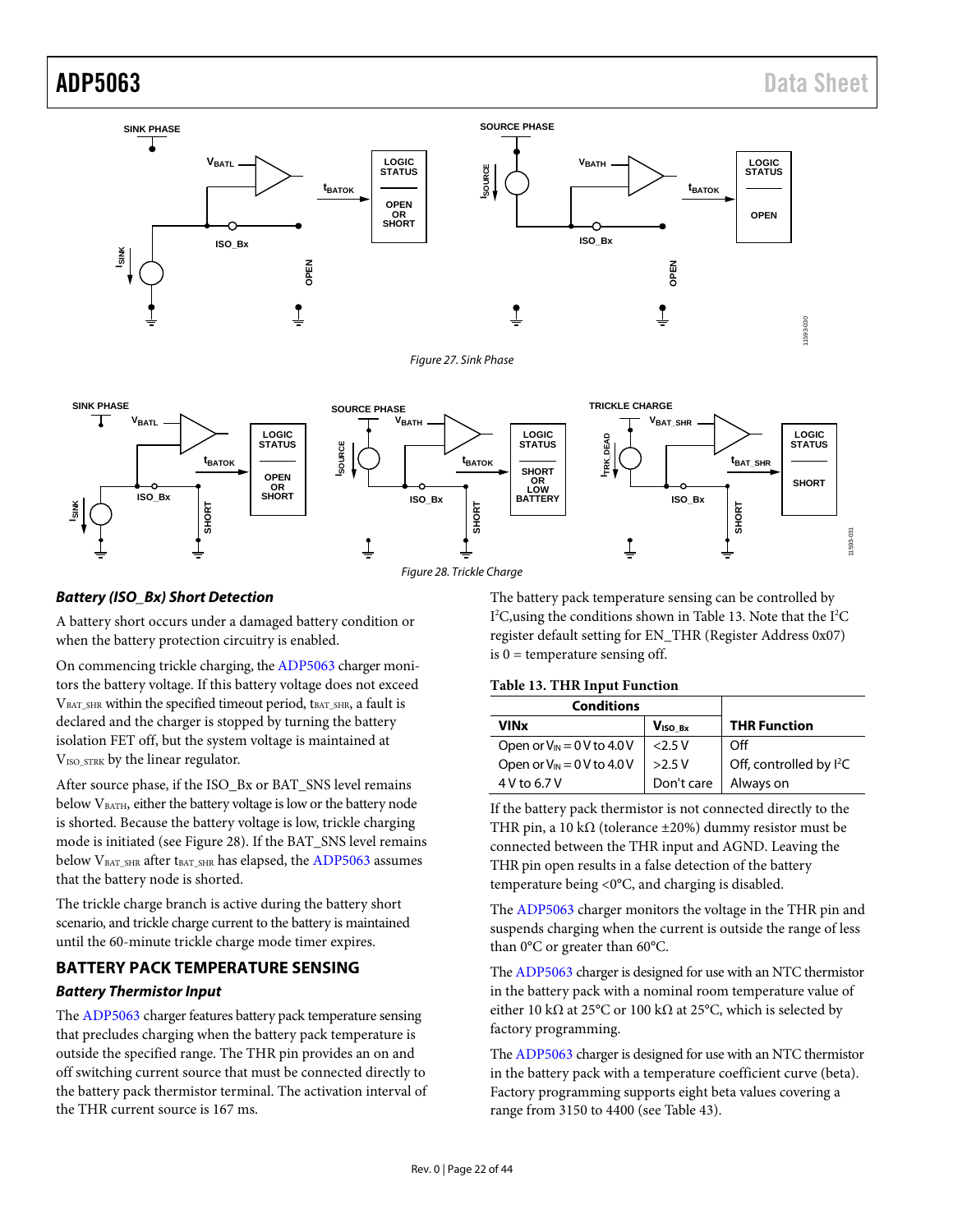Figure 27. Sink Phase

Figure 28. Trickle Charge

### Battery (ISO_Bx) Short Detection

A battery short occurs under a damaged battery condition or when the battery protection circuitry is enabled.

On commencing trickle charging, the ADP5063 charger monitors the battery voltage. If this battery voltage does not exceed $V_{BAT\_SHR}$ within the specified timeout period, $t_{BAT\_SHR}$, a fault is declared and the charger is stopped by turning the battery isolation FET off, but the system voltage is maintained at $V_{ISO\_STRK}$ by the linear regulator.

After source phase, if the ISO_Bx or BAT_SNS level remains below $V_{BATH}$, either the battery voltage is low or the battery node is shorted. Because the battery voltage is low, trickle charging mode is initiated (see Figure 28). If the BAT_SNS level remains below $V_{BAT\_SHR}$ after $t_{BAT\_SHR}$ has elapsed, the ADP5063 assumes that the battery node is shorted.

The trickle charge branch is active during the battery short scenario, and trickle charge current to the battery is maintained until the 60-minute trickle charge mode timer expires.

## BATTERY PACK TEMPERATURE SENSING

### Battery Thermistor Input

The ADP5063 charger features battery pack temperature sensing that precludes charging when the battery pack temperature is outside the specified range. The THR pin provides an on and off switching current source that must be connected directly to the battery pack thermistor terminal. The activation interval of the THR current source is 167 ms.

The battery pack temperature sensing can be controlled by I²C,using the conditions shown in Table 13. Note that the I²C register default setting for EN_THR (Register Address 0x07) is 0 = temperature sensing off.

**Table 13. THR Input Function**

| Conditions | | |
|---|---|---|
| **VINx** | **$V_{ISO\_Bx}$** | **THR Function** |
| Open or $V_{IN}$ = 0 V to 4.0 V | <2.5 V | Off |
| Open or $V_{IN}$ = 0 V to 4.0 V | >2.5 V | Off, controlled by I²C |
| 4 V to 6.7 V | Don't care | Always on |

If the battery pack thermistor is not connected directly to the THR pin, a 10 kΩ (tolerance ±20%) dummy resistor must be connected between the THR input and AGND. Leaving the THR pin open results in a false detection of the battery temperature being <0°C, and charging is disabled.

The ADP5063 charger monitors the voltage in the THR pin and suspends charging when the current is outside the range of less than 0°C or greater than 60°C.

The ADP5063 charger is designed for use with an NTC thermistor in the battery pack with a nominal room temperature value of either 10 kΩ at 25°C or 100 kΩ at 25°C, which is selected by factory programming.

The ADP5063 charger is designed for use with an NTC thermistor in the battery pack with a temperature coefficient curve (beta). Factory programming supports eight beta values covering a range from 3150 to 4400 (see Table 43).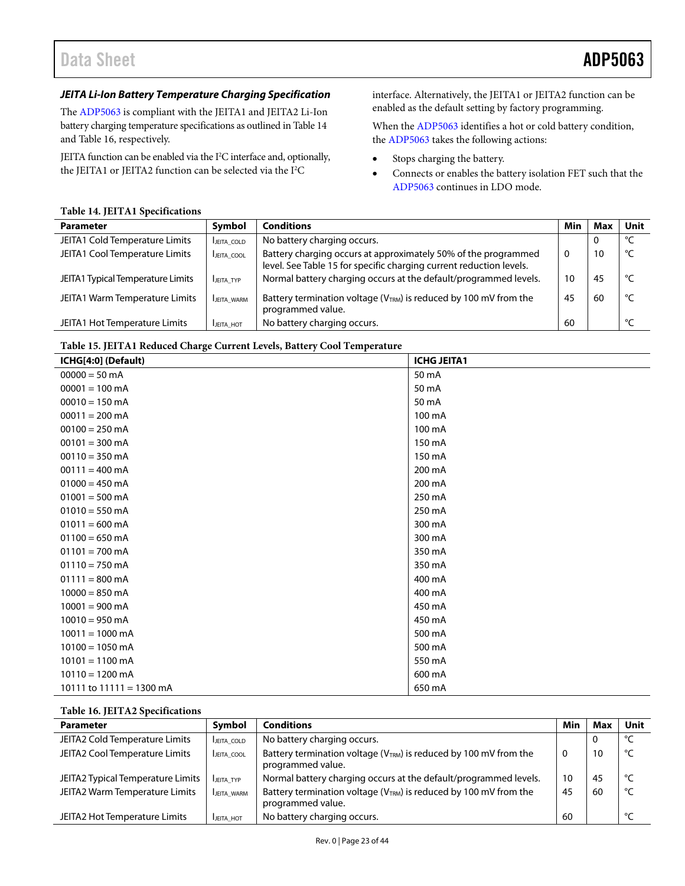### JEITA Li-Ion Battery Temperature Charging Specification

The ADP5063 is compliant with the JEITA1 and JEITA2 Li-Ion battery charging temperature specifications as outlined in Table 14 and Table 16, respectively.

JEITA function can be enabled via the $I^2C$ interface and, optionally, the JEITA1 or JEITA2 function can be selected via the $I^2C$ interface. Alternatively, the JEITA1 or JEITA2 function can be enabled as the default setting by factory programming.

When the ADP5063 identifies a hot or cold battery condition, the ADP5063 takes the following actions:

- Stops charging the battery.
- Connects or enables the battery isolation FET such that the ADP5063 continues in LDO mode.

**Table 14. JEITA1 Specifications**

| Parameter | Symbol | Conditions | Min | Max | Unit |
|---|---|---|---|---|---|
| JEITA1 Cold Temperature Limits | $I_{JEITA\_COLD}$ | No battery charging occurs. | | 0 | °C |
| JEITA1 Cool Temperature Limits | $I_{JEITA\_COOL}$ | Battery charging occurs at approximately 50% of the programmed level. See Table 15 for specific charging current reduction levels. | 0 | 10 | °C |
| JEITA1 Typical Temperature Limits | $I_{JEITA\_TYP}$ | Normal battery charging occurs at the default/programmed levels. | 10 | 45 | °C |
| JEITA1 Warm Temperature Limits | $I_{JEITA\_WARM}$ | Battery termination voltage ($V_{TRM}$) is reduced by 100 mV from the programmed value. | 45 | 60 | °C |
| JEITA1 Hot Temperature Limits | $I_{JEITA\_HOT}$ | No battery charging occurs. | 60 | | °C |

**Table 15. JEITA1 Reduced Charge Current Levels, Battery Cool Temperature**

| ICHG[4:0] (Default) | ICHG JEITA1 |
|---|---|
| 00000 = 50 mA | 50 mA |
| 00001 = 100 mA | 50 mA |
| 00010 = 150 mA | 50 mA |
| 00011 = 200 mA | 100 mA |
| 00100 = 250 mA | 100 mA |
| 00101 = 300 mA | 150 mA |
| 00110 = 350 mA | 150 mA |
| 00111 = 400 mA | 200 mA |
| 01000 = 450 mA | 200 mA |
| 01001 = 500 mA | 250 mA |
| 01010 = 550 mA | 250 mA |
| 01011 = 600 mA | 300 mA |
| 01100 = 650 mA | 300 mA |
| 01101 = 700 mA | 350 mA |
| 01110 = 750 mA | 350 mA |
| 01111 = 800 mA | 400 mA |
| 10000 = 850 mA | 400 mA |
| 10001 = 900 mA | 450 mA |
| 10010 = 950 mA | 450 mA |
| 10011 = 1000 mA | 500 mA |
| 10100 = 1050 mA | 500 mA |
| 10101 = 1100 mA | 550 mA |
| 10110 = 1200 mA | 600 mA |
| 10111 to 11111 = 1300 mA | 650 mA |

**Table 16. JEITA2 Specifications**

| Parameter | Symbol | Conditions | Min | Max | Unit |
|---|---|---|---|---|---|
| JEITA2 Cold Temperature Limits | $I_{JEITA\_COLD}$ | No battery charging occurs. | | 0 | °C |
| JEITA2 Cool Temperature Limits | $I_{JEITA\_COOL}$ | Battery termination voltage ($V_{TRM}$) is reduced by 100 mV from the programmed value. | 0 | 10 | °C |
| JEITA2 Typical Temperature Limits | $I_{JEITA\_TYP}$ | Normal battery charging occurs at the default/programmed levels. | 10 | 45 | °C |
| JEITA2 Warm Temperature Limits | $I_{JEITA\_WARM}$ | Battery termination voltage ($V_{TRM}$) is reduced by 100 mV from the programmed value. | 45 | 60 | °C |
| JEITA2 Hot Temperature Limits | $I_{JEITA\_HOT}$ | No battery charging occurs. | 60 | | °C |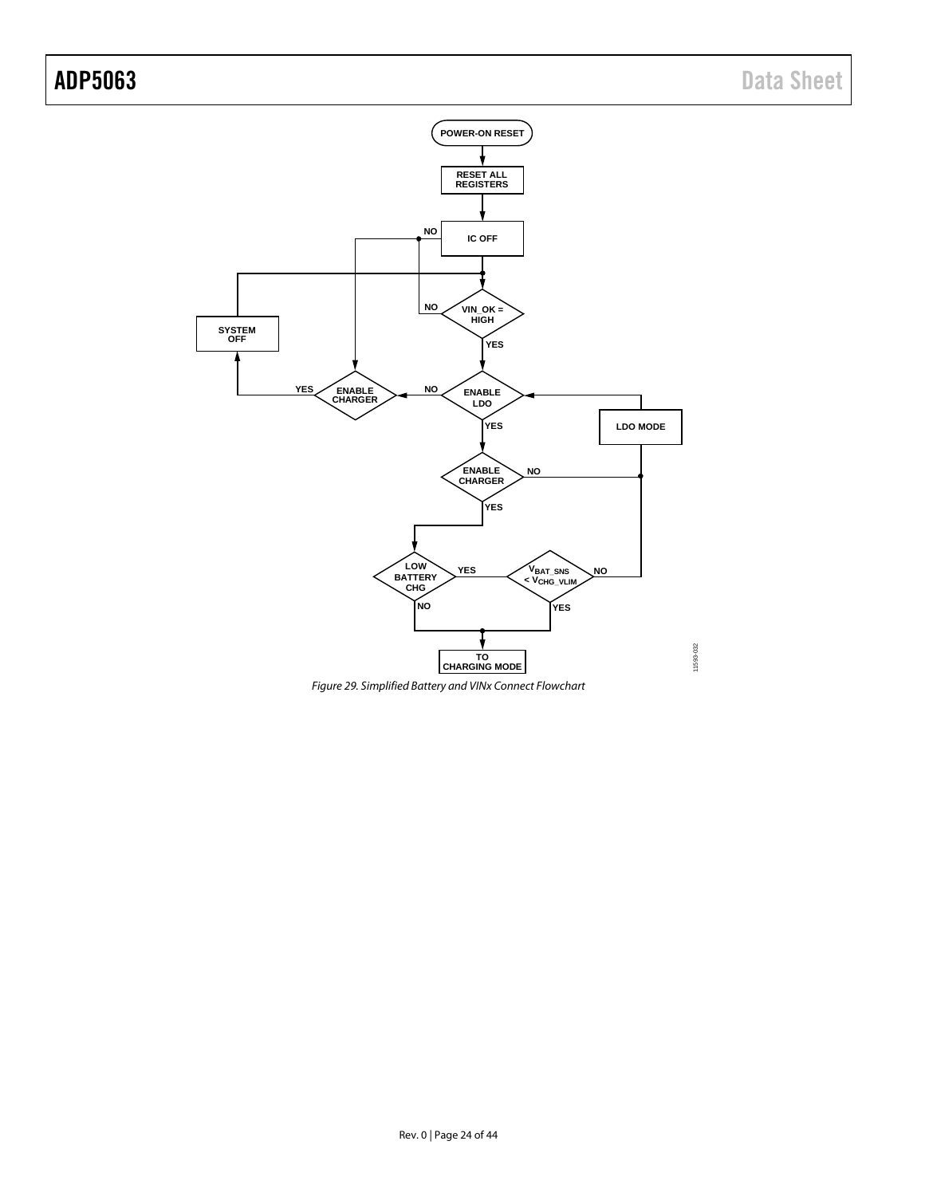Figure 29. Simplified Battery and VINx Connect Flowchart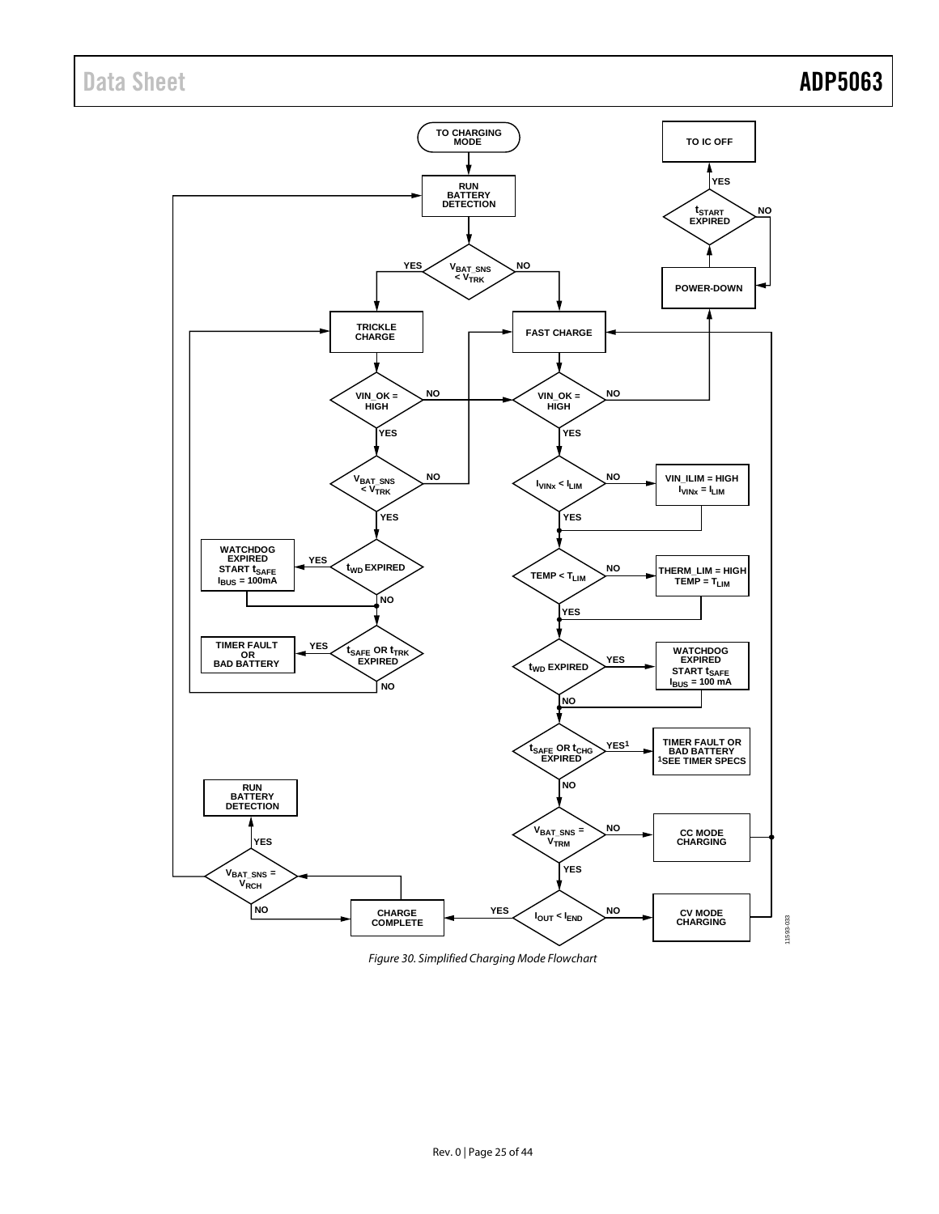Figure 30. Simplified Charging Mode Flowchart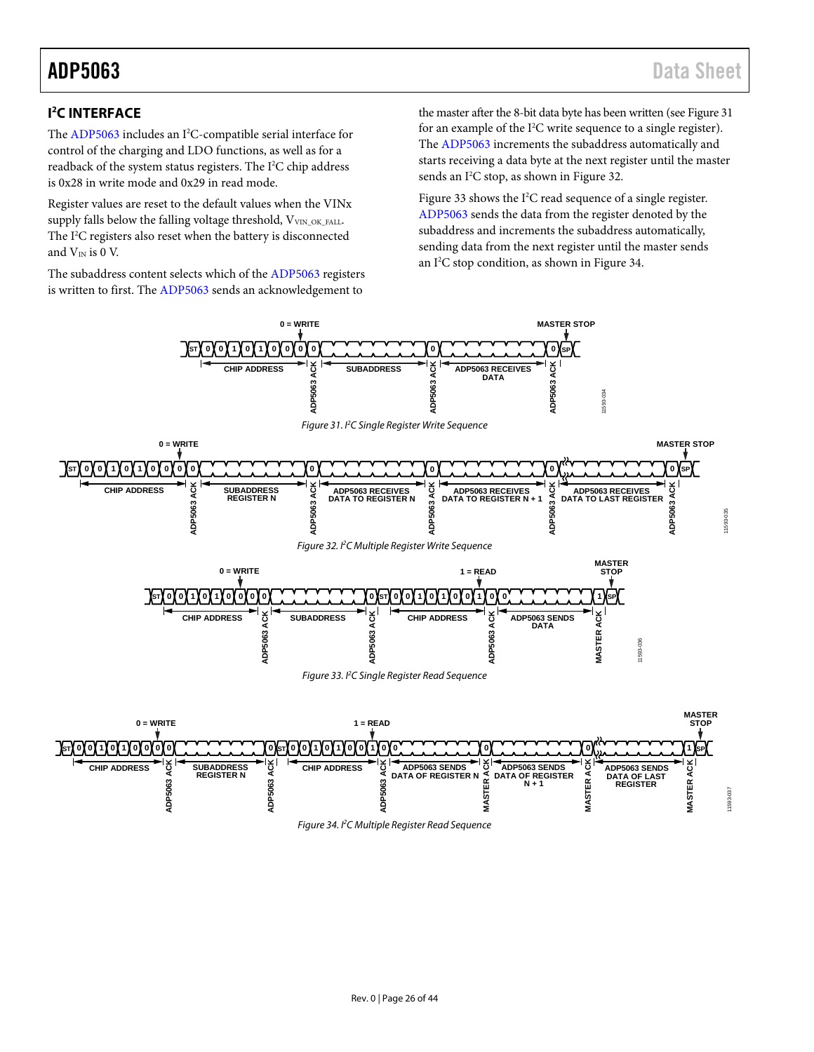## I²C INTERFACE

The ADP5063 includes an I²C-compatible serial interface for control of the charging and LDO functions, as well as for a readback of the system status registers. The I²C chip address is 0x28 in write mode and 0x29 in read mode.

Register values are reset to the default values when the VINx supply falls below the falling voltage threshold, $V_{VIN\_OK\_FALL}$. The I²C registers also reset when the battery is disconnected and $V_{IN}$ is 0 V.

The subaddress content selects which of the ADP5063 registers is written to first. The ADP5063 sends an acknowledgement to the master after the 8-bit data byte has been written (see Figure 31 for an example of the I²C write sequence to a single register). The ADP5063 increments the subaddress automatically and starts receiving a data byte at the next register until the master sends an I²C stop, as shown in Figure 32.

Figure 33 shows the I²C read sequence of a single register. ADP5063 sends the data from the register denoted by the subaddress and increments the subaddress automatically, sending data from the next register until the master sends an I²C stop condition, as shown in Figure 34.

Figure 31. I²C Single Register Write Sequence

Figure 32. I²C Multiple Register Write Sequence

Figure 33. I²C Single Register Read Sequence

Figure 34. I²C Multiple Register Read Sequence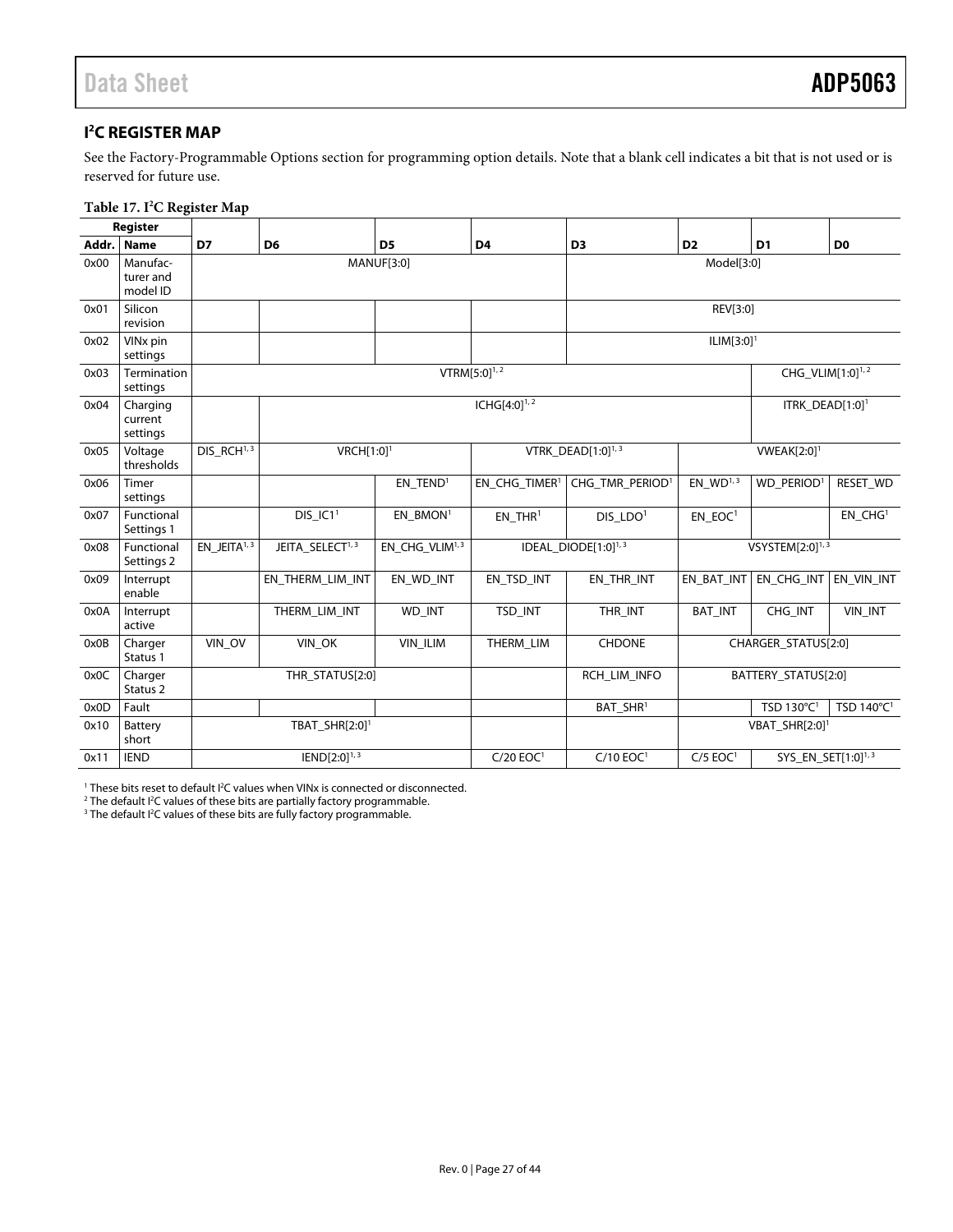## I²C REGISTER MAP

See the Factory-Programmable Options section for programming option details. Note that a blank cell indicates a bit that is not used or is reserved for future use.

**Table 17. I²C Register Map**

| Register | | | | | | | | | |
|---|---|---|---|---|---|---|---|---|---|
| **Addr.** | **Name** | **D7** | **D6** | **D5** | **D4** | **D3** | **D2** | **D1** | **D0** |
| 0x00 | Manufacturer and model ID | MANUF[3:0] | | | | Model[3:0] | | | |
| 0x01 | Silicon revision | | | | | REV[3:0] | | | |
| 0x02 | VINx pin settings | | | | | ILIM[3:0][1] | | | |
| 0x03 | Termination settings | VTRM[5:0][1, 2] | | | | | | CHG_VLIM[1:0][1, 2] | |
| 0x04 | Charging current settings | | ICHG[4:0][1, 2] | | | | | ITRK_DEAD[1:0][1] | |
| 0x05 | Voltage thresholds | DIS_RCH[1, 3] | VRCH[1:0][1] | | VTRK_DEAD[1:0][1, 3] | | VWEAK[2:0][1] | | |
| 0x06 | Timer settings | | | EN_TEND[1] | EN_CHG_TIMER[1] | CHG_TMR_PERIOD[1] | EN_WD[1, 3] | WD_PERIOD[1] | RESET_WD |
| 0x07 | Functional Settings 1 | | DIS_IC1[1] | EN_BMON[1] | EN_THR[1] | DIS_LDO[1] | EN_EOC[1] | | EN_CHG[1] |
| 0x08 | Functional Settings 2 | EN_JEITA[1, 3] | JEITA_SELECT[1, 3] | EN_CHG_VLIM[1, 3] | IDEAL_DIODE[1:0][1, 3] | | VSYSTEM[2:0][1, 3] | | |
| 0x09 | Interrupt enable | | EN_THERM_LIM_INT | EN_WD_INT | EN_TSD_INT | EN_THR_INT | EN_BAT_INT | EN_CHG_INT | EN_VIN_INT |
| 0x0A | Interrupt active | | THERM_LIM_INT | WD_INT | TSD_INT | THR_INT | BAT_INT | CHG_INT | VIN_INT |
| 0x0B | Charger Status 1 | VIN_OV | VIN_OK | VIN_ILIM | THERM_LIM | CHDONE | CHARGER_STATUS[2:0] | | |
| 0x0C | Charger Status 2 | THR_STATUS[2:0] | | | | RCH_LIM_INFO | BATTERY_STATUS[2:0] | | |
| 0x0D | Fault | | | | | BAT_SHR[1] | | TSD 130°C[1] | TSD 140°C[1] |
| 0x10 | Battery short | TBAT_SHR[2:0][1] | | | | | VBAT_SHR[2:0][1] | | |
| 0x11 | IEND | IEND[2:0][1, 3] | | | C/20 EOC[1] | C/10 EOC[1] | C/5 EOC[1] | SYS_EN_SET[1:0][1, 3] | |

[1] These bits reset to default I²C values when VINx is connected or disconnected.
[2] The default I²C values of these bits are partially factory programmable.
[3] The default I²C values of these bits are fully factory programmable.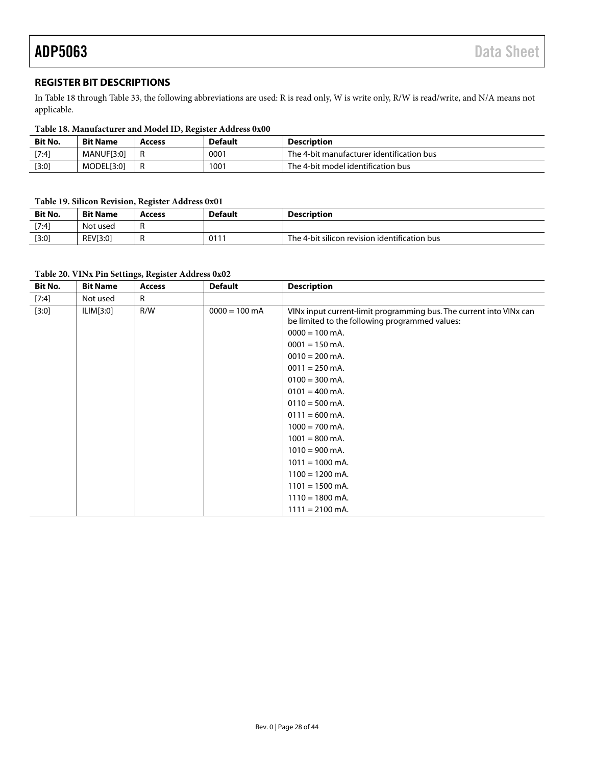## REGISTER BIT DESCRIPTIONS

In Table 18 through Table 33, the following abbreviations are used: R is read only, W is write only, R/W is read/write, and N/A means not applicable.

**Table 18. Manufacturer and Model ID, Register Address 0x00**

| Bit No. | Bit Name | Access | Default | Description |
|---|---|---|---|---|
| [7:4] | MANUF[3:0] | R | 0001 | The 4-bit manufacturer identification bus |
| [3:0] | MODEL[3:0] | R | 1001 | The 4-bit model identification bus |

**Table 19. Silicon Revision, Register Address 0x01**

| Bit No. | Bit Name | Access | Default | Description |
|---|---|---|---|---|
| [7:4] | Not used | R | | |
| [3:0] | REV[3:0] | R | 0111 | The 4-bit silicon revision identification bus |

**Table 20. VINx Pin Settings, Register Address 0x02**

| Bit No. | Bit Name | Access | Default | Description |
|---|---|---|---|---|
| [7:4] | Not used | R | | |
| [3:0] | ILIM[3:0] | R/W | 0000 = 100 mA | VINx input current-limit programming bus. The current into VINx can be limited to the following programmed values:<br>0000 = 100 mA.<br>0001 = 150 mA.<br>0010 = 200 mA.<br>0011 = 250 mA.<br>0100 = 300 mA.<br>0101 = 400 mA.<br>0110 = 500 mA.<br>0111 = 600 mA.<br>1000 = 700 mA.<br>1001 = 800 mA.<br>1010 = 900 mA.<br>1011 = 1000 mA.<br>1100 = 1200 mA.<br>1101 = 1500 mA.<br>1110 = 1800 mA.<br>1111 = 2100 mA. |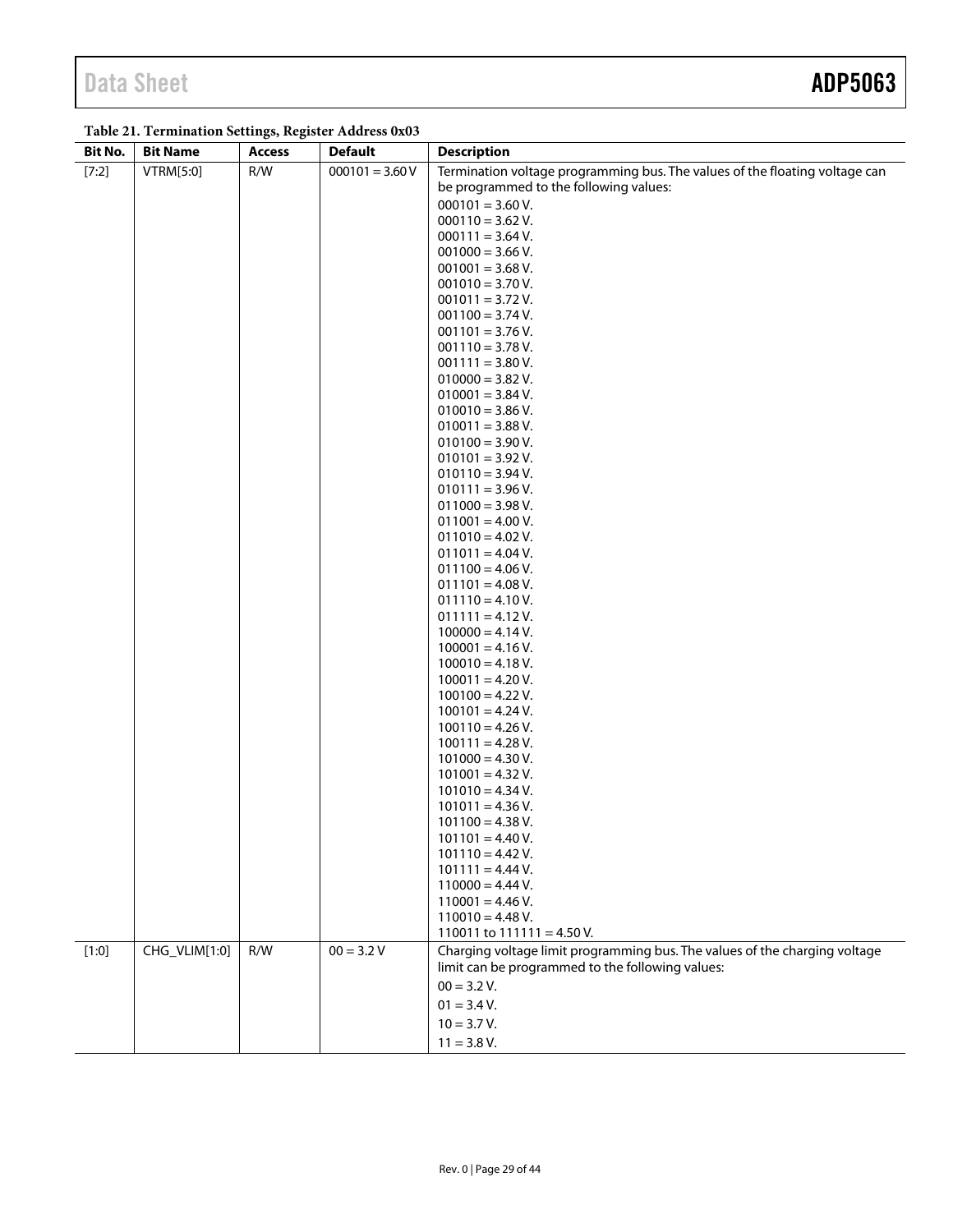**Table 21. Termination Settings, Register Address 0x03**

| Bit No. | Bit Name | Access | Default | Description |
|---|---|---|---|---|
| [7:2] | VTRM[5:0] | R/W | 000101 = 3.60 V | Termination voltage programming bus. The values of the floating voltage can be programmed to the following values:<br>000101 = 3.60 V.<br>000110 = 3.62 V.<br>000111 = 3.64 V.<br>001000 = 3.66 V.<br>001001 = 3.68 V.<br>001010 = 3.70 V.<br>001011 = 3.72 V.<br>001100 = 3.74 V.<br>001101 = 3.76 V.<br>001110 = 3.78 V.<br>001111 = 3.80 V.<br>010000 = 3.82 V.<br>010001 = 3.84 V.<br>010010 = 3.86 V.<br>010011 = 3.88 V.<br>010100 = 3.90 V.<br>010101 = 3.92 V.<br>010110 = 3.94 V.<br>010111 = 3.96 V.<br>011000 = 3.98 V.<br>011001 = 4.00 V.<br>011010 = 4.02 V.<br>011011 = 4.04 V.<br>011100 = 4.06 V.<br>011101 = 4.08 V.<br>011110 = 4.10 V.<br>011111 = 4.12 V.<br>100000 = 4.14 V.<br>100001 = 4.16 V.<br>100010 = 4.18 V.<br>100011 = 4.20 V.<br>100100 = 4.22 V.<br>100101 = 4.24 V.<br>100110 = 4.26 V.<br>100111 = 4.28 V.<br>101000 = 4.30 V.<br>101001 = 4.32 V.<br>101010 = 4.34 V.<br>101011 = 4.36 V.<br>101100 = 4.38 V.<br>101101 = 4.40 V.<br>101110 = 4.42 V.<br>101111 = 4.44 V.<br>110000 = 4.44 V.<br>110001 = 4.46 V.<br>110010 = 4.48 V.<br>110011 to 111111 = 4.50 V. |
| [1:0] | CHG_VLIM[1:0] | R/W | 00 = 3.2 V | Charging voltage limit programming bus. The values of the charging voltage limit can be programmed to the following values:<br>00 = 3.2 V.<br>01 = 3.4 V.<br>10 = 3.7 V.<br>11 = 3.8 V. |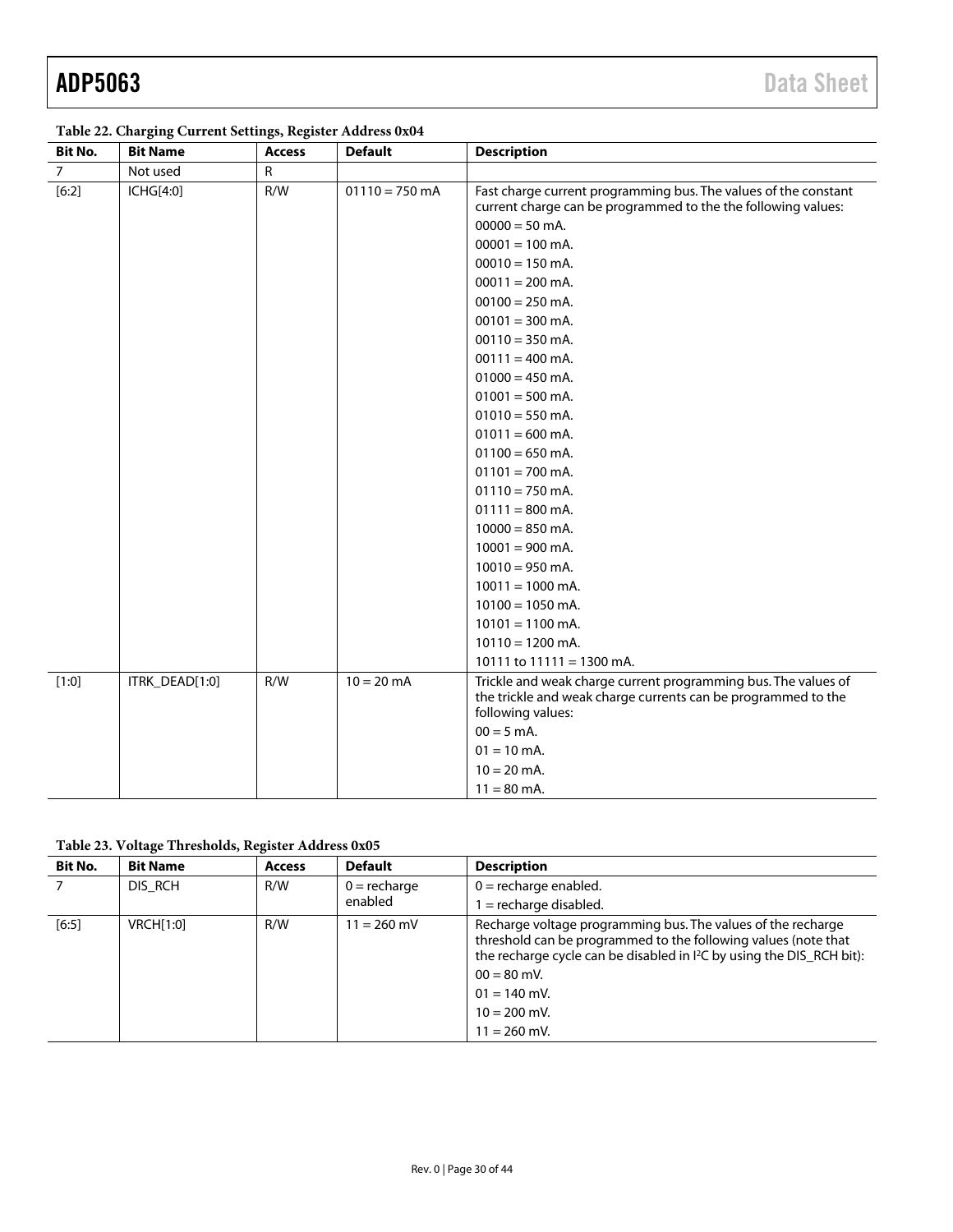**Table 22. Charging Current Settings, Register Address 0x04**

| Bit No. | Bit Name | Access | Default | Description |
|---|---|---|---|---|
| 7 | Not used | R | | |
| [6:2] | ICHG[4:0] | R/W | 01110 = 750 mA | Fast charge current programming bus. The values of the constant current charge can be programmed to the the following values:<br>00000 = 50 mA.<br>00001 = 100 mA.<br>00010 = 150 mA.<br>00011 = 200 mA.<br>00100 = 250 mA.<br>00101 = 300 mA.<br>00110 = 350 mA.<br>00111 = 400 mA.<br>01000 = 450 mA.<br>01001 = 500 mA.<br>01010 = 550 mA.<br>01011 = 600 mA.<br>01100 = 650 mA.<br>01101 = 700 mA.<br>01110 = 750 mA.<br>01111 = 800 mA.<br>10000 = 850 mA.<br>10001 = 900 mA.<br>10010 = 950 mA.<br>10011 = 1000 mA.<br>10100 = 1050 mA.<br>10101 = 1100 mA.<br>10110 = 1200 mA.<br>10111 to 11111 = 1300 mA. |
| [1:0] | ITRK_DEAD[1:0] | R/W | 10 = 20 mA | Trickle and weak charge current programming bus. The values of the trickle and weak charge currents can be programmed to the following values:<br>00 = 5 mA.<br>01 = 10 mA.<br>10 = 20 mA.<br>11 = 80 mA. |

**Table 23. Voltage Thresholds, Register Address 0x05**

| Bit No. | Bit Name | Access | Default | Description |
|---|---|---|---|---|
| 7 | DIS_RCH | R/W | 0 = recharge enabled | 0 = recharge enabled.<br>1 = recharge disabled. |
| [6:5] | VRCH[1:0] | R/W | 11 = 260 mV | Recharge voltage programming bus. The values of the recharge threshold can be programmed to the following values (note that the recharge cycle can be disabled in I²C by using the DIS_RCH bit):<br>00 = 80 mV.<br>01 = 140 mV.<br>10 = 200 mV.<br>11 = 260 mV. |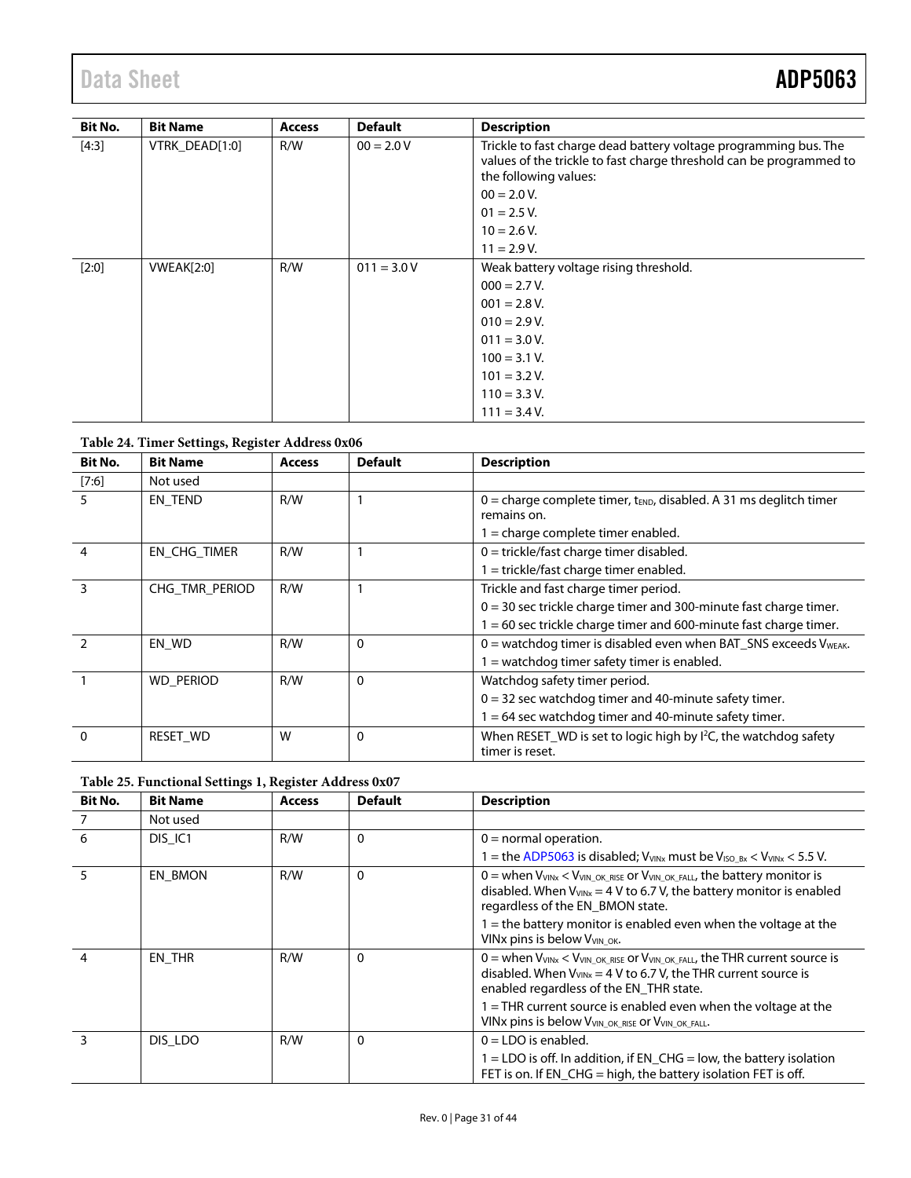| Bit No. | Bit Name | Access | Default | Description |
|---|---|---|---|---|
| [4:3] | VTRK_DEAD[1:0] | R/W | 00 = 2.0 V | Trickle to fast charge dead battery voltage programming bus. The values of the trickle to fast charge threshold can be programmed to the following values: <br> 00 = 2.0 V. <br> 01 = 2.5 V. <br> 10 = 2.6 V. <br> 11 = 2.9 V. |
| [2:0] | VWEAK[2:0] | R/W | 011 = 3.0 V | Weak battery voltage rising threshold. <br> 000 = 2.7 V. <br> 001 = 2.8 V. <br> 010 = 2.9 V. <br> 011 = 3.0 V. <br> 100 = 3.1 V. <br> 101 = 3.2 V. <br> 110 = 3.3 V. <br> 111 = 3.4 V. |

**Table 24. Timer Settings, Register Address 0x06**

| Bit No. | Bit Name | Access | Default | Description |
|---|---|---|---|---|
| [7:6] | Not used | | | |
| 5 | EN_TEND | R/W | 1 | 0 = charge complete timer, $t_{END}$, disabled. A 31 ms deglitch timer remains on. <br> 1 = charge complete timer enabled. |
| 4 | EN_CHG_TIMER | R/W | 1 | 0 = trickle/fast charge timer disabled. <br> 1 = trickle/fast charge timer enabled. |
| 3 | CHG_TMR_PERIOD | R/W | 1 | Trickle and fast charge timer period. <br> 0 = 30 sec trickle charge timer and 300-minute fast charge timer. <br> 1 = 60 sec trickle charge timer and 600-minute fast charge timer. |
| 2 | EN_WD | R/W | 0 | 0 = watchdog timer is disabled even when BAT_SNS exceeds $V_{WEAK}$. <br> 1 = watchdog timer safety timer is enabled. |
| 1 | WD_PERIOD | R/W | 0 | Watchdog safety timer period. <br> 0 = 32 sec watchdog timer and 40-minute safety timer. <br> 1 = 64 sec watchdog timer and 40-minute safety timer. |
| 0 | RESET_WD | W | 0 | When RESET_WD is set to logic high by I²C, the watchdog safety timer is reset. |

**Table 25. Functional Settings 1, Register Address 0x07**

| Bit No. | Bit Name | Access | Default | Description |
|---|---|---|---|---|
| 7 | Not used | | | |
| 6 | DIS_IC1 | R/W | 0 | 0 = normal operation. <br> 1 = the ADP5063 is disabled; $V_{VINx}$ must be $V_{ISO\_Bx} < V_{VINx} < 5.5$ V. |
| 5 | EN_BMON | R/W | 0 | 0 = when $V_{VINx} < V_{VIN\_OK\_RISE}$ or $V_{VIN\_OK\_FALL}$, the battery monitor is disabled. When $V_{VINx}$ = 4 V to 6.7 V, the battery monitor is enabled regardless of the EN_BMON state. <br> 1 = the battery monitor is enabled even when the voltage at the VINx pins is below $V_{VIN\_OK}$. |
| 4 | EN_THR | R/W | 0 | 0 = when $V_{VINx} < V_{VIN\_OK\_RISE}$ or $V_{VIN\_OK\_FALL}$, the THR current source is disabled. When $V_{VINx}$ = 4 V to 6.7 V, the THR current source is enabled regardless of the EN_THR state. <br> 1 = THR current source is enabled even when the voltage at the VINx pins is below $V_{VIN\_OK\_RISE}$ or $V_{VIN\_OK\_FALL}$. |
| 3 | DIS_LDO | R/W | 0 | 0 = LDO is enabled. <br> 1 = LDO is off. In addition, if EN_CHG = low, the battery isolation FET is on. If EN_CHG = high, the battery isolation FET is off. |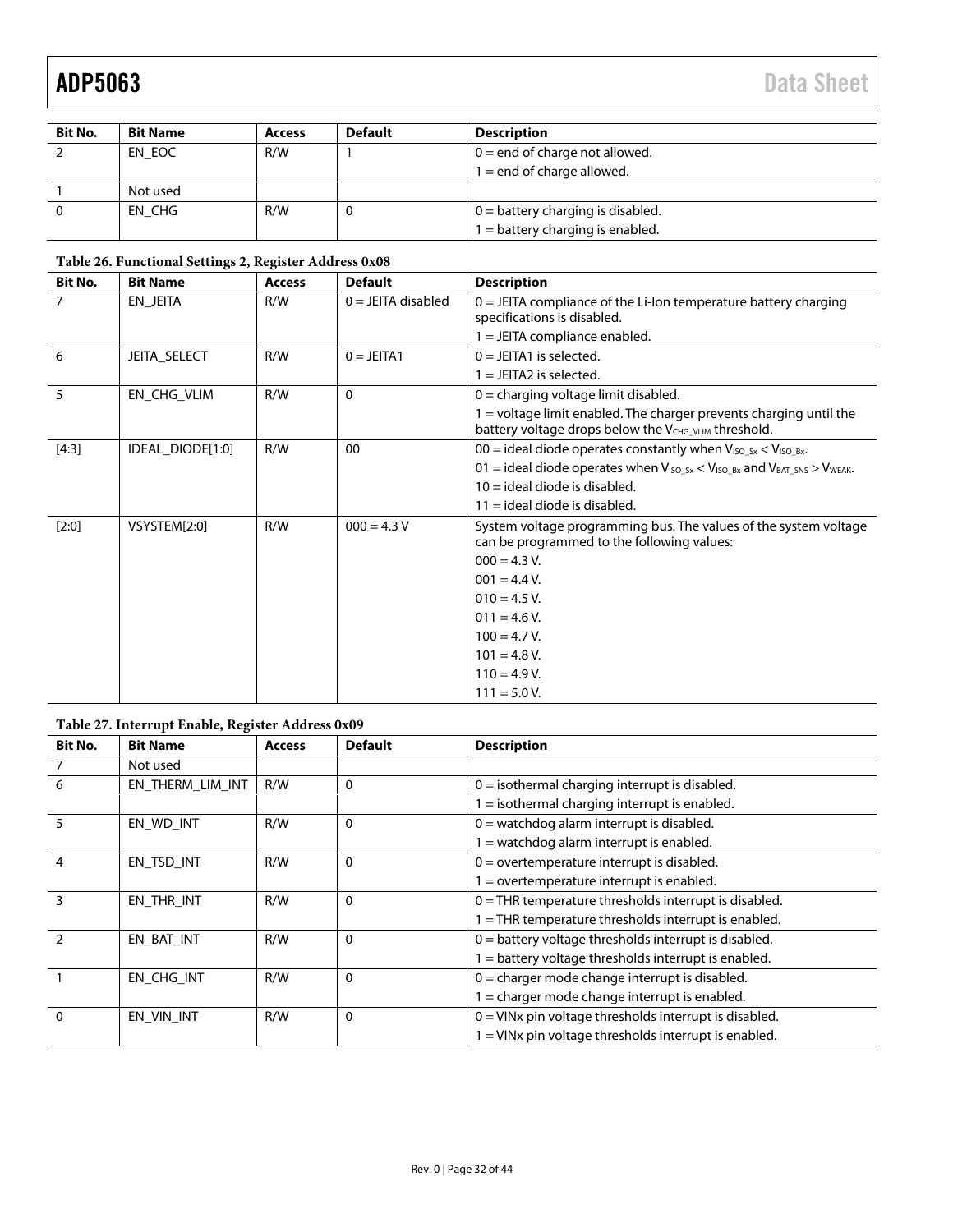| Bit No. | Bit Name | Access | Default | Description |
|---|---|---|---|---|
| 2 | EN_EOC | R/W | 1 | 0 = end of charge not allowed.<br>1 = end of charge allowed. |
| 1 | Not used | | | |
| 0 | EN_CHG | R/W | 0 | 0 = battery charging is disabled.<br>1 = battery charging is enabled. |

**Table 26. Functional Settings 2, Register Address 0x08**

| Bit No. | Bit Name | Access | Default | Description |
|---|---|---|---|---|
| 7 | EN_JEITA | R/W | 0 = JEITA disabled | 0 = JEITA compliance of the Li-Ion temperature battery charging specifications is disabled.<br>1 = JEITA compliance enabled. |
| 6 | JEITA_SELECT | R/W | 0 = JEITA1 | 0 = JEITA1 is selected.<br>1 = JEITA2 is selected. |
| 5 | EN_CHG_VLIM | R/W | 0 | 0 = charging voltage limit disabled.<br>1 = voltage limit enabled. The charger prevents charging until the battery voltage drops below the $V_{CHG\_VLIM}$ threshold. |
| [4:3] | IDEAL_DIODE[1:0] | R/W | 00 | 00 = ideal diode operates constantly when $V_{ISO\_Sx} < V_{ISO\_Bx}$.<br>01 = ideal diode operates when $V_{ISO\_Sx} < V_{ISO\_Bx}$ and $V_{BAT\_SNS} > V_{WEAK}$.<br>10 = ideal diode is disabled.<br>11 = ideal diode is disabled. |
| [2:0] | VSYSTEM[2:0] | R/W | 000 = 4.3 V | System voltage programming bus. The values of the system voltage can be programmed to the following values:<br>000 = 4.3 V.<br>001 = 4.4 V.<br>010 = 4.5 V.<br>011 = 4.6 V.<br>100 = 4.7 V.<br>101 = 4.8 V.<br>110 = 4.9 V.<br>111 = 5.0 V. |

**Table 27. Interrupt Enable, Register Address 0x09**

| Bit No. | Bit Name | Access | Default | Description |
|---|---|---|---|---|
| 7 | Not used | | | |
| 6 | EN_THERM_LIM_INT | R/W | 0 | 0 = isothermal charging interrupt is disabled.<br>1 = isothermal charging interrupt is enabled. |
| 5 | EN_WD_INT | R/W | 0 | 0 = watchdog alarm interrupt is disabled.<br>1 = watchdog alarm interrupt is enabled. |
| 4 | EN_TSD_INT | R/W | 0 | 0 = overtemperature interrupt is disabled.<br>1 = overtemperature interrupt is enabled. |
| 3 | EN_THR_INT | R/W | 0 | 0 = THR temperature thresholds interrupt is disabled.<br>1 = THR temperature thresholds interrupt is enabled. |
| 2 | EN_BAT_INT | R/W | 0 | 0 = battery voltage thresholds interrupt is disabled.<br>1 = battery voltage thresholds interrupt is enabled. |
| 1 | EN_CHG_INT | R/W | 0 | 0 = charger mode change interrupt is disabled.<br>1 = charger mode change interrupt is enabled. |
| 0 | EN_VIN_INT | R/W | 0 | 0 = VINx pin voltage thresholds interrupt is disabled.<br>1 = VINx pin voltage thresholds interrupt is enabled. |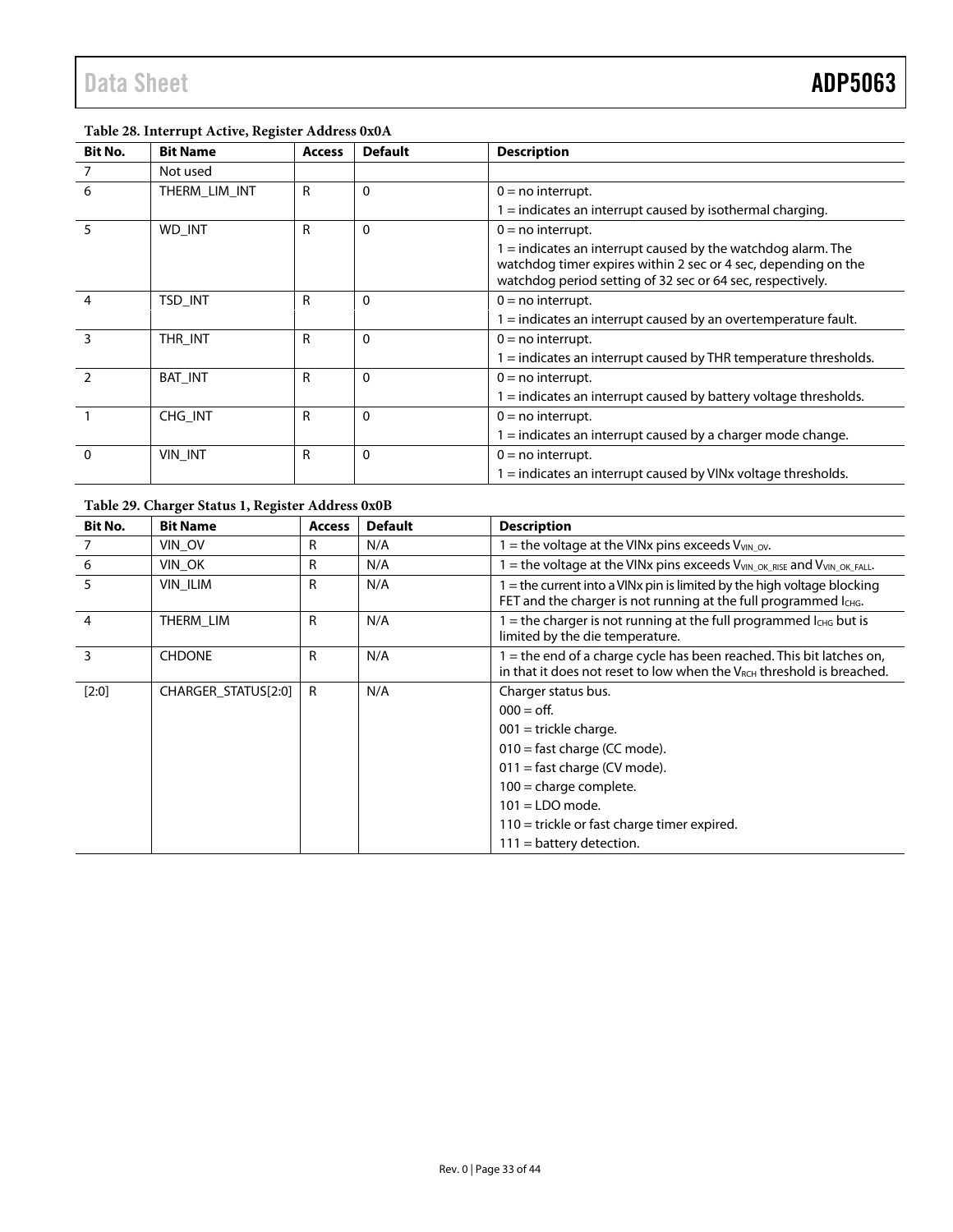**Table 28. Interrupt Active, Register Address 0x0A**

| Bit No. | Bit Name | Access | Default | Description |
|---|---|---|---|---|
| 7 | Not used | | | |
| 6 | THERM_LIM_INT | R | 0 | 0 = no interrupt.<br>1 = indicates an interrupt caused by isothermal charging. |
| 5 | WD_INT | R | 0 | 0 = no interrupt.<br>1 = indicates an interrupt caused by the watchdog alarm. The watchdog timer expires within 2 sec or 4 sec, depending on the watchdog period setting of 32 sec or 64 sec, respectively. |
| 4 | TSD_INT | R | 0 | 0 = no interrupt.<br>1 = indicates an interrupt caused by an overtemperature fault. |
| 3 | THR_INT | R | 0 | 0 = no interrupt.<br>1 = indicates an interrupt caused by THR temperature thresholds. |
| 2 | BAT_INT | R | 0 | 0 = no interrupt.<br>1 = indicates an interrupt caused by battery voltage thresholds. |
| 1 | CHG_INT | R | 0 | 0 = no interrupt.<br>1 = indicates an interrupt caused by a charger mode change. |
| 0 | VIN_INT | R | 0 | 0 = no interrupt.<br>1 = indicates an interrupt caused by VINx voltage thresholds. |

**Table 29. Charger Status 1, Register Address 0x0B**

| Bit No. | Bit Name | Access | Default | Description |
|---|---|---|---|---|
| 7 | VIN_OV | R | N/A | 1 = the voltage at the VINx pins exceeds $V_{VIN\_OV}$. |
| 6 | VIN_OK | R | N/A | 1 = the voltage at the VINx pins exceeds $V_{VIN\_OK\_RISE}$ and $V_{VIN\_OK\_FALL}$. |
| 5 | VIN_ILIM | R | N/A | 1 = the current into a VINx pin is limited by the high voltage blocking FET and the charger is not running at the full programmed $I_{CHG}$. |
| 4 | THERM_LIM | R | N/A | 1 = the charger is not running at the full programmed $I_{CHG}$ but is limited by the die temperature. |
| 3 | CHDONE | R | N/A | 1 = the end of a charge cycle has been reached. This bit latches on, in that it does not reset to low when the $V_{RCH}$ threshold is breached. |
| [2:0] | CHARGER_STATUS[2:0] | R | N/A | Charger status bus.<br>000 = off.<br>001 = trickle charge.<br>010 = fast charge (CC mode).<br>011 = fast charge (CV mode).<br>100 = charge complete.<br>101 = LDO mode.<br>110 = trickle or fast charge timer expired.<br>111 = battery detection. |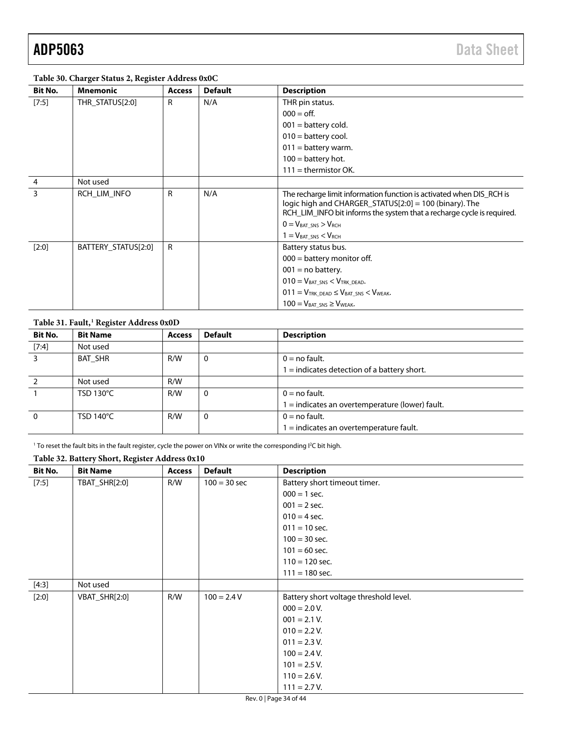**Table 30. Charger Status 2, Register Address 0x0C**

| Bit No. | Mnemonic | Access | Default | Description |
|---|---|---|---|---|
| [7:5] | THR_STATUS[2:0] | R | N/A | THR pin status.<br>000 = off.<br>001 = battery cold.<br>010 = battery cool.<br>011 = battery warm.<br>100 = battery hot.<br>111 = thermistor OK. |
| 4 | Not used | | | |
| 3 | RCH_LIM_INFO | R | N/A | The recharge limit information function is activated when DIS_RCH is logic high and CHARGER_STATUS[2:0] = 100 (binary). The RCH_LIM_INFO bit informs the system that a recharge cycle is required.<br>0 = $V_{BAT\_SNS} > V_{RCH}$<br>1 = $V_{BAT\_SNS} < V_{RCH}$ |
| [2:0] | BATTERY_STATUS[2:0] | R | | Battery status bus.<br>000 = battery monitor off.<br>001 = no battery.<br>010 = $V_{BAT\_SNS} < V_{TRK\_DEAD}$.<br>011 = $V_{TRK\_DEAD} \leq V_{BAT\_SNS} < V_{WEAK}$.<br>100 = $V_{BAT\_SNS} \geq V_{WEAK}$. |

**Table 31. Fault,[1] Register Address 0x0D**

| Bit No. | Bit Name | Access | Default | Description |
|---|---|---|---|---|
| [7:4] | Not used | | | |
| 3 | BAT_SHR | R/W | 0 | 0 = no fault.<br>1 = indicates detection of a battery short. |
| 2 | Not used | R/W | | |
| 1 | TSD 130°C | R/W | 0 | 0 = no fault.<br>1 = indicates an overtemperature (lower) fault. |
| 0 | TSD 140°C | R/W | 0 | 0 = no fault.<br>1 = indicates an overtemperature fault. |

[1] To reset the fault bits in the fault register, cycle the power on VINx or write the corresponding I²C bit high.

**Table 32. Battery Short, Register Address 0x10**

| Bit No. | Bit Name | Access | Default | Description |
|---|---|---|---|---|
| [7:5] | TBAT_SHR[2:0] | R/W | 100 = 30 sec | Battery short timeout timer.<br>000 = 1 sec.<br>001 = 2 sec.<br>010 = 4 sec.<br>011 = 10 sec.<br>100 = 30 sec.<br>101 = 60 sec.<br>110 = 120 sec.<br>111 = 180 sec. |
| [4:3] | Not used | | | |
| [2:0] | VBAT_SHR[2:0] | R/W | 100 = 2.4 V | Battery short voltage threshold level.<br>000 = 2.0 V.<br>001 = 2.1 V.<br>010 = 2.2 V.<br>011 = 2.3 V.<br>100 = 2.4 V.<br>101 = 2.5 V.<br>110 = 2.6 V.<br>111 = 2.7 V. |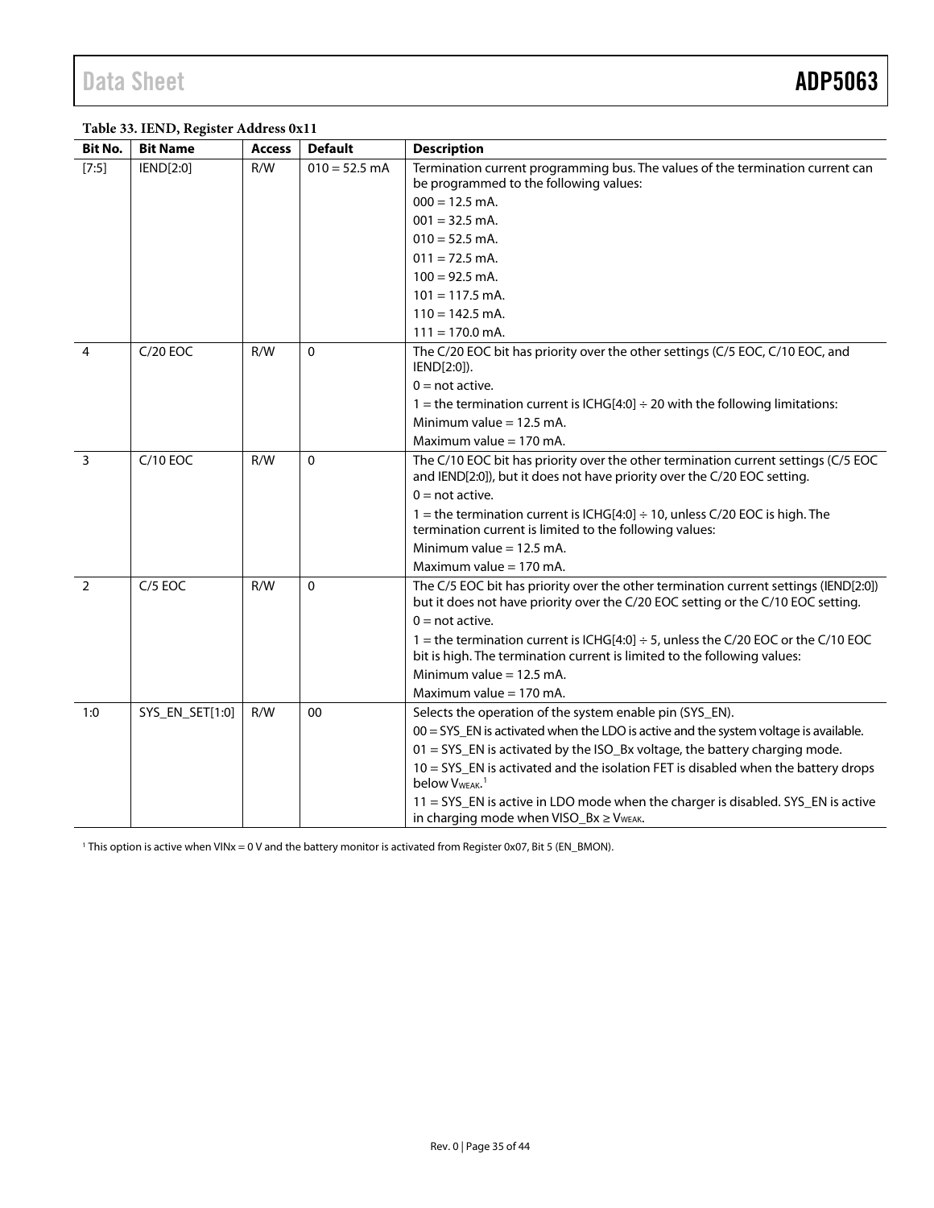**Table 33. IEND, Register Address 0x11**

| Bit No. | Bit Name | Access | Default | Description |
|---|---|---|---|---|
| [7:5] | IEND[2:0] | R/W | 010 = 52.5 mA | Termination current programming bus. The values of the termination current can be programmed to the following values:<br>000 = 12.5 mA.<br>001 = 32.5 mA.<br>010 = 52.5 mA.<br>011 = 72.5 mA.<br>100 = 92.5 mA.<br>101 = 117.5 mA.<br>110 = 142.5 mA.<br>111 = 170.0 mA. |
| 4 | C/20 EOC | R/W | 0 | The C/20 EOC bit has priority over the other settings (C/5 EOC, C/10 EOC, and IEND[2:0]).<br>0 = not active.<br>1 = the termination current is ICHG[4:0] ÷ 20 with the following limitations:<br>Minimum value = 12.5 mA.<br>Maximum value = 170 mA. |
| 3 | C/10 EOC | R/W | 0 | The C/10 EOC bit has priority over the other termination current settings (C/5 EOC and IEND[2:0]), but it does not have priority over the C/20 EOC setting.<br>0 = not active.<br>1 = the termination current is ICHG[4:0] ÷ 10, unless C/20 EOC is high. The termination current is limited to the following values:<br>Minimum value = 12.5 mA.<br>Maximum value = 170 mA. |
| 2 | C/5 EOC | R/W | 0 | The C/5 EOC bit has priority over the other termination current settings (IEND[2:0]) but it does not have priority over the C/20 EOC setting or the C/10 EOC setting.<br>0 = not active.<br>1 = the termination current is ICHG[4:0] ÷ 5, unless the C/20 EOC or the C/10 EOC bit is high. The termination current is limited to the following values:<br>Minimum value = 12.5 mA.<br>Maximum value = 170 mA. |
| 1:0 | SYS_EN_SET[1:0] | R/W | 00 | Selects the operation of the system enable pin (SYS_EN).<br>00 = SYS_EN is activated when the LDO is active and the system voltage is available.<br>01 = SYS_EN is activated by the ISO_Bx voltage, the battery charging mode.<br>10 = SYS_EN is activated and the isolation FET is disabled when the battery drops below $V_{WEAK}$.[1]<br>11 = SYS_EN is active in LDO mode when the charger is disabled. SYS_EN is active in charging mode when VISO_Bx ≥ $V_{WEAK}$. |

[1] This option is active when VINx = 0 V and the battery monitor is activated from Register 0x07, Bit 5 (EN_BMON).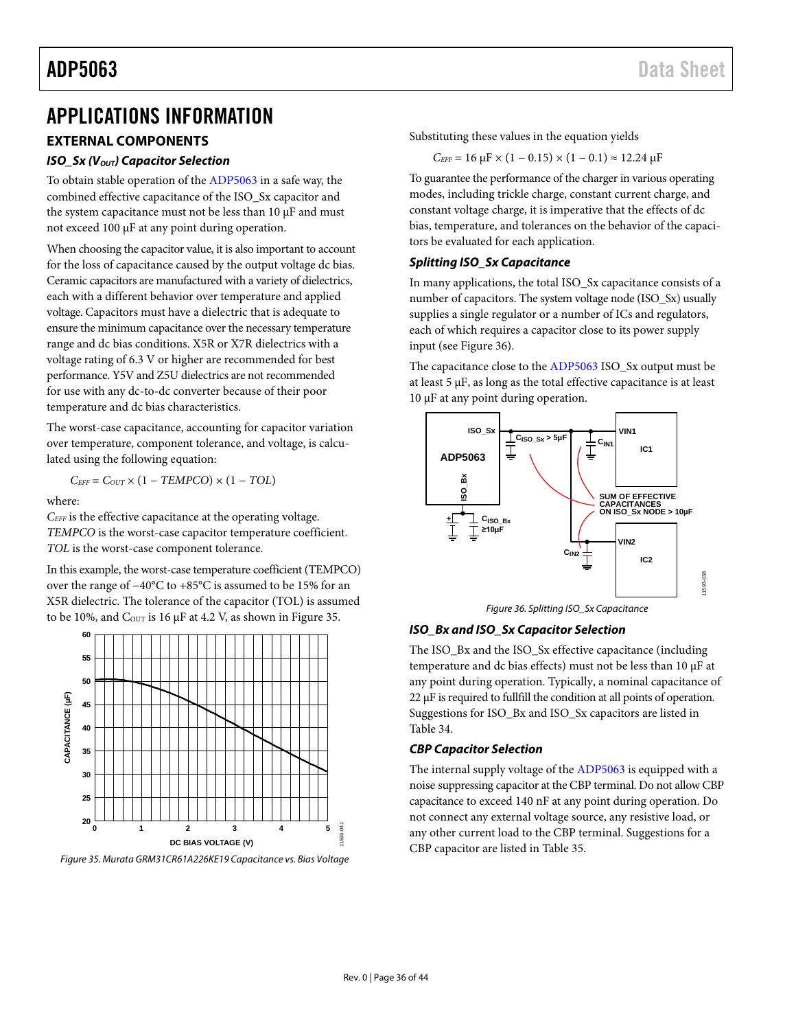# APPLICATIONS INFORMATION

## EXTERNAL COMPONENTS

### ISO_Sx ($V_{OUT}$) Capacitor Selection

To obtain stable operation of the ADP5063 in a safe way, the combined effective capacitance of the ISO_Sx capacitor and the system capacitance must not be less than 10 µF and must not exceed 100 µF at any point during operation.

When choosing the capacitor value, it is also important to account for the loss of capacitance caused by the output voltage dc bias. Ceramic capacitors are manufactured with a variety of dielectrics, each with a different behavior over temperature and applied voltage. Capacitors must have a dielectric that is adequate to ensure the minimum capacitance over the necessary temperature range and dc bias conditions. X5R or X7R dielectrics with a voltage rating of 6.3 V or higher are recommended for best performance. Y5V and Z5U dielectrics are not recommended for use with any dc-to-dc converter because of their poor temperature and dc bias characteristics.

The worst-case capacitance, accounting for capacitor variation over temperature, component tolerance, and voltage, is calculated using the following equation:

$$C_{EFF} = C_{OUT} \times (1 - TEMPCO) \times (1 - TOL)$$

where:
$C_{EFF}$ is the effective capacitance at the operating voltage.
*TEMPCO* is the worst-case capacitor temperature coefficient.
*TOL* is the worst-case component tolerance.

In this example, the worst-case temperature coefficient (TEMPCO) over the range of −40°C to +85°C is assumed to be 15% for an X5R dielectric. The tolerance of the capacitor (TOL) is assumed to be 10%, and $C_{OUT}$ is 16 µF at 4.2 V, as shown in Figure 35.

Figure 35. Murata GRM31CR61A226KE19 Capacitance vs. Bias Voltage

Substituting these values in the equation yields

$$C_{EFF} = 16\ \mu F \times (1 - 0.15) \times (1 - 0.1) \approx 12.24\ \mu F$$

To guarantee the performance of the charger in various operating modes, including trickle charge, constant current charge, and constant voltage charge, it is imperative that the effects of dc bias, temperature, and tolerances on the behavior of the capacitors be evaluated for each application.

### Splitting ISO_Sx Capacitance

In many applications, the total ISO_Sx capacitance consists of a number of capacitors. The system voltage node (ISO_Sx) usually supplies a single regulator or a number of ICs and regulators, each of which requires a capacitor close to its power supply input (see Figure 36).

The capacitance close to the ADP5063 ISO_Sx output must be at least 5 µF, as long as the total effective capacitance is at least 10 µF at any point during operation.

Figure 36. Splitting ISO_Sx Capacitance

### ISO_Bx and ISO_Sx Capacitor Selection

The ISO_Bx and the ISO_Sx effective capacitance (including temperature and dc bias effects) must not be less than 10 µF at any point during operation. Typically, a nominal capacitance of 22 µF is required to fullfill the condition at all points of operation. Suggestions for ISO_Bx and ISO_Sx capacitors are listed in Table 34.

### CBP Capacitor Selection

The internal supply voltage of the ADP5063 is equipped with a noise suppressing capacitor at the CBP terminal. Do not allow CBP capacitance to exceed 140 nF at any point during operation. Do not connect any external voltage source, any resistive load, or any other current load to the CBP terminal. Suggestions for a CBP capacitor are listed in Table 35.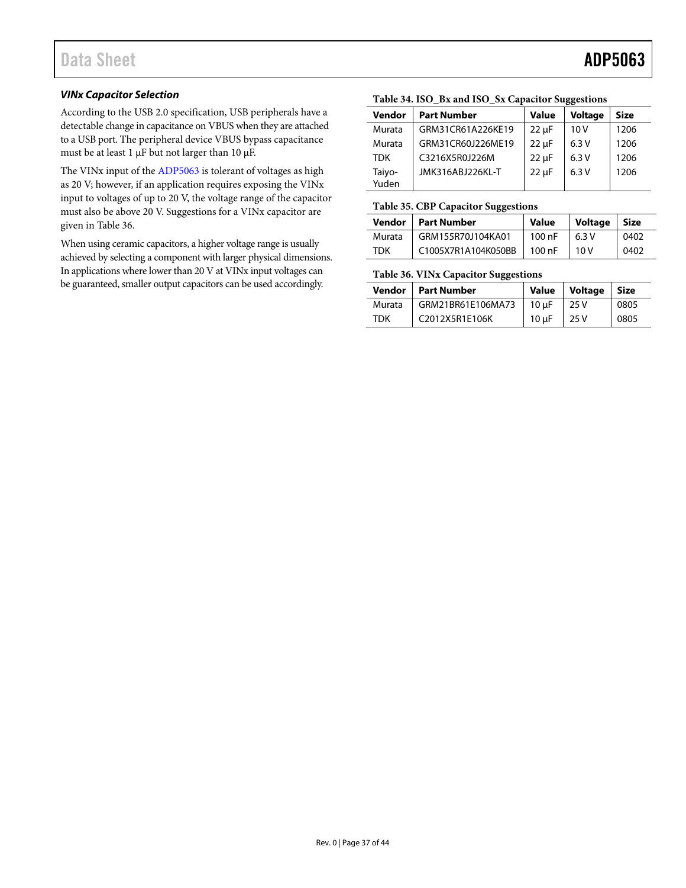#### *VINx Capacitor Selection*

According to the USB 2.0 specification, USB peripherals have a detectable change in capacitance on VBUS when they are attached to a USB port. The peripheral device VBUS bypass capacitance must be at least 1 µF but not larger than 10 µF.

The VINx input of the ADP5063 is tolerant of voltages as high as 20 V; however, if an application requires exposing the VINx input to voltages of up to 20 V, the voltage range of the capacitor must also be above 20 V. Suggestions for a VINx capacitor are given in Table 36.

When using ceramic capacitors, a higher voltage range is usually achieved by selecting a component with larger physical dimensions. In applications where lower than 20 V at VINx input voltages can be guaranteed, smaller output capacitors can be used accordingly.

**Table 34. ISO_Bx and ISO_Sx Capacitor Suggestions**

| Vendor | Part Number | Value | Voltage | Size |
|---|---|---|---|---|
| Murata | GRM31CR61A226KE19 | 22 µF | 10 V | 1206 |
| Murata | GRM31CR60J226ME19 | 22 µF | 6.3 V | 1206 |
| TDK | C3216X5R0J226M | 22 µF | 6.3 V | 1206 |
| Taiyo-Yuden | JMK316ABJ226KL-T | 22 µF | 6.3 V | 1206 |

**Table 35. CBP Capacitor Suggestions**

| Vendor | Part Number | Value | Voltage | Size |
|---|---|---|---|---|
| Murata | GRM155R70J104KA01 | 100 nF | 6.3 V | 0402 |
| TDK | C1005X7R1A104K050BB | 100 nF | 10 V | 0402 |

**Table 36. VINx Capacitor Suggestions**

| Vendor | Part Number | Value | Voltage | Size |
|---|---|---|---|---|
| Murata | GRM21BR61E106MA73 | 10 µF | 25 V | 0805 |
| TDK | C2012X5R1E106K | 10 µF | 25 V | 0805 |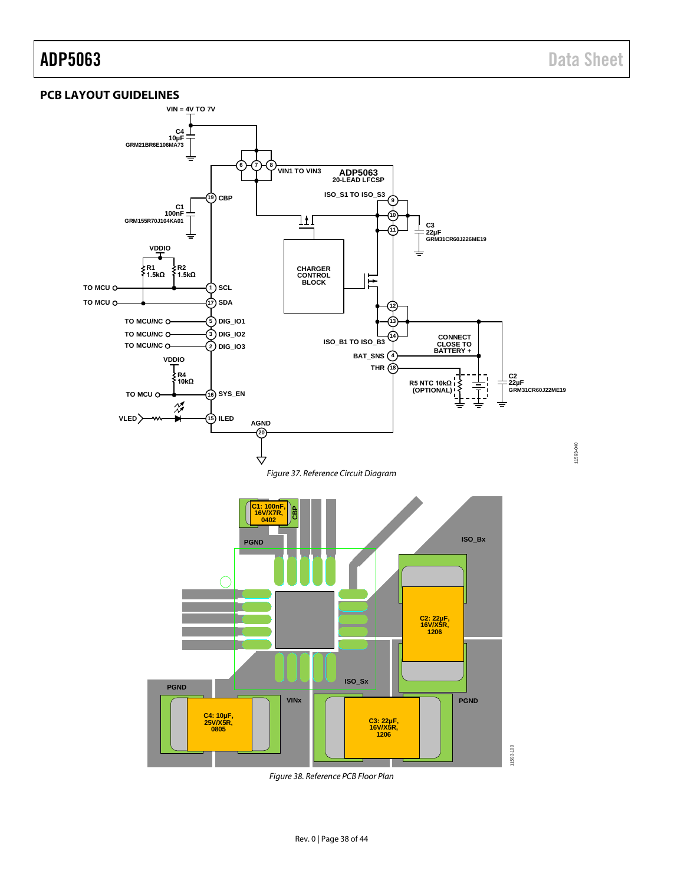## PCB LAYOUT GUIDELINES

Figure 37. Reference Circuit Diagram

Figure 38. Reference PCB Floor Plan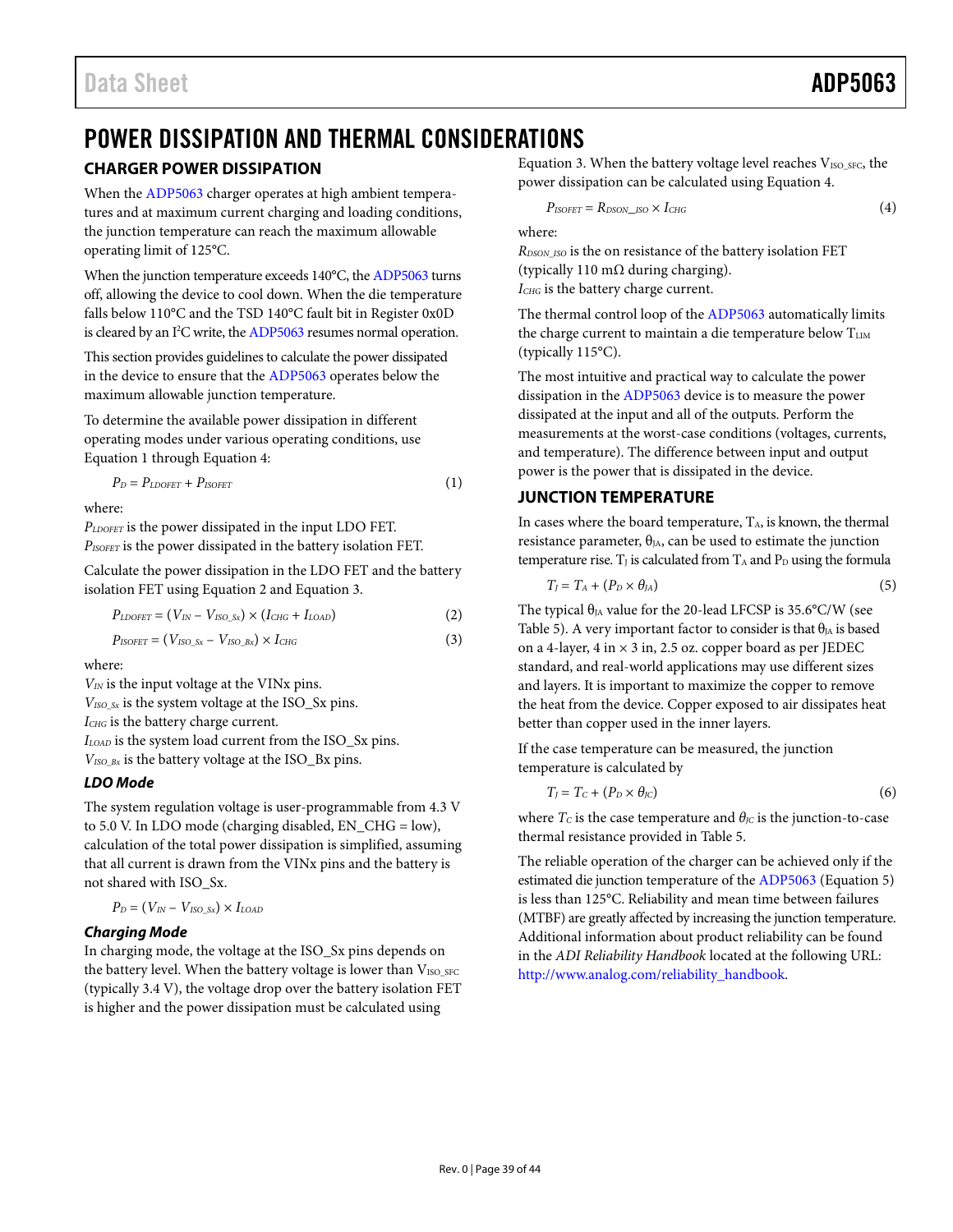# POWER DISSIPATION AND THERMAL CONSIDERATIONS

## CHARGER POWER DISSIPATION

When the ADP5063 charger operates at high ambient temperatures and at maximum current charging and loading conditions, the junction temperature can reach the maximum allowable operating limit of 125°C.

When the junction temperature exceeds 140°C, the ADP5063 turns off, allowing the device to cool down. When the die temperature falls below 110°C and the TSD 140°C fault bit in Register 0x0D is cleared by an I²C write, the ADP5063 resumes normal operation.

This section provides guidelines to calculate the power dissipated in the device to ensure that the ADP5063 operates below the maximum allowable junction temperature.

To determine the available power dissipation in different operating modes under various operating conditions, use Equation 1 through Equation 4:

$$P_D = P_{LDOFET} + P_{ISOFET} \quad (1)$$

where:
$P_{LDOFET}$ is the power dissipated in the input LDO FET.
$P_{ISOFET}$ is the power dissipated in the battery isolation FET.

Calculate the power dissipation in the LDO FET and the battery isolation FET using Equation 2 and Equation 3.

$$P_{LDOFET} = (V_{IN} - V_{ISO\_Sx}) \times (I_{CHG} + I_{LOAD}) \quad (2)$$

$$P_{ISOFET} = (V_{ISO\_Sx} - V_{ISO\_Bx}) \times I_{CHG} \quad (3)$$

where:
$V_{IN}$ is the input voltage at the VINx pins.
$V_{ISO\_Sx}$ is the system voltage at the ISO_Sx pins.
$I_{CHG}$ is the battery charge current.
$I_{LOAD}$ is the system load current from the ISO_Sx pins.
$V_{ISO\_Bx}$ is the battery voltage at the ISO_Bx pins.

### LDO Mode

The system regulation voltage is user-programmable from 4.3 V to 5.0 V. In LDO mode (charging disabled, EN_CHG = low), calculation of the total power dissipation is simplified, assuming that all current is drawn from the VINx pins and the battery is not shared with ISO_Sx.

$$P_D = (V_{IN} - V_{ISO\_Sx}) \times I_{LOAD}$$

### Charging Mode

In charging mode, the voltage at the ISO_Sx pins depends on the battery level. When the battery voltage is lower than $V_{ISO\_SFC}$ (typically 3.4 V), the voltage drop over the battery isolation FET is higher and the power dissipation must be calculated using Equation 3. When the battery voltage level reaches $V_{ISO\_SFC}$, the power dissipation can be calculated using Equation 4.

$$P_{ISOFET} = R_{DSON\_ISO} \times I_{CHG} \quad (4)$$

where:
$R_{DSON\_ISO}$ is the on resistance of the battery isolation FET (typically 110 mΩ during charging).
$I_{CHG}$ is the battery charge current.

The thermal control loop of the ADP5063 automatically limits the charge current to maintain a die temperature below $T_{LIM}$ (typically 115°C).

The most intuitive and practical way to calculate the power dissipation in the ADP5063 device is to measure the power dissipated at the input and all of the outputs. Perform the measurements at the worst-case conditions (voltages, currents, and temperature). The difference between input and output power is the power that is dissipated in the device.

## JUNCTION TEMPERATURE

In cases where the board temperature, $T_A$, is known, the thermal resistance parameter, $\theta_{JA}$, can be used to estimate the junction temperature rise. $T_J$ is calculated from $T_A$ and $P_D$ using the formula

$$T_J = T_A + (P_D \times \theta_{JA}) \quad (5)$$

The typical $\theta_{JA}$ value for the 20-lead LFCSP is 35.6°C/W (see Table 5). A very important factor to consider is that $\theta_{JA}$ is based on a 4-layer, 4 in × 3 in, 2.5 oz. copper board as per JEDEC standard, and real-world applications may use different sizes and layers. It is important to maximize the copper to remove the heat from the device. Copper exposed to air dissipates heat better than copper used in the inner layers.

If the case temperature can be measured, the junction temperature is calculated by

$$T_J = T_C + (P_D \times \theta_{JC}) \quad (6)$$

where $T_C$ is the case temperature and $\theta_{JC}$ is the junction-to-case thermal resistance provided in Table 5.

The reliable operation of the charger can be achieved only if the estimated die junction temperature of the ADP5063 (Equation 5) is less than 125°C. Reliability and mean time between failures (MTBF) are greatly affected by increasing the junction temperature. Additional information about product reliability can be found in the *ADI Reliability Handbook* located at the following URL: http://www.analog.com/reliability_handbook.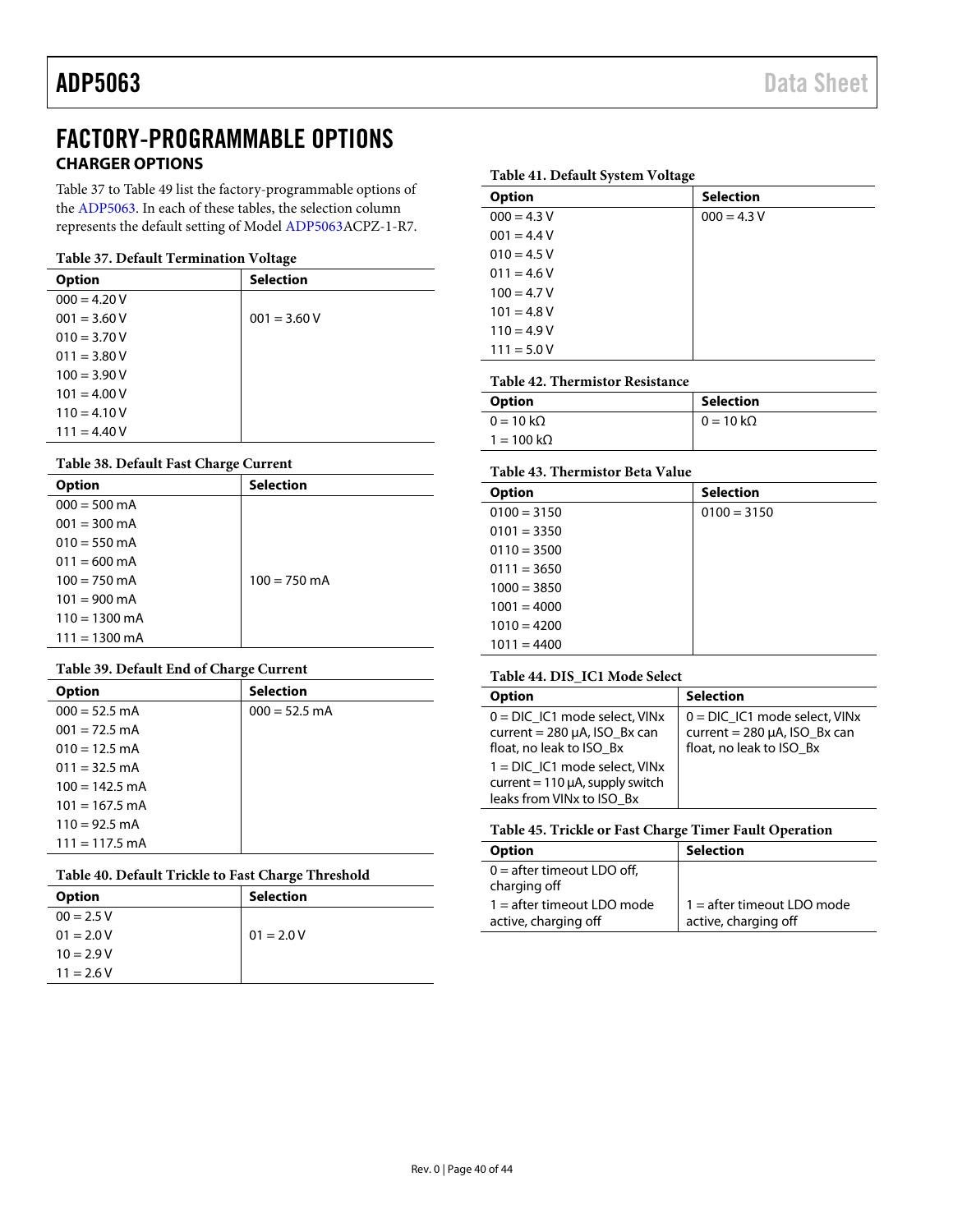# FACTORY-PROGRAMMABLE OPTIONS

## CHARGER OPTIONS

Table 37 to Table 49 list the factory-programmable options of the ADP5063. In each of these tables, the selection column represents the default setting of Model ADP5063ACPZ-1-R7.

**Table 37. Default Termination Voltage**

| Option | Selection |
|---|---|
| 000 = 4.20 V | |
| 001 = 3.60 V | 001 = 3.60 V |
| 010 = 3.70 V | |
| 011 = 3.80 V | |
| 100 = 3.90 V | |
| 101 = 4.00 V | |
| 110 = 4.10 V | |
| 111 = 4.40 V | |

**Table 38. Default Fast Charge Current**

| Option | Selection |
|---|---|
| 000 = 500 mA | |
| 001 = 300 mA | |
| 010 = 550 mA | |
| 011 = 600 mA | |
| 100 = 750 mA | 100 = 750 mA |
| 101 = 900 mA | |
| 110 = 1300 mA | |
| 111 = 1300 mA | |

**Table 39. Default End of Charge Current**

| Option | Selection |
|---|---|
| 000 = 52.5 mA | 000 = 52.5 mA |
| 001 = 72.5 mA | |
| 010 = 12.5 mA | |
| 011 = 32.5 mA | |
| 100 = 142.5 mA | |
| 101 = 167.5 mA | |
| 110 = 92.5 mA | |
| 111 = 117.5 mA | |

**Table 40. Default Trickle to Fast Charge Threshold**

| Option | Selection |
|---|---|
| 00 = 2.5 V | |
| 01 = 2.0 V | 01 = 2.0 V |
| 10 = 2.9 V | |
| 11 = 2.6 V | |

**Table 41. Default System Voltage**

| Option | Selection |
|---|---|
| 000 = 4.3 V | 000 = 4.3 V |
| 001 = 4.4 V | |
| 010 = 4.5 V | |
| 011 = 4.6 V | |
| 100 = 4.7 V | |
| 101 = 4.8 V | |
| 110 = 4.9 V | |
| 111 = 5.0 V | |

**Table 42. Thermistor Resistance**

| Option | Selection |
|---|---|
| 0 = 10 kΩ | 0 = 10 kΩ |
| 1 = 100 kΩ | |

**Table 43. Thermistor Beta Value**

| Option | Selection |
|---|---|
| 0100 = 3150 | 0100 = 3150 |
| 0101 = 3350 | |
| 0110 = 3500 | |
| 0111 = 3650 | |
| 1000 = 3850 | |
| 1001 = 4000 | |
| 1010 = 4200 | |
| 1011 = 4400 | |

**Table 44. DIS_IC1 Mode Select**

| Option | Selection |
|---|---|
| 0 = DIC_IC1 mode select, VINx current = 280 µA, ISO_Bx can float, no leak to ISO_Bx | 0 = DIC_IC1 mode select, VINx current = 280 µA, ISO_Bx can float, no leak to ISO_Bx |
| 1 = DIC_IC1 mode select, VINx current = 110 µA, supply switch leaks from VINx to ISO_Bx | |

**Table 45. Trickle or Fast Charge Timer Fault Operation**

| Option | Selection |
|---|---|
| 0 = after timeout LDO off, charging off | |
| 1 = after timeout LDO mode active, charging off | 1 = after timeout LDO mode active, charging off |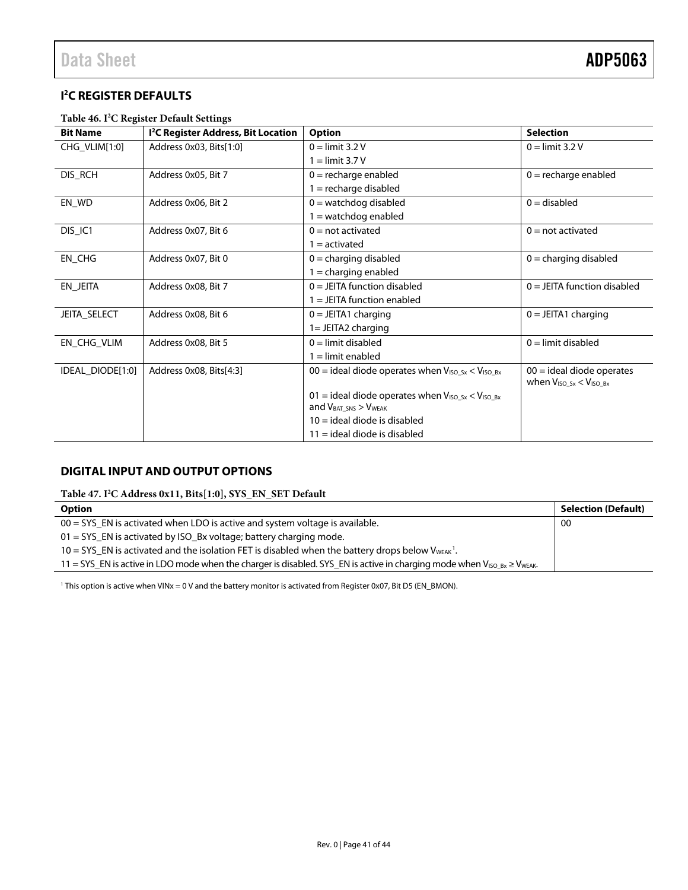## I²C REGISTER DEFAULTS

**Table 46. I²C Register Default Settings**

| Bit Name | I²C Register Address, Bit Location | Option | Selection |
|---|---|---|---|
| CHG_VLIM[1:0] | Address 0x03, Bits[1:0] | 0 = limit 3.2 V<br>1 = limit 3.7 V | 0 = limit 3.2 V |
| DIS_RCH | Address 0x05, Bit 7 | 0 = recharge enabled<br>1 = recharge disabled | 0 = recharge enabled |
| EN_WD | Address 0x06, Bit 2 | 0 = watchdog disabled<br>1 = watchdog enabled | 0 = disabled |
| DIS_IC1 | Address 0x07, Bit 6 | 0 = not activated<br>1 = activated | 0 = not activated |
| EN_CHG | Address 0x07, Bit 0 | 0 = charging disabled<br>1 = charging enabled | 0 = charging disabled |
| EN_JEITA | Address 0x08, Bit 7 | 0 = JEITA function disabled<br>1 = JEITA function enabled | 0 = JEITA function disabled |
| JEITA_SELECT | Address 0x08, Bit 6 | 0 = JEITA1 charging<br>1= JEITA2 charging | 0 = JEITA1 charging |
| EN_CHG_VLIM | Address 0x08, Bit 5 | 0 = limit disabled<br>1 = limit enabled | 0 = limit disabled |
| IDEAL_DIODE[1:0] | Address 0x08, Bits[4:3] | 00 = ideal diode operates when $V_{ISO\_Sx} < V_{ISO\_Bx}$<br>01 = ideal diode operates when $V_{ISO\_Sx} < V_{ISO\_Bx}$ and $V_{BAT\_SNS} > V_{WEAK}$<br>10 = ideal diode is disabled<br>11 = ideal diode is disabled | 00 = ideal diode operates when $V_{ISO\_Sx} < V_{ISO\_Bx}$ |

## DIGITAL INPUT AND OUTPUT OPTIONS

**Table 47. I²C Address 0x11, Bits[1:0], SYS_EN_SET Default**

| Option | Selection (Default) |
|---|---|
| 00 = SYS_EN is activated when LDO is active and system voltage is available.<br>01 = SYS_EN is activated by ISO_Bx voltage; battery charging mode.<br>10 = SYS_EN is activated and the isolation FET is disabled when the battery drops below $V_{WEAK}$[1].<br>11 = SYS_EN is active in LDO mode when the charger is disabled. SYS_EN is active in charging mode when $V_{ISO\_Bx} \geq V_{WEAK}$. | 00 |

[1] This option is active when VINx = 0 V and the battery monitor is activated from Register 0x07, Bit D5 (EN_BMON).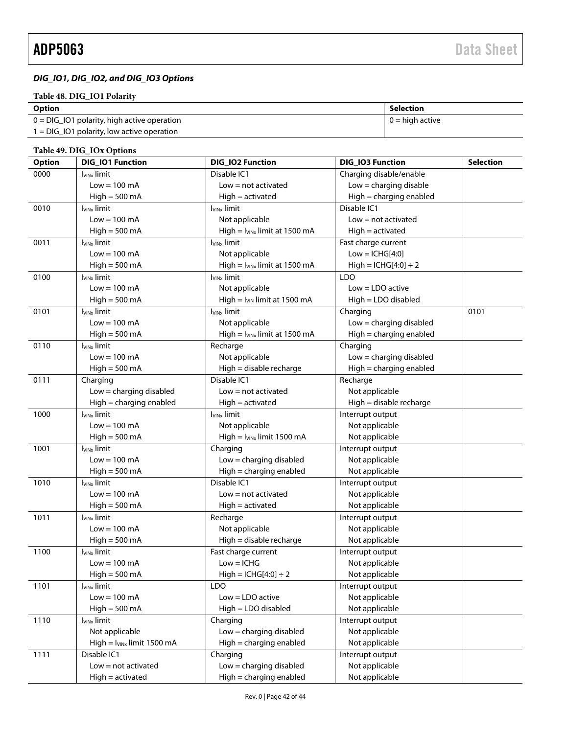### *DIG_IO1, DIG_IO2, and DIG_IO3 Options*

**Table 48. DIG_IO1 Polarity**

| Option | Selection |
|---|---|
| 0 = DIG_IO1 polarity, high active operation<br>1 = DIG_IO1 polarity, low active operation | 0 = high active |

**Table 49. DIG_IOx Options**

| Option | DIG_IO1 Function | DIG_IO2 Function | DIG_IO3 Function | Selection |
|---|---|---|---|---|
| 0000 | $I_{VINx}$ limit<br>Low = 100 mA<br>High = 500 mA | Disable IC1<br>Low = not activated<br>High = activated | Charging disable/enable<br>Low = charging disable<br>High = charging enabled | |
| 0010 | $I_{VINx}$ limit<br>Low = 100 mA<br>High = 500 mA | $I_{VINx}$ limit<br>Not applicable<br>High = $I_{VINx}$ limit at 1500 mA | Disable IC1<br>Low = not activated<br>High = activated | |
| 0011 | $I_{VINx}$ limit<br>Low = 100 mA<br>High = 500 mA | $I_{VINx}$ limit<br>Not applicable<br>High = $I_{VINx}$ limit at 1500 mA | Fast charge current<br>Low = ICHG[4:0]<br>High = ICHG[4:0] ÷ 2 | |
| 0100 | $I_{VINx}$ limit<br>Low = 100 mA<br>High = 500 mA | $I_{VINx}$ limit<br>Not applicable<br>High = $I_{VIN}$ limit at 1500 mA | LDO<br>Low = LDO active<br>High = LDO disabled | |
| 0101 | $I_{VINx}$ limit<br>Low = 100 mA<br>High = 500 mA | $I_{VINx}$ limit<br>Not applicable<br>High = $I_{VINx}$ limit at 1500 mA | Charging<br>Low = charging disabled<br>High = charging enabled | 0101 |
| 0110 | $I_{VINx}$ limit<br>Low = 100 mA<br>High = 500 mA | Recharge<br>Not applicable<br>High = disable recharge | Charging<br>Low = charging disabled<br>High = charging enabled | |
| 0111 | Charging<br>Low = charging disabled<br>High = charging enabled | Disable IC1<br>Low = not activated<br>High = activated | Recharge<br>Not applicable<br>High = disable recharge | |
| 1000 | $I_{VINx}$ limit<br>Low = 100 mA<br>High = 500 mA | $I_{VINx}$ limit<br>Not applicable<br>High = $I_{VINx}$ limit 1500 mA | Interrupt output<br>Not applicable<br>Not applicable | |
| 1001 | $I_{VINx}$ limit<br>Low = 100 mA<br>High = 500 mA | Charging<br>Low = charging disabled<br>High = charging enabled | Interrupt output<br>Not applicable<br>Not applicable | |
| 1010 | $I_{VINx}$ limit<br>Low = 100 mA<br>High = 500 mA | Disable IC1<br>Low = not activated<br>High = activated | Interrupt output<br>Not applicable<br>Not applicable | |
| 1011 | $I_{VINx}$ limit<br>Low = 100 mA<br>High = 500 mA | Recharge<br>Not applicable<br>High = disable recharge | Interrupt output<br>Not applicable<br>Not applicable | |
| 1100 | $I_{VINx}$ limit<br>Low = 100 mA<br>High = 500 mA | Fast charge current<br>Low = ICHG<br>High = ICHG[4:0] ÷ 2 | Interrupt output<br>Not applicable<br>Not applicable | |
| 1101 | $I_{VINx}$ limit<br>Low = 100 mA<br>High = 500 mA | LDO<br>Low = LDO active<br>High = LDO disabled | Interrupt output<br>Not applicable<br>Not applicable | |
| 1110 | $I_{VINx}$ limit<br>Not applicable<br>High = $I_{VINx}$ limit 1500 mA | Charging<br>Low = charging disabled<br>High = charging enabled | Interrupt output<br>Not applicable<br>Not applicable | |
| 1111 | Disable IC1<br>Low = not activated<br>High = activated | Charging<br>Low = charging disabled<br>High = charging enabled | Interrupt output<br>Not applicable<br>Not applicable | |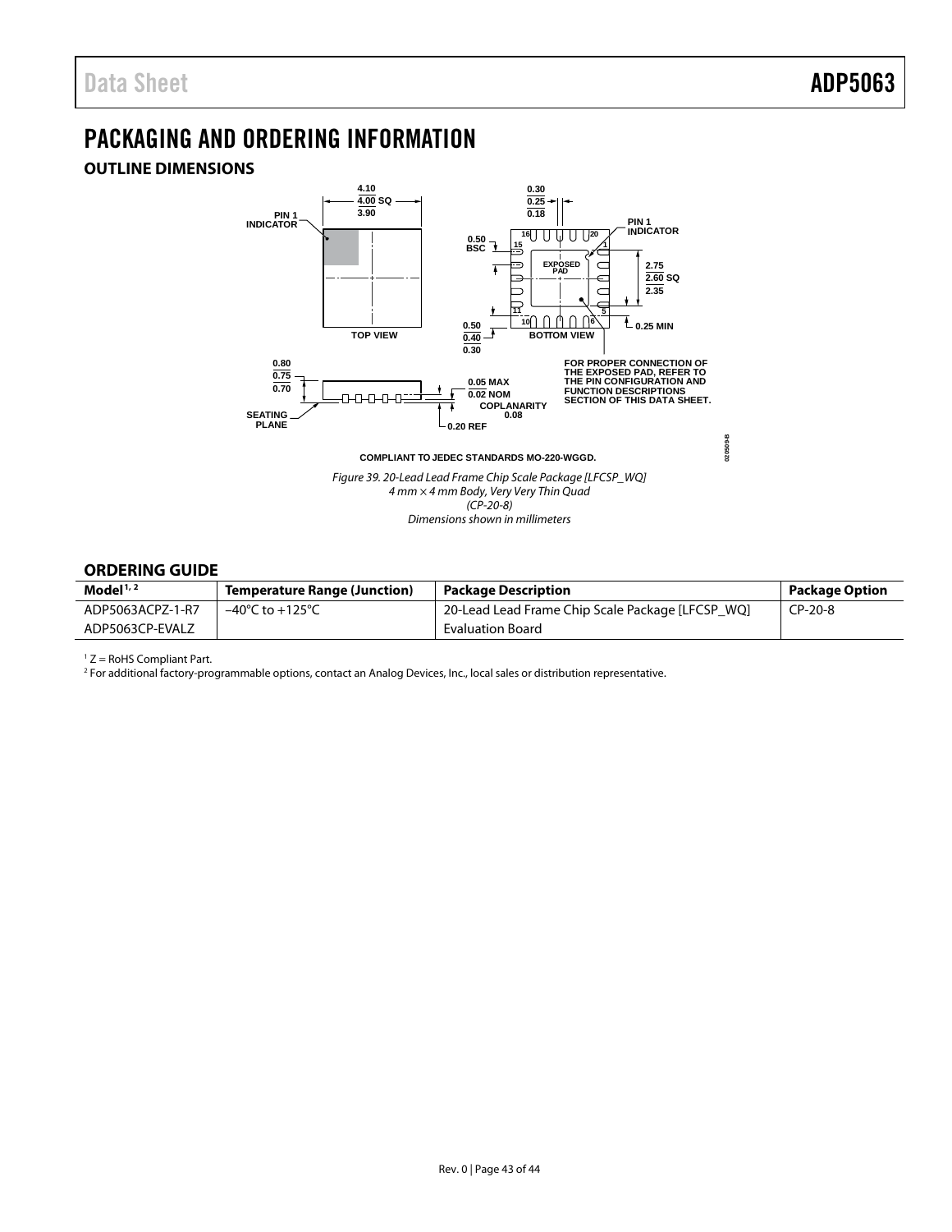# PACKAGING AND ORDERING INFORMATION

## OUTLINE DIMENSIONS

Figure 39. 20-Lead Lead Frame Chip Scale Package [LFCSP_WQ]
4 mm × 4 mm Body, Very Very Thin Quad
(CP-20-8)
Dimensions shown in millimeters

## ORDERING GUIDE

| Model[1, 2] | Temperature Range (Junction) | Package Description | Package Option |
|---|---|---|---|
| ADP5063ACPZ-1-R7 | −40°C to +125°C | 20-Lead Lead Frame Chip Scale Package [LFCSP_WQ] | CP-20-8 |
| ADP5063CP-EVALZ | | Evaluation Board | |

[1] Z = RoHS Compliant Part.
[2] For additional factory-programmable options, contact an Analog Devices, Inc., local sales or distribution representative.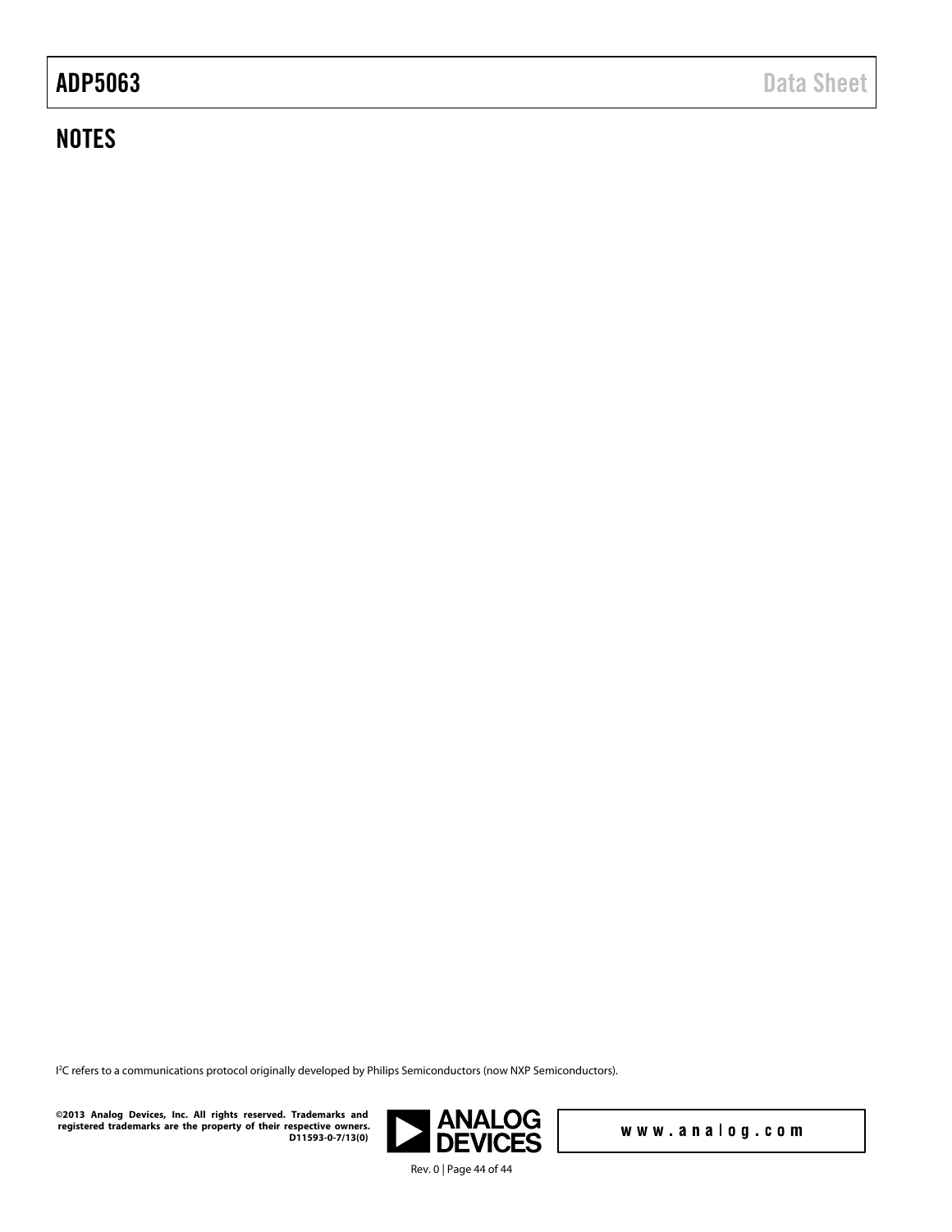## NOTES

I²C refers to a communications protocol originally developed by Philips Semiconductors (now NXP Semiconductors).

**©2013 Analog Devices, Inc. All rights reserved. Trademarks and registered trademarks are the property of their respective owners. D11593-0-7/13(0)**

www.analog.com